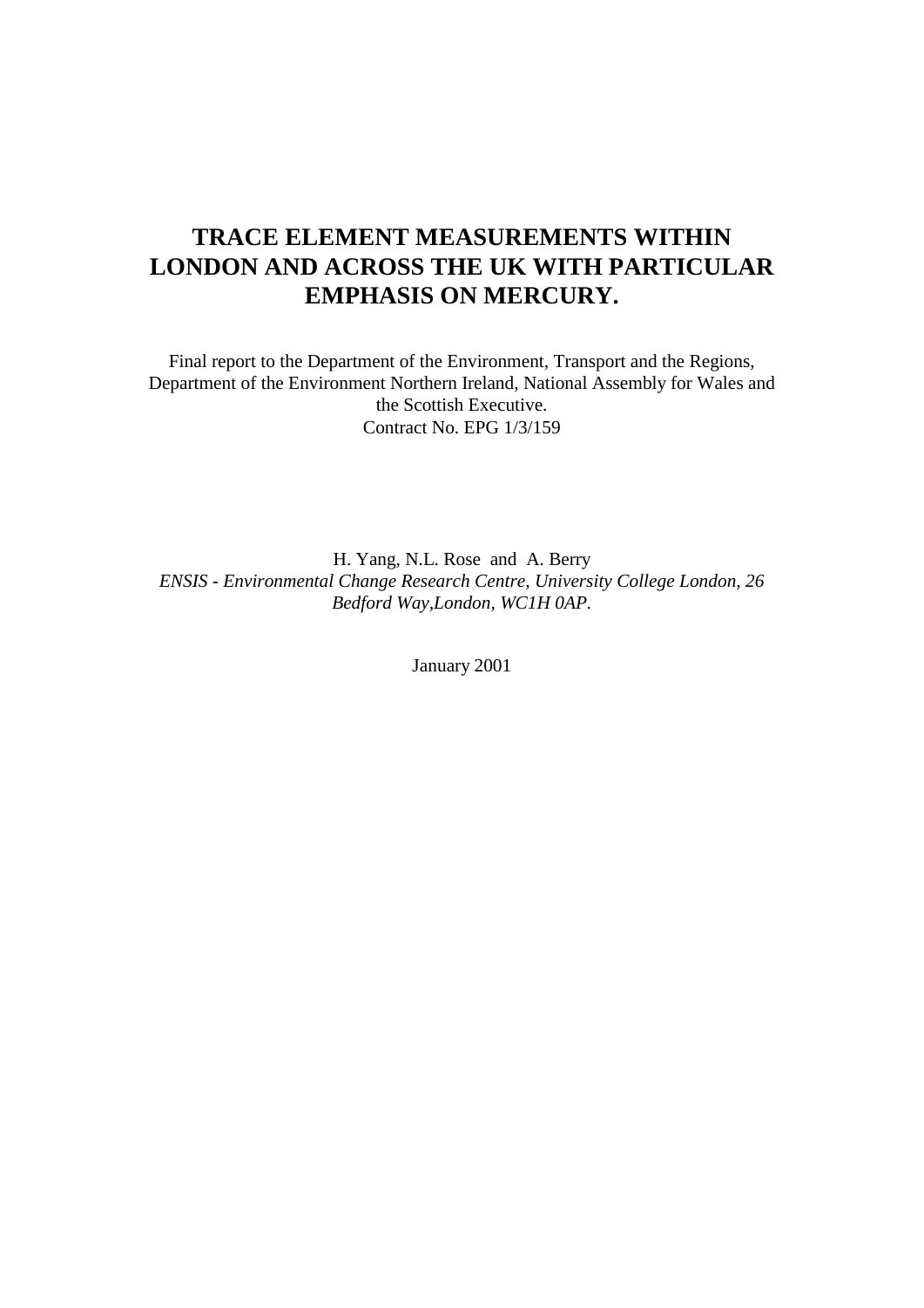# TRACE ELEMENT MEASUREMENTS WITHIN LONDON AND ACROSS THE UK WITH PARTICULAR EMPHASIS ON MERCURY.

Final report to the Department of the Environment, Transport and the Regions, Department of the Environment Northern Ireland, National Assembly for Wales and the Scottish Executive.
Contract No. EPG 1/3/159

H. Yang, N.L. Rose and A. Berry
*ENSIS - Environmental Change Research Centre, University College London, 26 Bedford Way,London, WC1H 0AP.*

January 2001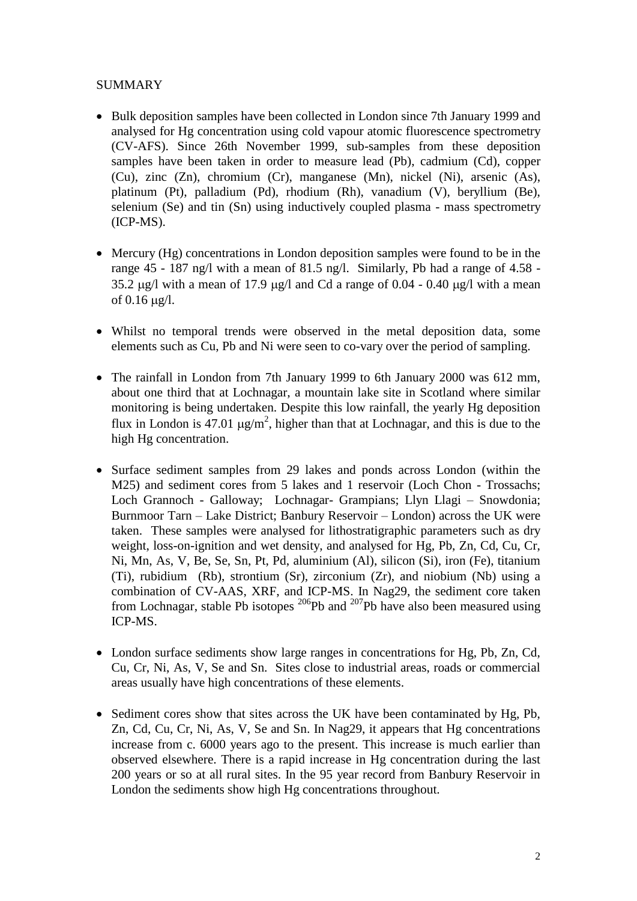SUMMARY

- Bulk deposition samples have been collected in London since 7th January 1999 and analysed for Hg concentration using cold vapour atomic fluorescence spectrometry (CV-AFS). Since 26th November 1999, sub-samples from these deposition samples have been taken in order to measure lead (Pb), cadmium (Cd), copper (Cu), zinc (Zn), chromium (Cr), manganese (Mn), nickel (Ni), arsenic (As), platinum (Pt), palladium (Pd), rhodium (Rh), vanadium (V), beryllium (Be), selenium (Se) and tin (Sn) using inductively coupled plasma - mass spectrometry (ICP-MS).

- Mercury (Hg) concentrations in London deposition samples were found to be in the range 45 - 187 ng/l with a mean of 81.5 ng/l. Similarly, Pb had a range of 4.58 - 35.2 μg/l with a mean of 17.9 μg/l and Cd a range of 0.04 - 0.40 μg/l with a mean of 0.16 μg/l.

- Whilst no temporal trends were observed in the metal deposition data, some elements such as Cu, Pb and Ni were seen to co-vary over the period of sampling.

- The rainfall in London from 7th January 1999 to 6th January 2000 was 612 mm, about one third that at Lochnagar, a mountain lake site in Scotland where similar monitoring is being undertaken. Despite this low rainfall, the yearly Hg deposition flux in London is 47.01 $\mu g/m^2$, higher than that at Lochnagar, and this is due to the high Hg concentration.

- Surface sediment samples from 29 lakes and ponds across London (within the M25) and sediment cores from 5 lakes and 1 reservoir (Loch Chon - Trossachs; Loch Grannoch - Galloway; Lochnagar- Grampians; Llyn Llagi – Snowdonia; Burnmoor Tarn – Lake District; Banbury Reservoir – London) across the UK were taken. These samples were analysed for lithostratigraphic parameters such as dry weight, loss-on-ignition and wet density, and analysed for Hg, Pb, Zn, Cd, Cu, Cr, Ni, Mn, As, V, Be, Se, Sn, Pt, Pd, aluminium (Al), silicon (Si), iron (Fe), titanium (Ti), rubidium (Rb), strontium (Sr), zirconium (Zr), and niobium (Nb) using a combination of CV-AAS, XRF, and ICP-MS. In Nag29, the sediment core taken from Lochnagar, stable Pb isotopes $^{206}Pb$ and $^{207}Pb$ have also been measured using ICP-MS.

- London surface sediments show large ranges in concentrations for Hg, Pb, Zn, Cd, Cu, Cr, Ni, As, V, Se and Sn. Sites close to industrial areas, roads or commercial areas usually have high concentrations of these elements.

- Sediment cores show that sites across the UK have been contaminated by Hg, Pb, Zn, Cd, Cu, Cr, Ni, As, V, Se and Sn. In Nag29, it appears that Hg concentrations increase from c. 6000 years ago to the present. This increase is much earlier than observed elsewhere. There is a rapid increase in Hg concentration during the last 200 years or so at all rural sites. In the 95 year record from Banbury Reservoir in London the sediments show high Hg concentrations throughout.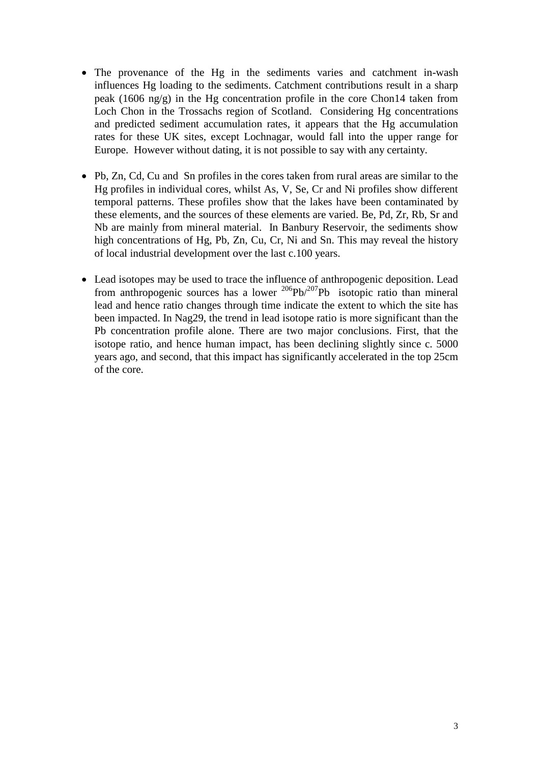- The provenance of the Hg in the sediments varies and catchment in-wash influences Hg loading to the sediments. Catchment contributions result in a sharp peak (1606 ng/g) in the Hg concentration profile in the core Chon14 taken from Loch Chon in the Trossachs region of Scotland. Considering Hg concentrations and predicted sediment accumulation rates, it appears that the Hg accumulation rates for these UK sites, except Lochnagar, would fall into the upper range for Europe. However without dating, it is not possible to say with any certainty.

- Pb, Zn, Cd, Cu and Sn profiles in the cores taken from rural areas are similar to the Hg profiles in individual cores, whilst As, V, Se, Cr and Ni profiles show different temporal patterns. These profiles show that the lakes have been contaminated by these elements, and the sources of these elements are varied. Be, Pd, Zr, Rb, Sr and Nb are mainly from mineral material. In Banbury Reservoir, the sediments show high concentrations of Hg, Pb, Zn, Cu, Cr, Ni and Sn. This may reveal the history of local industrial development over the last c.100 years.

- Lead isotopes may be used to trace the influence of anthropogenic deposition. Lead from anthropogenic sources has a lower $^{206}Pb/^{207}Pb$ isotopic ratio than mineral lead and hence ratio changes through time indicate the extent to which the site has been impacted. In Nag29, the trend in lead isotope ratio is more significant than the Pb concentration profile alone. There are two major conclusions. First, that the isotope ratio, and hence human impact, has been declining slightly since c. 5000 years ago, and second, that this impact has significantly accelerated in the top 25cm of the core.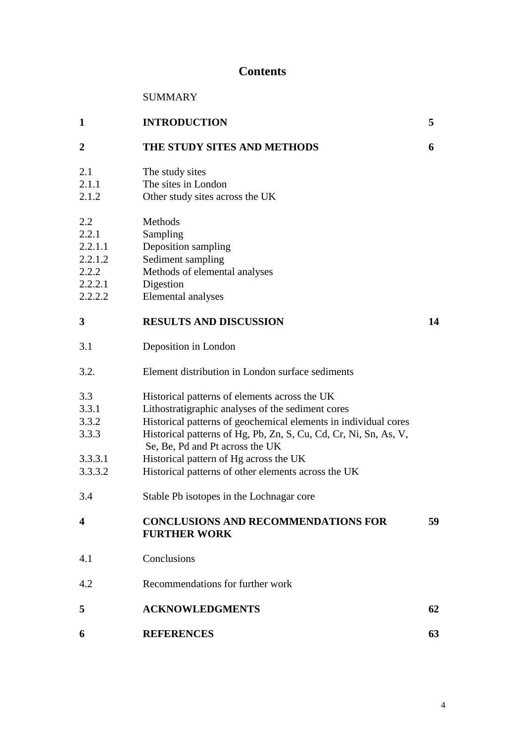# Contents

| | | |
|---|---|---|
| | SUMMARY | |
| **1** | **INTRODUCTION** | **5** |
| **2** | **THE STUDY SITES AND METHODS** | **6** |
| 2.1 | The study sites | |
| 2.1.1 | The sites in London | |
| 2.1.2 | Other study sites across the UK | |
| 2.2 | Methods | |
| 2.2.1 | Sampling | |
| 2.2.1.1 | Deposition sampling | |
| 2.2.1.2 | Sediment sampling | |
| 2.2.2 | Methods of elemental analyses | |
| 2.2.2.1 | Digestion | |
| 2.2.2.2 | Elemental analyses | |
| **3** | **RESULTS AND DISCUSSION** | **14** |
| 3.1 | Deposition in London | |
| 3.2. | Element distribution in London surface sediments | |
| 3.3 | Historical patterns of elements across the UK | |
| 3.3.1 | Lithostratigraphic analyses of the sediment cores | |
| 3.3.2 | Historical patterns of geochemical elements in individual cores | |
| 3.3.3 | Historical patterns of Hg, Pb, Zn, S, Cu, Cd, Cr, Ni, Sn, As, V, Se, Be, Pd and Pt across the UK | |
| 3.3.3.1 | Historical pattern of Hg across the UK | |
| 3.3.3.2 | Historical patterns of other elements across the UK | |
| 3.4 | Stable Pb isotopes in the Lochnagar core | |
| **4** | **CONCLUSIONS AND RECOMMENDATIONS FOR FURTHER WORK** | **59** |
| 4.1 | Conclusions | |
| 4.2 | Recommendations for further work | |
| **5** | **ACKNOWLEDGMENTS** | **62** |
| **6** | **REFERENCES** | **63** |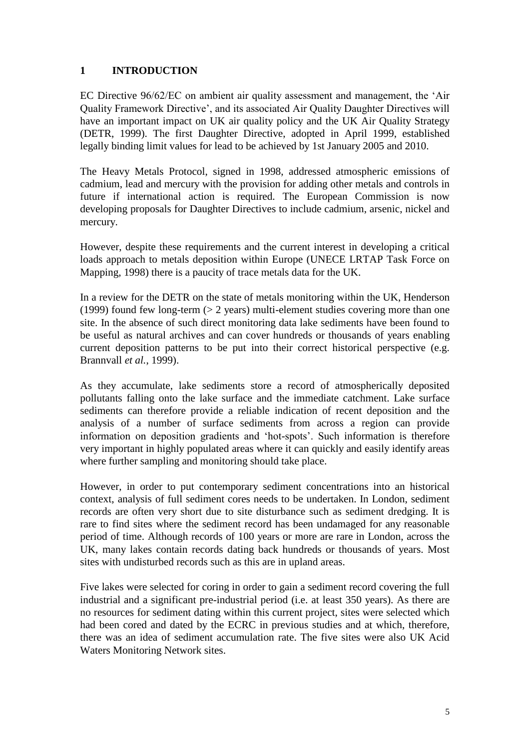# 1 INTRODUCTION

EC Directive 96/62/EC on ambient air quality assessment and management, the 'Air Quality Framework Directive', and its associated Air Quality Daughter Directives will have an important impact on UK air quality policy and the UK Air Quality Strategy (DETR, 1999). The first Daughter Directive, adopted in April 1999, established legally binding limit values for lead to be achieved by 1st January 2005 and 2010.

The Heavy Metals Protocol, signed in 1998, addressed atmospheric emissions of cadmium, lead and mercury with the provision for adding other metals and controls in future if international action is required. The European Commission is now developing proposals for Daughter Directives to include cadmium, arsenic, nickel and mercury.

However, despite these requirements and the current interest in developing a critical loads approach to metals deposition within Europe (UNECE LRTAP Task Force on Mapping, 1998) there is a paucity of trace metals data for the UK.

In a review for the DETR on the state of metals monitoring within the UK, Henderson (1999) found few long-term (> 2 years) multi-element studies covering more than one site. In the absence of such direct monitoring data lake sediments have been found to be useful as natural archives and can cover hundreds or thousands of years enabling current deposition patterns to be put into their correct historical perspective (e.g. Brannvall *et al.*, 1999).

As they accumulate, lake sediments store a record of atmospherically deposited pollutants falling onto the lake surface and the immediate catchment. Lake surface sediments can therefore provide a reliable indication of recent deposition and the analysis of a number of surface sediments from across a region can provide information on deposition gradients and 'hot-spots'. Such information is therefore very important in highly populated areas where it can quickly and easily identify areas where further sampling and monitoring should take place.

However, in order to put contemporary sediment concentrations into an historical context, analysis of full sediment cores needs to be undertaken. In London, sediment records are often very short due to site disturbance such as sediment dredging. It is rare to find sites where the sediment record has been undamaged for any reasonable period of time. Although records of 100 years or more are rare in London, across the UK, many lakes contain records dating back hundreds or thousands of years. Most sites with undisturbed records such as this are in upland areas.

Five lakes were selected for coring in order to gain a sediment record covering the full industrial and a significant pre-industrial period (i.e. at least 350 years). As there are no resources for sediment dating within this current project, sites were selected which had been cored and dated by the ECRC in previous studies and at which, therefore, there was an idea of sediment accumulation rate. The five sites were also UK Acid Waters Monitoring Network sites.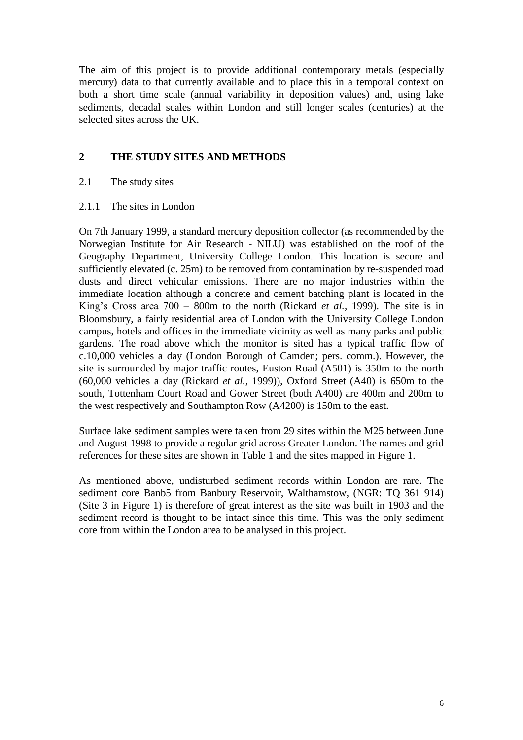The aim of this project is to provide additional contemporary metals (especially mercury) data to that currently available and to place this in a temporal context on both a short time scale (annual variability in deposition values) and, using lake sediments, decadal scales within London and still longer scales (centuries) at the selected sites across the UK.

## 2 THE STUDY SITES AND METHODS

### 2.1 The study sites

#### 2.1.1 The sites in London

On 7th January 1999, a standard mercury deposition collector (as recommended by the Norwegian Institute for Air Research - NILU) was established on the roof of the Geography Department, University College London. This location is secure and sufficiently elevated (c. 25m) to be removed from contamination by re-suspended road dusts and direct vehicular emissions. There are no major industries within the immediate location although a concrete and cement batching plant is located in the King's Cross area 700 – 800m to the north (Rickard *et al.*, 1999). The site is in Bloomsbury, a fairly residential area of London with the University College London campus, hotels and offices in the immediate vicinity as well as many parks and public gardens. The road above which the monitor is sited has a typical traffic flow of c.10,000 vehicles a day (London Borough of Camden; pers. comm.). However, the site is surrounded by major traffic routes, Euston Road (A501) is 350m to the north (60,000 vehicles a day (Rickard *et al.*, 1999)), Oxford Street (A40) is 650m to the south, Tottenham Court Road and Gower Street (both A400) are 400m and 200m to the west respectively and Southampton Row (A4200) is 150m to the east.

Surface lake sediment samples were taken from 29 sites within the M25 between June and August 1998 to provide a regular grid across Greater London. The names and grid references for these sites are shown in Table 1 and the sites mapped in Figure 1.

As mentioned above, undisturbed sediment records within London are rare. The sediment core Banb5 from Banbury Reservoir, Walthamstow, (NGR: TQ 361 914) (Site 3 in Figure 1) is therefore of great interest as the site was built in 1903 and the sediment record is thought to be intact since this time. This was the only sediment core from within the London area to be analysed in this project.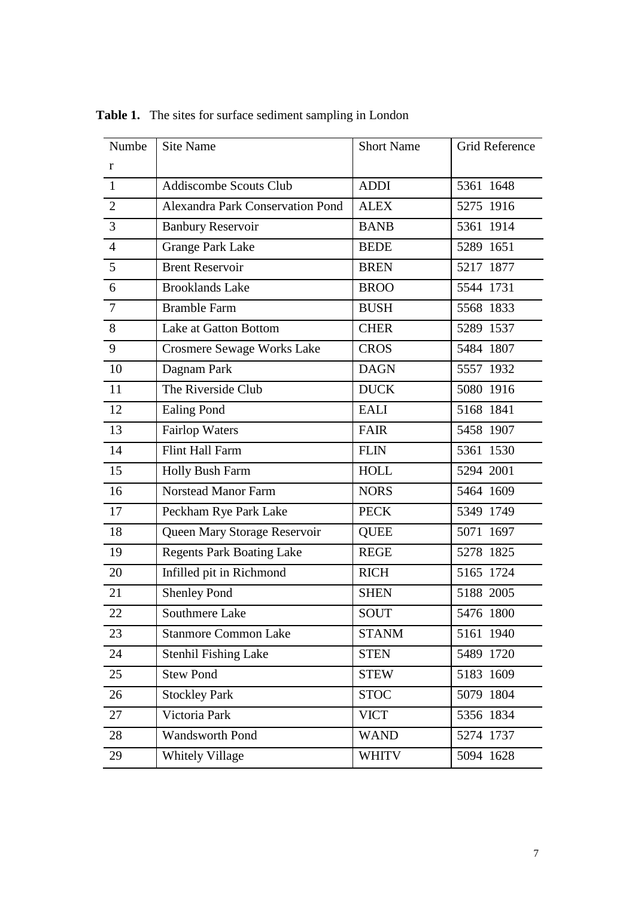**Table 1.** The sites for surface sediment sampling in London

| Number | Site Name | Short Name | Grid Reference |
|---|---|---|---|
| 1 | Addiscombe Scouts Club | ADDI | 5361 1648 |
| 2 | Alexandra Park Conservation Pond | ALEX | 5275 1916 |
| 3 | Banbury Reservoir | BANB | 5361 1914 |
| 4 | Grange Park Lake | BEDE | 5289 1651 |
| 5 | Brent Reservoir | BREN | 5217 1877 |
| 6 | Brooklands Lake | BROO | 5544 1731 |
| 7 | Bramble Farm | BUSH | 5568 1833 |
| 8 | Lake at Gatton Bottom | CHER | 5289 1537 |
| 9 | Crosmere Sewage Works Lake | CROS | 5484 1807 |
| 10 | Dagnam Park | DAGN | 5557 1932 |
| 11 | The Riverside Club | DUCK | 5080 1916 |
| 12 | Ealing Pond | EALI | 5168 1841 |
| 13 | Fairlop Waters | FAIR | 5458 1907 |
| 14 | Flint Hall Farm | FLIN | 5361 1530 |
| 15 | Holly Bush Farm | HOLL | 5294 2001 |
| 16 | Norstead Manor Farm | NORS | 5464 1609 |
| 17 | Peckham Rye Park Lake | PECK | 5349 1749 |
| 18 | Queen Mary Storage Reservoir | QUEE | 5071 1697 |
| 19 | Regents Park Boating Lake | REGE | 5278 1825 |
| 20 | Infilled pit in Richmond | RICH | 5165 1724 |
| 21 | Shenley Pond | SHEN | 5188 2005 |
| 22 | Southmere Lake | SOUT | 5476 1800 |
| 23 | Stanmore Common Lake | STANM | 5161 1940 |
| 24 | Stenhil Fishing Lake | STEN | 5489 1720 |
| 25 | Stew Pond | STEW | 5183 1609 |
| 26 | Stockley Park | STOC | 5079 1804 |
| 27 | Victoria Park | VICT | 5356 1834 |
| 28 | Wandsworth Pond | WAND | 5274 1737 |
| 29 | Whitely Village | WHITV | 5094 1628 |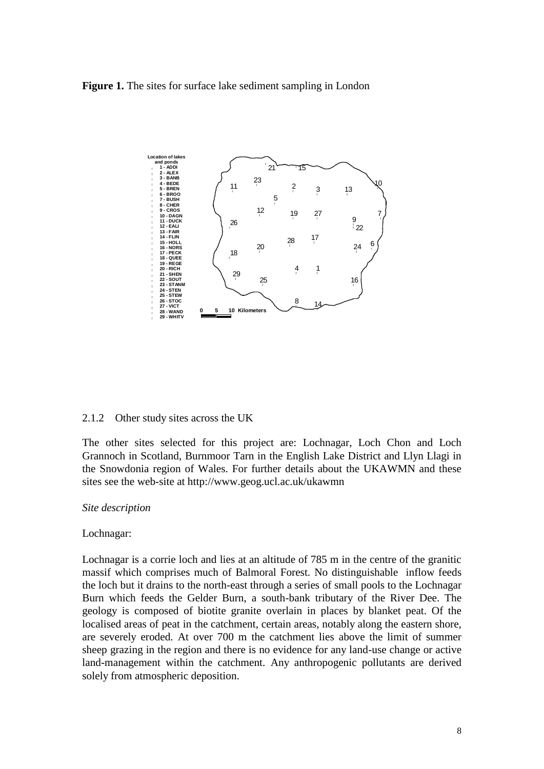**Figure 1.** The sites for surface lake sediment sampling in London

Location of lakes and ponds

1 - ADDI
2 - ALEX
3 - BANB
4 - BEDE
5 - BREN
6 - BROO
7 - BUSH
8 - CHER
9 - CROS
10 - DAGN
11 - DUCK
12 - EALI
13 - FAIR
14 - FLIN
15 - HOLL
16 - NORS
17 - PECK
18 - QUEE
19 - REGE
20 - RICH
21 - SHEN
22 - SOUT
23 - STANM
24 - STEN
25 - STEW
26 - STOC
27 - VICT
28 - WAND
29 - WHITV

0 5 10 Kilometers

2.1.2 Other study sites across the UK

The other sites selected for this project are: Lochnagar, Loch Chon and Loch Grannoch in Scotland, Burnmoor Tarn in the English Lake District and Llyn Llagi in the Snowdonia region of Wales. For further details about the UKAWMN and these sites see the web-site at http://www.geog.ucl.ac.uk/ukawmn

*Site description*

Lochnagar:

Lochnagar is a corrie loch and lies at an altitude of 785 m in the centre of the granitic massif which comprises much of Balmoral Forest. No distinguishable inflow feeds the loch but it drains to the north-east through a series of small pools to the Lochnagar Burn which feeds the Gelder Burn, a south-bank tributary of the River Dee. The geology is composed of biotite granite overlain in places by blanket peat. Of the localised areas of peat in the catchment, certain areas, notably along the eastern shore, are severely eroded. At over 700 m the catchment lies above the limit of summer sheep grazing in the region and there is no evidence for any land-use change or active land-management within the catchment. Any anthropogenic pollutants are derived solely from atmospheric deposition.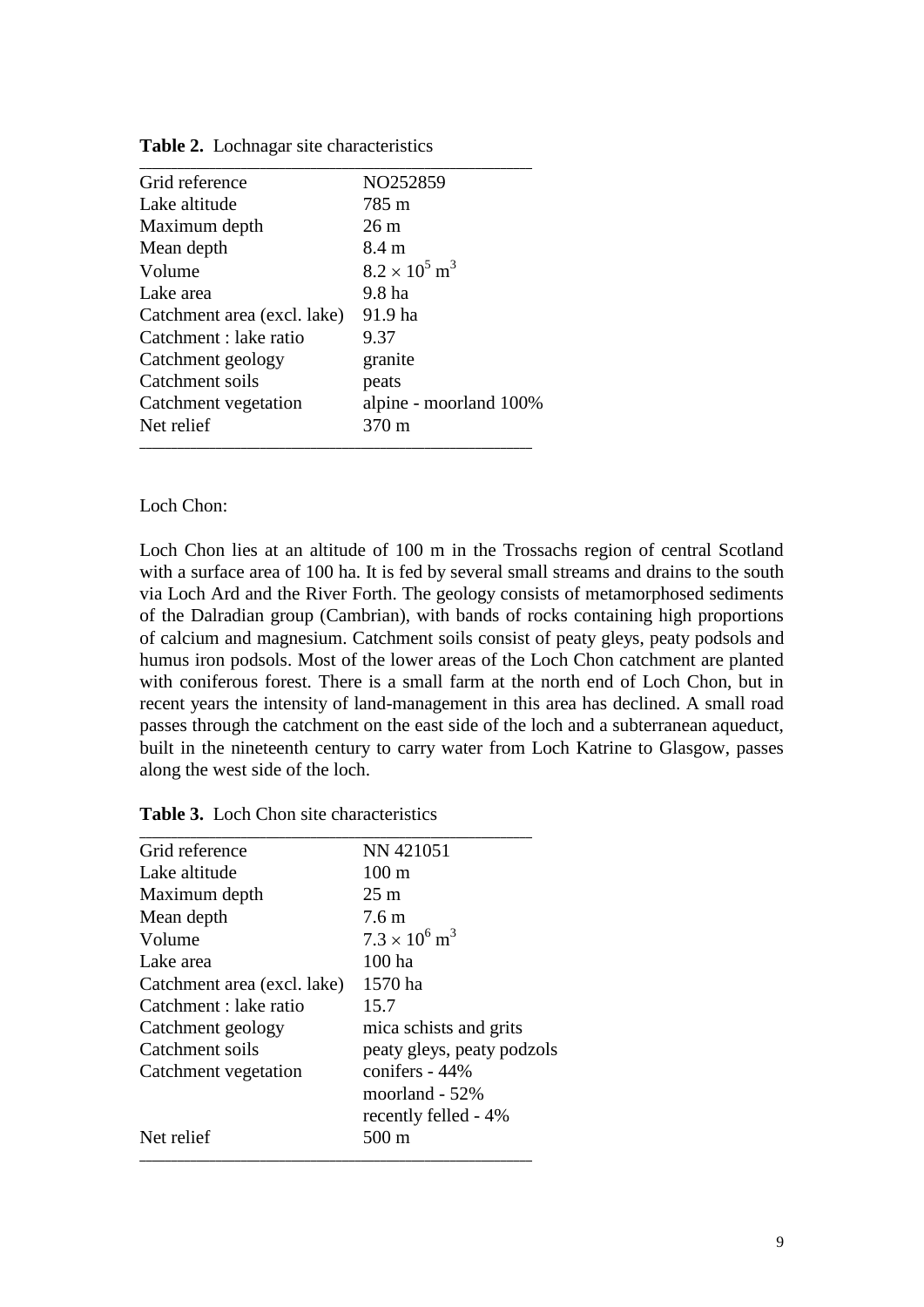**Table 2.** Lochnagar site characteristics

| | |
|---|---|
| Grid reference | NO252859 |
| Lake altitude | 785 m |
| Maximum depth | 26 m |
| Mean depth | 8.4 m |
| Volume | $8.2 \times 10^5$ m$^3$ |
| Lake area | 9.8 ha |
| Catchment area (excl. lake) | 91.9 ha |
| Catchment : lake ratio | 9.37 |
| Catchment geology | granite |
| Catchment soils | peats |
| Catchment vegetation | alpine - moorland 100% |
| Net relief | 370 m |

Loch Chon:

Loch Chon lies at an altitude of 100 m in the Trossachs region of central Scotland with a surface area of 100 ha. It is fed by several small streams and drains to the south via Loch Ard and the River Forth. The geology consists of metamorphosed sediments of the Dalradian group (Cambrian), with bands of rocks containing high proportions of calcium and magnesium. Catchment soils consist of peaty gleys, peaty podsols and humus iron podsols. Most of the lower areas of the Loch Chon catchment are planted with coniferous forest. There is a small farm at the north end of Loch Chon, but in recent years the intensity of land-management in this area has declined. A small road passes through the catchment on the east side of the loch and a subterranean aqueduct, built in the nineteenth century to carry water from Loch Katrine to Glasgow, passes along the west side of the loch.

**Table 3.** Loch Chon site characteristics

| | |
|---|---|
| Grid reference | NN 421051 |
| Lake altitude | 100 m |
| Maximum depth | 25 m |
| Mean depth | 7.6 m |
| Volume | $7.3 \times 10^6$ m$^3$ |
| Lake area | 100 ha |
| Catchment area (excl. lake) | 1570 ha |
| Catchment : lake ratio | 15.7 |
| Catchment geology | mica schists and grits |
| Catchment soils | peaty gleys, peaty podzols |
| Catchment vegetation | conifers - 44% |
| | moorland - 52% |
| | recently felled - 4% |
| Net relief | 500 m |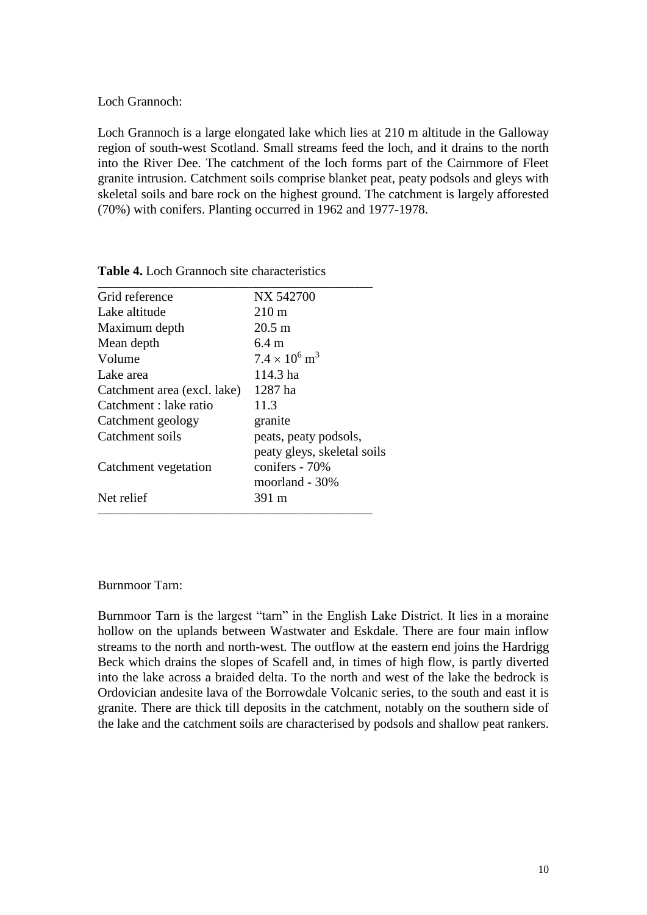Loch Grannoch:

Loch Grannoch is a large elongated lake which lies at 210 m altitude in the Galloway region of south-west Scotland. Small streams feed the loch, and it drains to the north into the River Dee. The catchment of the loch forms part of the Cairnmore of Fleet granite intrusion. Catchment soils comprise blanket peat, peaty podsols and gleys with skeletal soils and bare rock on the highest ground. The catchment is largely afforested (70%) with conifers. Planting occurred in 1962 and 1977-1978.

**Table 4.** Loch Grannoch site characteristics

| | |
|---|---|
| Grid reference | NX 542700 |
| Lake altitude | 210 m |
| Maximum depth | 20.5 m |
| Mean depth | 6.4 m |
| Volume | $7.4 \times 10^6$ m$^3$ |
| Lake area | 114.3 ha |
| Catchment area (excl. lake) | 1287 ha |
| Catchment : lake ratio | 11.3 |
| Catchment geology | granite |
| Catchment soils | peats, peaty podsols, peaty gleys, skeletal soils |
| Catchment vegetation | conifers - 70% moorland - 30% |
| Net relief | 391 m |

Burnmoor Tarn:

Burnmoor Tarn is the largest "tarn" in the English Lake District. It lies in a moraine hollow on the uplands between Wastwater and Eskdale. There are four main inflow streams to the north and north-west. The outflow at the eastern end joins the Hardrigg Beck which drains the slopes of Scafell and, in times of high flow, is partly diverted into the lake across a braided delta. To the north and west of the lake the bedrock is Ordovician andesite lava of the Borrowdale Volcanic series, to the south and east it is granite. There are thick till deposits in the catchment, notably on the southern side of the lake and the catchment soils are characterised by podsols and shallow peat rankers.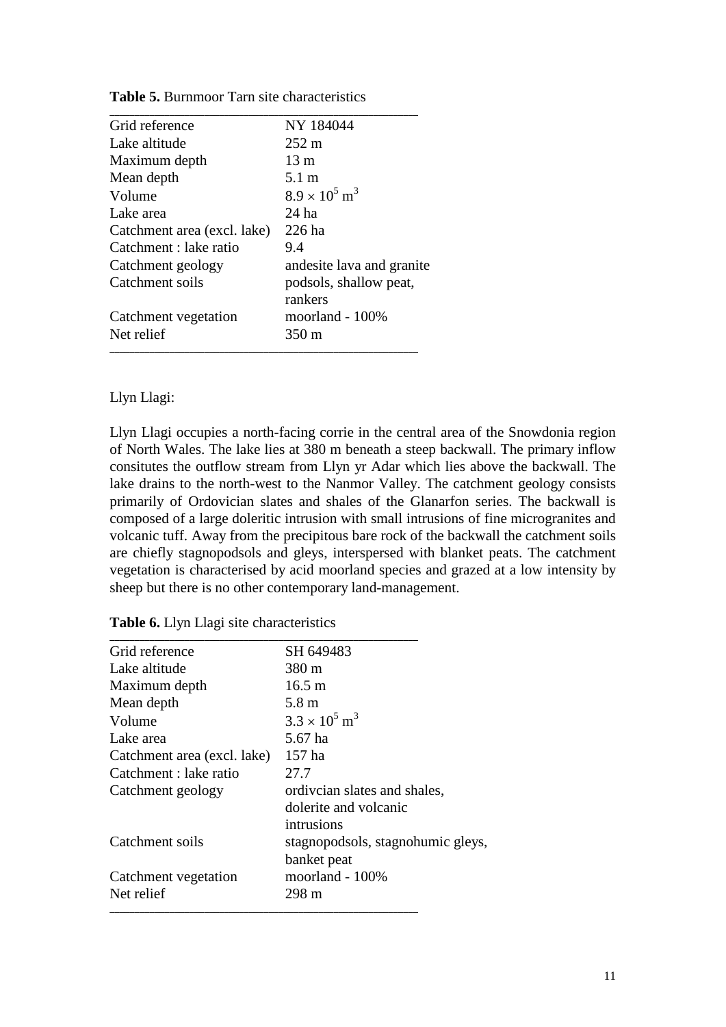**Table 5.** Burnmoor Tarn site characteristics

| | |
|---|---|
| Grid reference | NY 184044 |
| Lake altitude | 252 m |
| Maximum depth | 13 m |
| Mean depth | 5.1 m |
| Volume | $8.9 \times 10^5$ m$^3$ |
| Lake area | 24 ha |
| Catchment area (excl. lake) | 226 ha |
| Catchment : lake ratio | 9.4 |
| Catchment geology | andesite lava and granite |
| Catchment soils | podsols, shallow peat, rankers |
| Catchment vegetation | moorland - 100% |
| Net relief | 350 m |

Llyn Llagi:

Llyn Llagi occupies a north-facing corrie in the central area of the Snowdonia region of North Wales. The lake lies at 380 m beneath a steep backwall. The primary inflow consitutes the outflow stream from Llyn yr Adar which lies above the backwall. The lake drains to the north-west to the Nanmor Valley. The catchment geology consists primarily of Ordovician slates and shales of the Glanarfon series. The backwall is composed of a large doleritic intrusion with small intrusions of fine microgranites and volcanic tuff. Away from the precipitous bare rock of the backwall the catchment soils are chiefly stagnopodsols and gleys, interspersed with blanket peats. The catchment vegetation is characterised by acid moorland species and grazed at a low intensity by sheep but there is no other contemporary land-management.

**Table 6.** Llyn Llagi site characteristics

| | |
|---|---|
| Grid reference | SH 649483 |
| Lake altitude | 380 m |
| Maximum depth | 16.5 m |
| Mean depth | 5.8 m |
| Volume | $3.3 \times 10^5$ m$^3$ |
| Lake area | 5.67 ha |
| Catchment area (excl. lake) | 157 ha |
| Catchment : lake ratio | 27.7 |
| Catchment geology | ordivcian slates and shales, dolerite and volcanic intrusions |
| Catchment soils | stagnopodsols, stagnohumic gleys, banket peat |
| Catchment vegetation | moorland - 100% |
| Net relief | 298 m |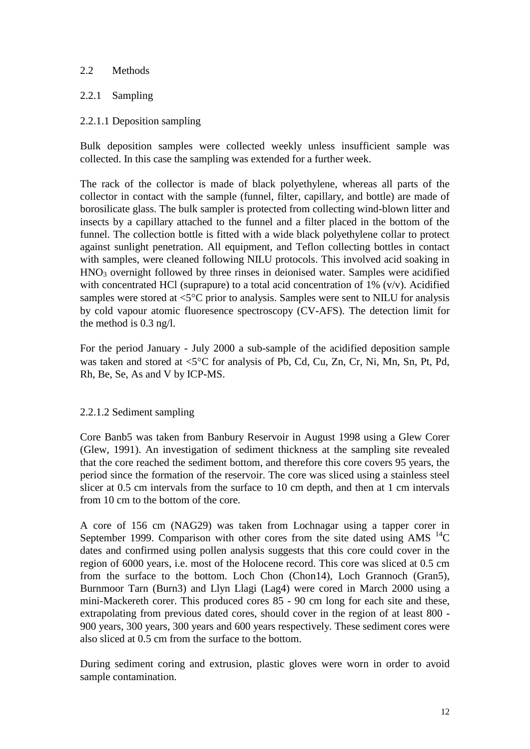## 2.2 Methods

### 2.2.1 Sampling

#### 2.2.1.1 Deposition sampling

Bulk deposition samples were collected weekly unless insufficient sample was collected. In this case the sampling was extended for a further week.

The rack of the collector is made of black polyethylene, whereas all parts of the collector in contact with the sample (funnel, filter, capillary, and bottle) are made of borosilicate glass. The bulk sampler is protected from collecting wind-blown litter and insects by a capillary attached to the funnel and a filter placed in the bottom of the funnel. The collection bottle is fitted with a wide black polyethylene collar to protect against sunlight penetration. All equipment, and Teflon collecting bottles in contact with samples, were cleaned following NILU protocols. This involved acid soaking in $HNO_3$ overnight followed by three rinses in deionised water. Samples were acidified with concentrated HCl (suprapure) to a total acid concentration of 1% (v/v). Acidified samples were stored at <5°C prior to analysis. Samples were sent to NILU for analysis by cold vapour atomic fluoresence spectroscopy (CV-AFS). The detection limit for the method is 0.3 ng/l.

For the period January - July 2000 a sub-sample of the acidified deposition sample was taken and stored at <5°C for analysis of Pb, Cd, Cu, Zn, Cr, Ni, Mn, Sn, Pt, Pd, Rh, Be, Se, As and V by ICP-MS.

#### 2.2.1.2 Sediment sampling

Core Banb5 was taken from Banbury Reservoir in August 1998 using a Glew Corer (Glew, 1991). An investigation of sediment thickness at the sampling site revealed that the core reached the sediment bottom, and therefore this core covers 95 years, the period since the formation of the reservoir. The core was sliced using a stainless steel slicer at 0.5 cm intervals from the surface to 10 cm depth, and then at 1 cm intervals from 10 cm to the bottom of the core.

A core of 156 cm (NAG29) was taken from Lochnagar using a tapper corer in September 1999. Comparison with other cores from the site dated using AMS $^{14}C$ dates and confirmed using pollen analysis suggests that this core could cover in the region of 6000 years, i.e. most of the Holocene record. This core was sliced at 0.5 cm from the surface to the bottom. Loch Chon (Chon14), Loch Grannoch (Gran5), Burnmoor Tarn (Burn3) and Llyn Llagi (Lag4) were cored in March 2000 using a mini-Mackereth corer. This produced cores 85 - 90 cm long for each site and these, extrapolating from previous dated cores, should cover in the region of at least 800 - 900 years, 300 years, 300 years and 600 years respectively. These sediment cores were also sliced at 0.5 cm from the surface to the bottom.

During sediment coring and extrusion, plastic gloves were worn in order to avoid sample contamination.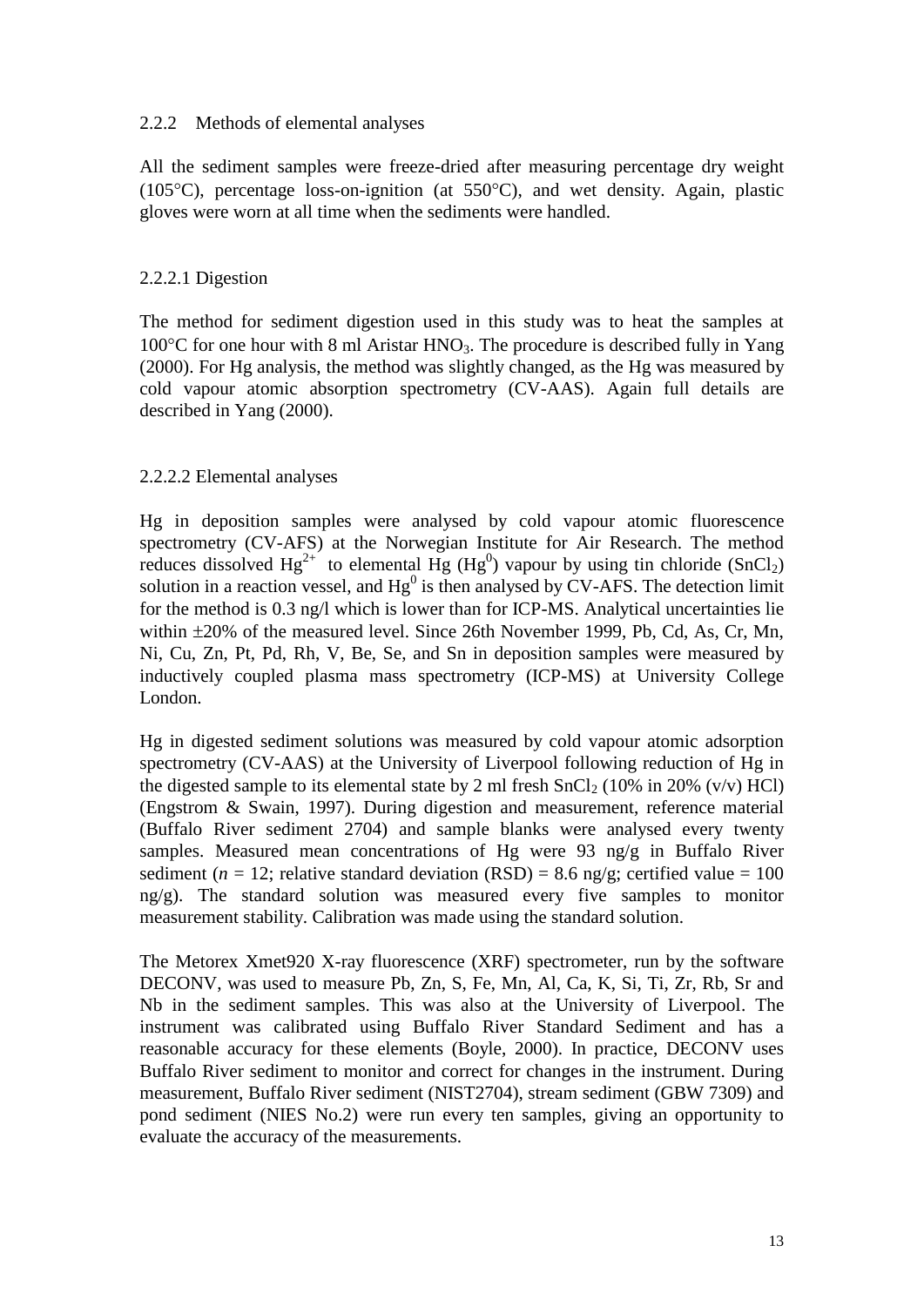### 2.2.2 Methods of elemental analyses

All the sediment samples were freeze-dried after measuring percentage dry weight (105°C), percentage loss-on-ignition (at 550°C), and wet density. Again, plastic gloves were worn at all time when the sediments were handled.

#### 2.2.2.1 Digestion

The method for sediment digestion used in this study was to heat the samples at 100°C for one hour with 8 ml Aristar $HNO_3$. The procedure is described fully in Yang (2000). For Hg analysis, the method was slightly changed, as the Hg was measured by cold vapour atomic absorption spectrometry (CV-AAS). Again full details are described in Yang (2000).

#### 2.2.2.2 Elemental analyses

Hg in deposition samples were analysed by cold vapour atomic fluorescence spectrometry (CV-AFS) at the Norwegian Institute for Air Research. The method reduces dissolved $Hg^{2+}$ to elemental Hg ($Hg^0$) vapour by using tin chloride ($SnCl_2$) solution in a reaction vessel, and $Hg^0$ is then analysed by CV-AFS. The detection limit for the method is 0.3 ng/l which is lower than for ICP-MS. Analytical uncertainties lie within ±20% of the measured level. Since 26th November 1999, Pb, Cd, As, Cr, Mn, Ni, Cu, Zn, Pt, Pd, Rh, V, Be, Se, and Sn in deposition samples were measured by inductively coupled plasma mass spectrometry (ICP-MS) at University College London.

Hg in digested sediment solutions was measured by cold vapour atomic adsorption spectrometry (CV-AAS) at the University of Liverpool following reduction of Hg in the digested sample to its elemental state by 2 ml fresh $SnCl_2$ (10% in 20% (v/v) HCl) (Engstrom & Swain, 1997). During digestion and measurement, reference material (Buffalo River sediment 2704) and sample blanks were analysed every twenty samples. Measured mean concentrations of Hg were 93 ng/g in Buffalo River sediment ($n$ = 12; relative standard deviation (RSD) = 8.6 ng/g; certified value = 100 ng/g). The standard solution was measured every five samples to monitor measurement stability. Calibration was made using the standard solution.

The Metorex Xmet920 X-ray fluorescence (XRF) spectrometer, run by the software DECONV, was used to measure Pb, Zn, S, Fe, Mn, Al, Ca, K, Si, Ti, Zr, Rb, Sr and Nb in the sediment samples. This was also at the University of Liverpool. The instrument was calibrated using Buffalo River Standard Sediment and has a reasonable accuracy for these elements (Boyle, 2000). In practice, DECONV uses Buffalo River sediment to monitor and correct for changes in the instrument. During measurement, Buffalo River sediment (NIST2704), stream sediment (GBW 7309) and pond sediment (NIES No.2) were run every ten samples, giving an opportunity to evaluate the accuracy of the measurements.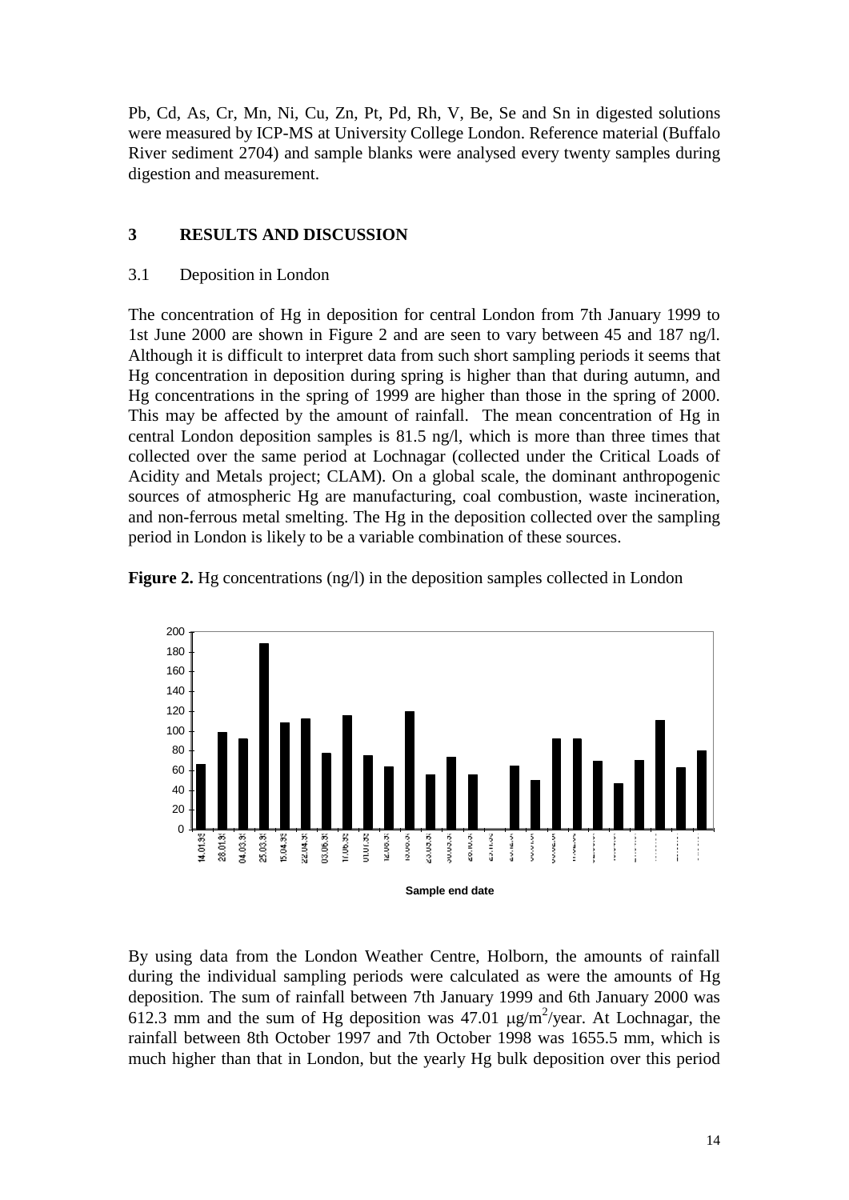Pb, Cd, As, Cr, Mn, Ni, Cu, Zn, Pt, Pd, Rh, V, Be, Se and Sn in digested solutions were measured by ICP-MS at University College London. Reference material (Buffalo River sediment 2704) and sample blanks were analysed every twenty samples during digestion and measurement.

## 3 RESULTS AND DISCUSSION

### 3.1 Deposition in London

The concentration of Hg in deposition for central London from 7th January 1999 to 1st June 2000 are shown in Figure 2 and are seen to vary between 45 and 187 ng/l. Although it is difficult to interpret data from such short sampling periods it seems that Hg concentration in deposition during spring is higher than that during autumn, and Hg concentrations in the spring of 1999 are higher than those in the spring of 2000. This may be affected by the amount of rainfall. The mean concentration of Hg in central London deposition samples is 81.5 ng/l, which is more than three times that collected over the same period at Lochnagar (collected under the Critical Loads of Acidity and Metals project; CLAM). On a global scale, the dominant anthropogenic sources of atmospheric Hg are manufacturing, coal combustion, waste incineration, and non-ferrous metal smelting. The Hg in the deposition collected over the sampling period in London is likely to be a variable combination of these sources.

**Figure 2.** Hg concentrations (ng/l) in the deposition samples collected in London

By using data from the London Weather Centre, Holborn, the amounts of rainfall during the individual sampling periods were calculated as were the amounts of Hg deposition. The sum of rainfall between 7th January 1999 and 6th January 2000 was 612.3 mm and the sum of Hg deposition was 47.01 $\mu g/m^2/year$. At Lochnagar, the rainfall between 8th October 1997 and 7th October 1998 was 1655.5 mm, which is much higher than that in London, but the yearly Hg bulk deposition over this period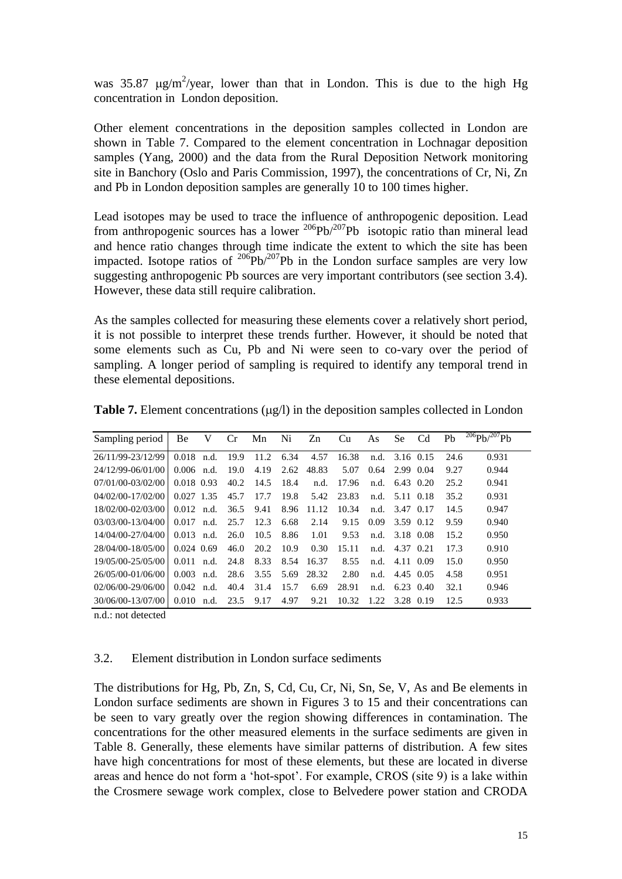was 35.87 μg/m$^2$/year, lower than that in London. This is due to the high Hg concentration in London deposition.

Other element concentrations in the deposition samples collected in London are shown in Table 7. Compared to the element concentration in Lochnagar deposition samples (Yang, 2000) and the data from the Rural Deposition Network monitoring site in Banchory (Oslo and Paris Commission, 1997), the concentrations of Cr, Ni, Zn and Pb in London deposition samples are generally 10 to 100 times higher.

Lead isotopes may be used to trace the influence of anthropogenic deposition. Lead from anthropogenic sources has a lower $^{206}Pb/^{207}Pb$ isotopic ratio than mineral lead and hence ratio changes through time indicate the extent to which the site has been impacted. Isotope ratios of $^{206}Pb/^{207}Pb$ in the London surface samples are very low suggesting anthropogenic Pb sources are very important contributors (see section 3.4). However, these data still require calibration.

As the samples collected for measuring these elements cover a relatively short period, it is not possible to interpret these trends further. However, it should be noted that some elements such as Cu, Pb and Ni were seen to co-vary over the period of sampling. A longer period of sampling is required to identify any temporal trend in these elemental depositions.

**Table 7.** Element concentrations (μg/l) in the deposition samples collected in London

| Sampling period | Be | V | Cr | Mn | Ni | Zn | Cu | As | Se | Cd | Pb | $^{206}Pb/^{207}Pb$ |
|---|---|---|---|---|---|---|---|---|---|---|---|---|
| 26/11/99-23/12/99 | 0.018 | n.d. | 19.9 | 11.2 | 6.34 | 4.57 | 16.38 | n.d. | 3.16 | 0.15 | 24.6 | 0.931 |
| 24/12/99-06/01/00 | 0.006 | n.d. | 19.0 | 4.19 | 2.62 | 48.83 | 5.07 | 0.64 | 2.99 | 0.04 | 9.27 | 0.944 |
| 07/01/00-03/02/00 | 0.018 | 0.93 | 40.2 | 14.5 | 18.4 | n.d. | 17.96 | n.d. | 6.43 | 0.20 | 25.2 | 0.941 |
| 04/02/00-17/02/00 | 0.027 | 1.35 | 45.7 | 17.7 | 19.8 | 5.42 | 23.83 | n.d. | 5.11 | 0.18 | 35.2 | 0.931 |
| 18/02/00-02/03/00 | 0.012 | n.d. | 36.5 | 9.41 | 8.96 | 11.12 | 10.34 | n.d. | 3.47 | 0.17 | 14.5 | 0.947 |
| 03/03/00-13/04/00 | 0.017 | n.d. | 25.7 | 12.3 | 6.68 | 2.14 | 9.15 | 0.09 | 3.59 | 0.12 | 9.59 | 0.940 |
| 14/04/00-27/04/00 | 0.013 | n.d. | 26.0 | 10.5 | 8.86 | 1.01 | 9.53 | n.d. | 3.18 | 0.08 | 15.2 | 0.950 |
| 28/04/00-18/05/00 | 0.024 | 0.69 | 46.0 | 20.2 | 10.9 | 0.30 | 15.11 | n.d. | 4.37 | 0.21 | 17.3 | 0.910 |
| 19/05/00-25/05/00 | 0.011 | n.d. | 24.8 | 8.33 | 8.54 | 16.37 | 8.55 | n.d. | 4.11 | 0.09 | 15.0 | 0.950 |
| 26/05/00-01/06/00 | 0.003 | n.d. | 28.6 | 3.55 | 5.69 | 28.32 | 2.80 | n.d. | 4.45 | 0.05 | 4.58 | 0.951 |
| 02/06/00-29/06/00 | 0.042 | n.d. | 40.4 | 31.4 | 15.7 | 6.69 | 28.91 | n.d. | 6.23 | 0.40 | 32.1 | 0.946 |
| 30/06/00-13/07/00 | 0.010 | n.d. | 23.5 | 9.17 | 4.97 | 9.21 | 10.32 | 1.22 | 3.28 | 0.19 | 12.5 | 0.933 |

n.d.: not detected

## 3.2. Element distribution in London surface sediments

The distributions for Hg, Pb, Zn, S, Cd, Cu, Cr, Ni, Sn, Se, V, As and Be elements in London surface sediments are shown in Figures 3 to 15 and their concentrations can be seen to vary greatly over the region showing differences in contamination. The concentrations for the other measured elements in the surface sediments are given in Table 8. Generally, these elements have similar patterns of distribution. A few sites have high concentrations for most of these elements, but these are located in diverse areas and hence do not form a 'hot-spot'. For example, CROS (site 9) is a lake within the Crosmere sewage work complex, close to Belvedere power station and CRODA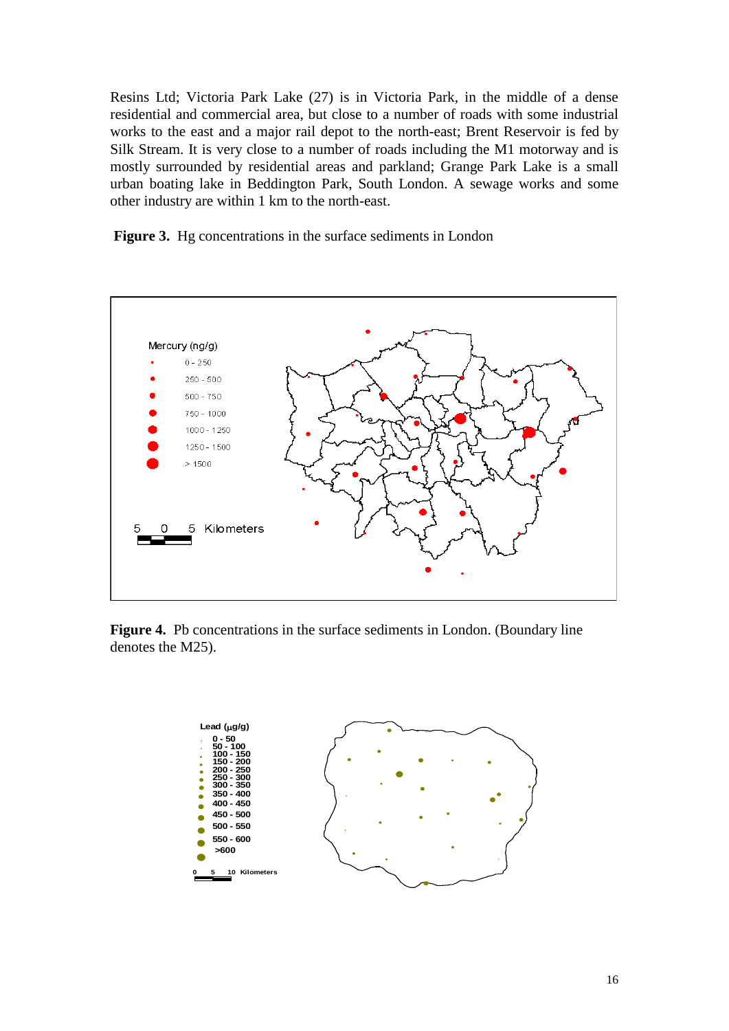Resins Ltd; Victoria Park Lake (27) is in Victoria Park, in the middle of a dense residential and commercial area, but close to a number of roads with some industrial works to the east and a major rail depot to the north-east; Brent Reservoir is fed by Silk Stream. It is very close to a number of roads including the M1 motorway and is mostly surrounded by residential areas and parkland; Grange Park Lake is a small urban boating lake in Beddington Park, South London. A sewage works and some other industry are within 1 km to the north-east.

**Figure 3.** Hg concentrations in the surface sediments in London

**Figure 4.** Pb concentrations in the surface sediments in London. (Boundary line denotes the M25).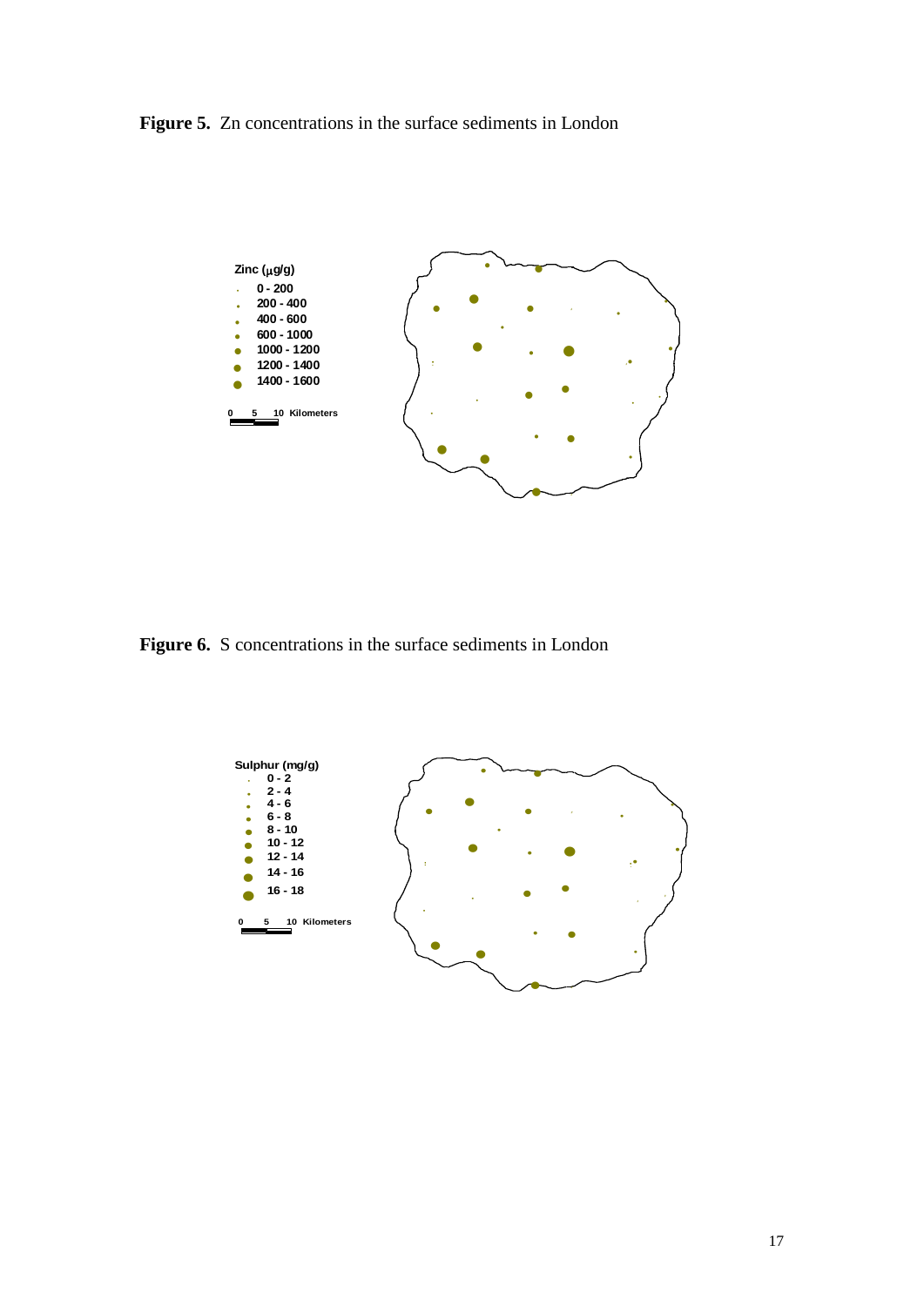**Figure 5.** Zn concentrations in the surface sediments in London

**Figure 6.** S concentrations in the surface sediments in London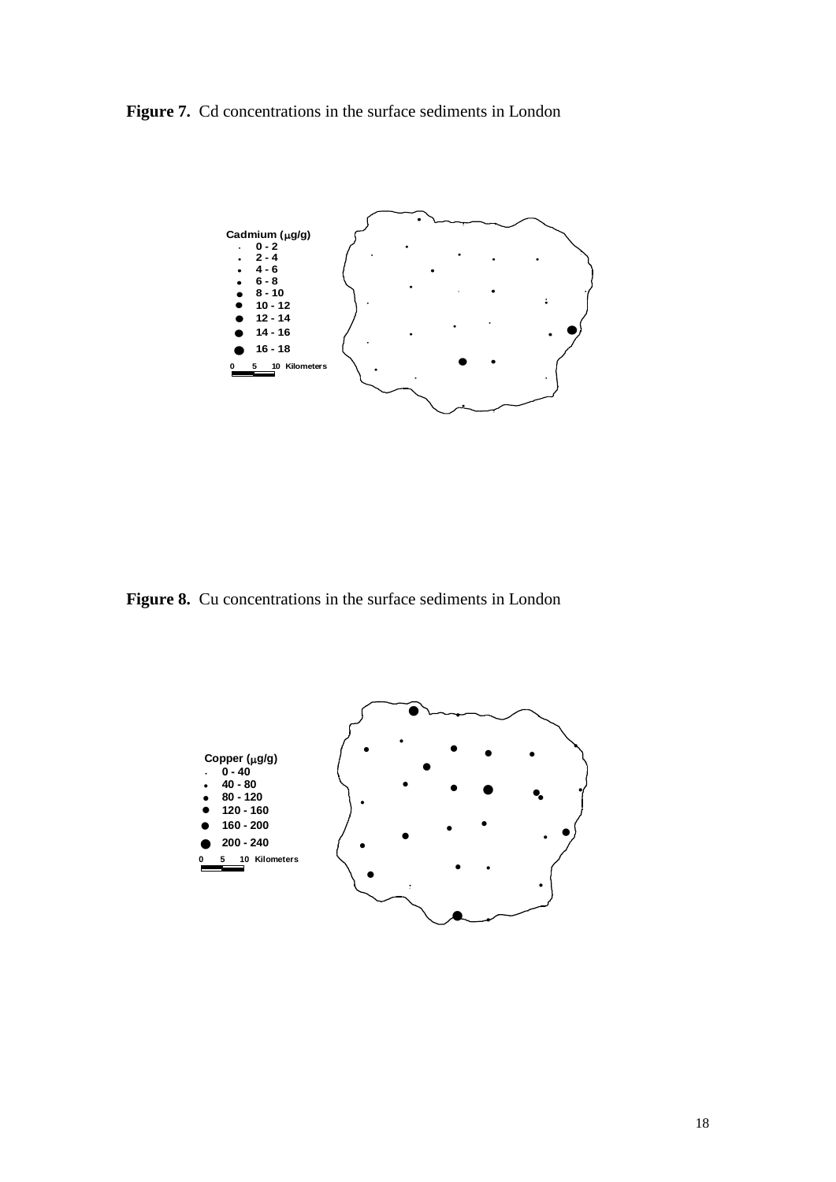**Figure 7.** Cd concentrations in the surface sediments in London

**Figure 8.** Cu concentrations in the surface sediments in London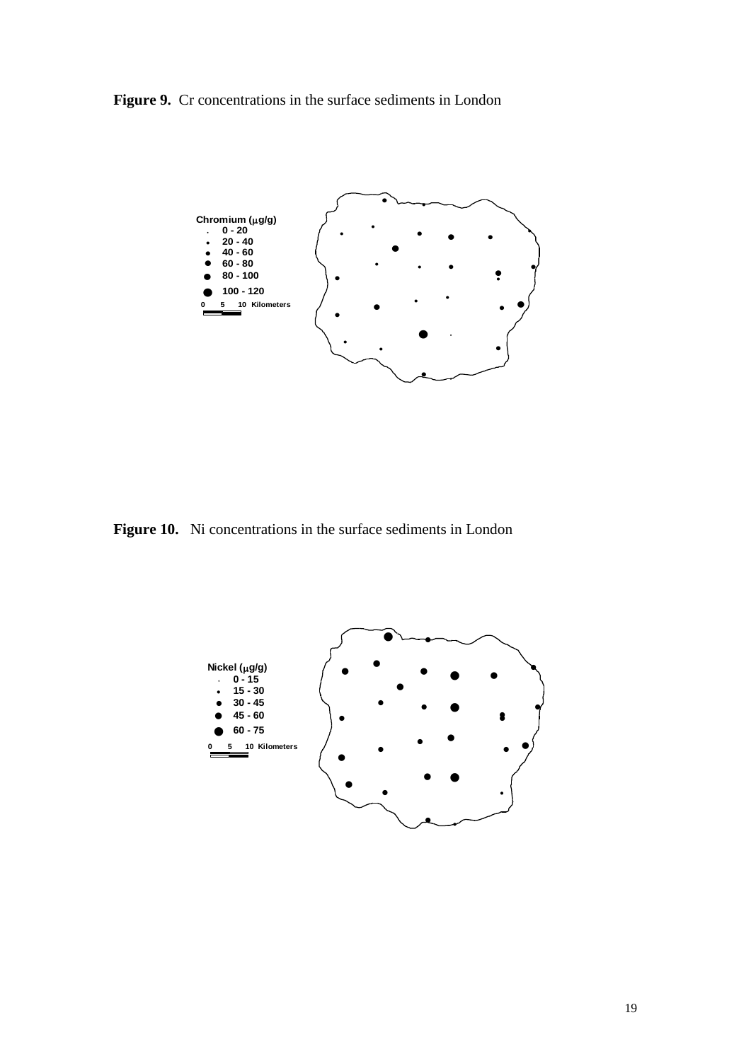**Figure 9.** Cr concentrations in the surface sediments in London

**Figure 10.** Ni concentrations in the surface sediments in London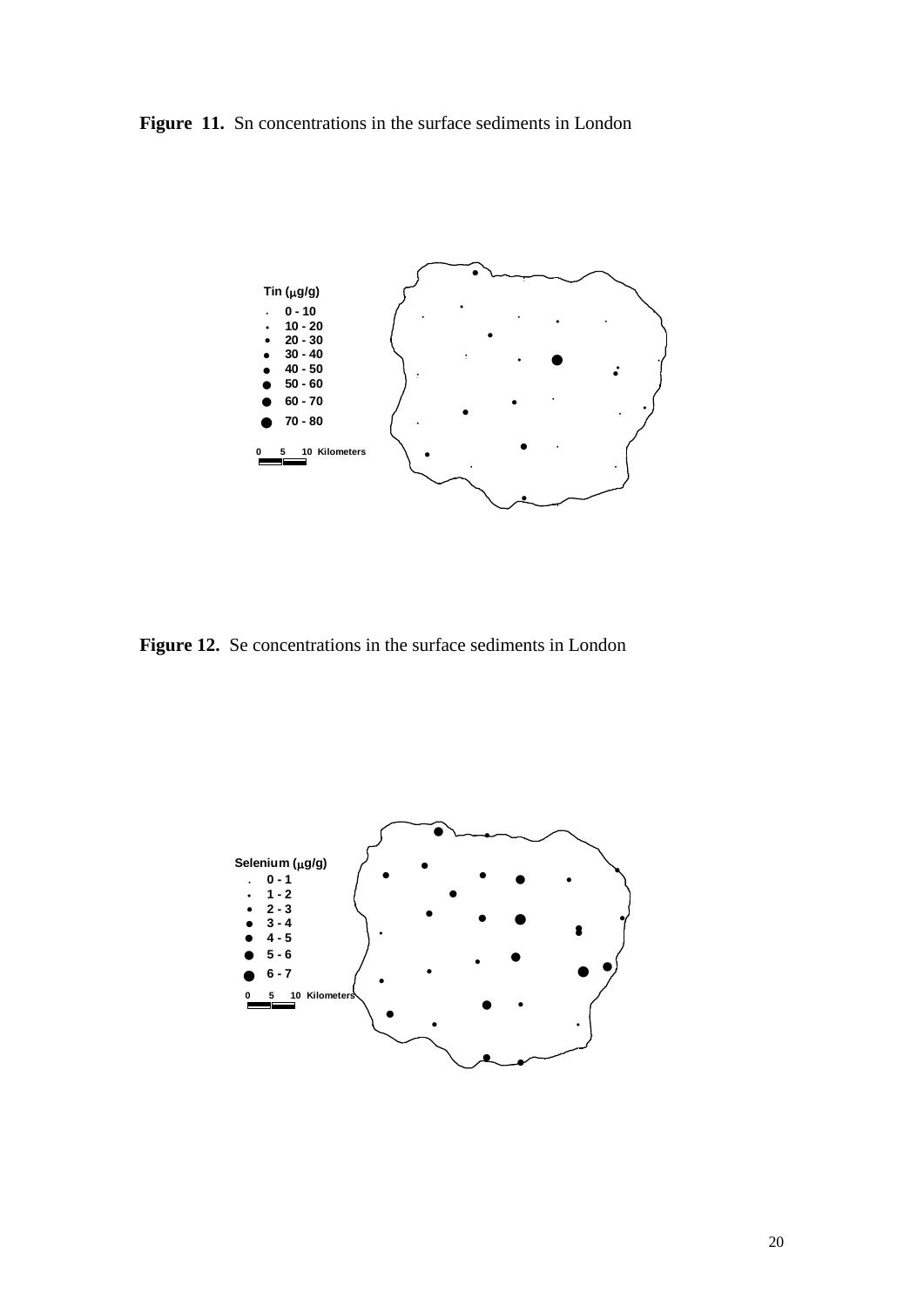**Figure 11.** Sn concentrations in the surface sediments in London

Tin (μg/g)

- 0 - 10
- 10 - 20
- 20 - 30
- 30 - 40
- 40 - 50
- 50 - 60
- 60 - 70
- 70 - 80

0 5 10 Kilometers

**Figure 12.** Se concentrations in the surface sediments in London

Selenium (μg/g)

- 0 - 1
- 1 - 2
- 2 - 3
- 3 - 4
- 4 - 5
- 5 - 6
- 6 - 7

0 5 10 Kilometers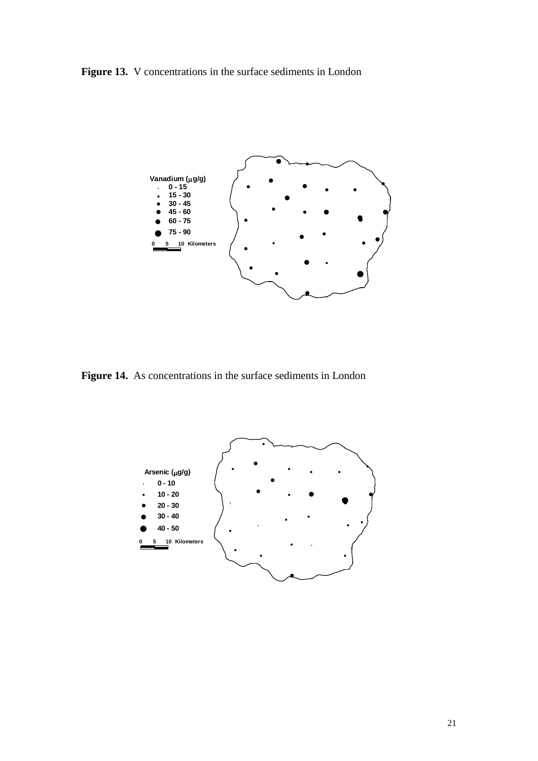**Figure 13.** V concentrations in the surface sediments in London

Vanadium (μg/g)
- 0 - 15
- 15 - 30
- 30 - 45
- 45 - 60
- 60 - 75
- 75 - 90

0 5 10 Kilometers

**Figure 14.** As concentrations in the surface sediments in London

Arsenic (μg/g)
- 0 - 10
- 10 - 20
- 20 - 30
- 30 - 40
- 40 - 50

0 5 10 Kilometers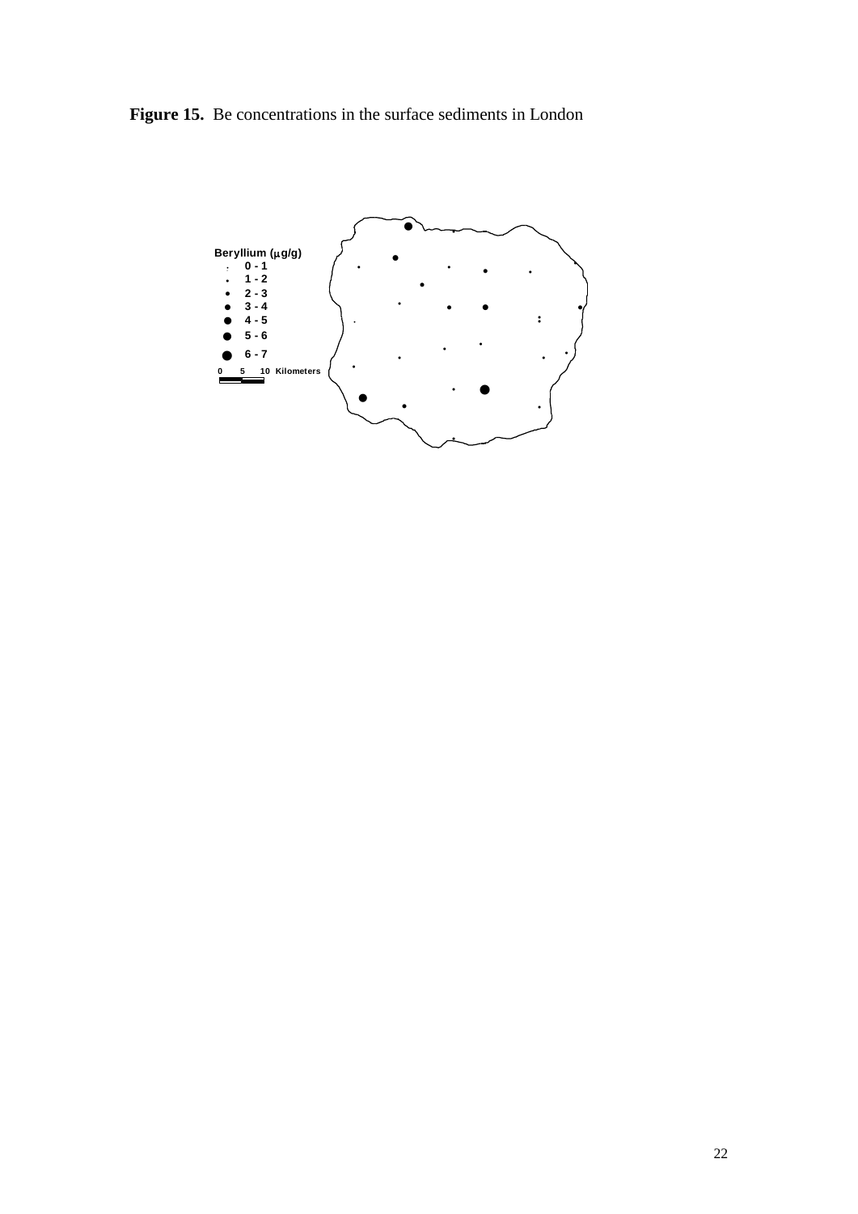**Figure 15.** Be concentrations in the surface sediments in London

Beryllium (μg/g)
- 0 - 1
- 1 - 2
- 2 - 3
- 3 - 4
- 4 - 5
- 5 - 6
- 6 - 7

0 5 10 Kilometers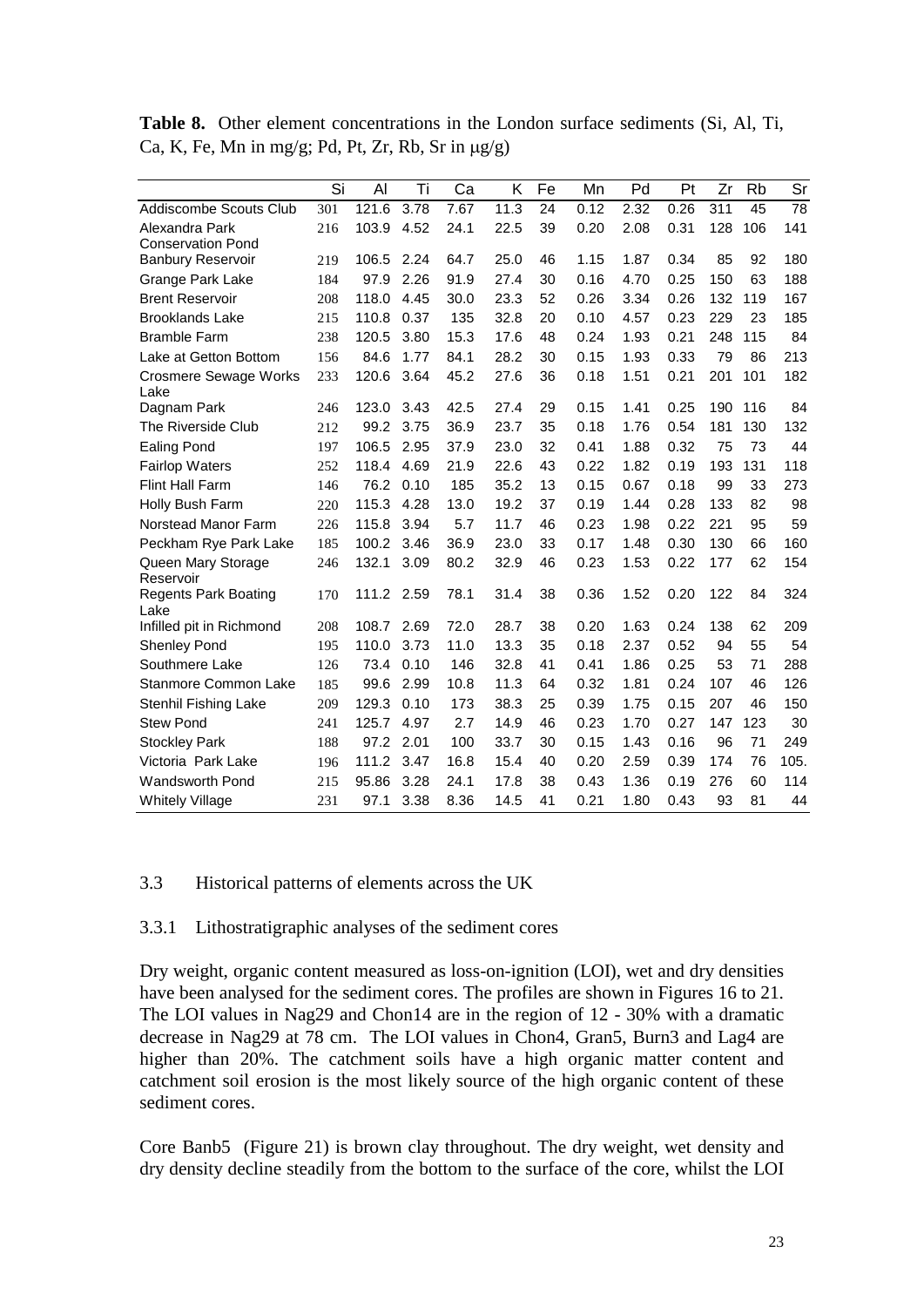**Table 8.** Other element concentrations in the London surface sediments (Si, Al, Ti, Ca, K, Fe, Mn in mg/g; Pd, Pt, Zr, Rb, Sr in μg/g)

| | Si | Al | Ti | Ca | K | Fe | Mn | Pd | Pt | Zr | Rb | Sr |
|---|---|---|---|---|---|---|---|---|---|---|---|---|
| Addiscombe Scouts Club | 301 | 121.6 | 3.78 | 7.67 | 11.3 | 24 | 0.12 | 2.32 | 0.26 | 311 | 45 | 78 |
| Alexandra Park Conservation Pond | 216 | 103.9 | 4.52 | 24.1 | 22.5 | 39 | 0.20 | 2.08 | 0.31 | 128 | 106 | 141 |
| Banbury Reservoir | 219 | 106.5 | 2.24 | 64.7 | 25.0 | 46 | 1.15 | 1.87 | 0.34 | 85 | 92 | 180 |
| Grange Park Lake | 184 | 97.9 | 2.26 | 91.9 | 27.4 | 30 | 0.16 | 4.70 | 0.25 | 150 | 63 | 188 |
| Brent Reservoir | 208 | 118.0 | 4.45 | 30.0 | 23.3 | 52 | 0.26 | 3.34 | 0.26 | 132 | 119 | 167 |
| Brooklands Lake | 215 | 110.8 | 0.37 | 135 | 32.8 | 20 | 0.10 | 4.57 | 0.23 | 229 | 23 | 185 |
| Bramble Farm | 238 | 120.5 | 3.80 | 15.3 | 17.6 | 48 | 0.24 | 1.93 | 0.21 | 248 | 115 | 84 |
| Lake at Getton Bottom | 156 | 84.6 | 1.77 | 84.1 | 28.2 | 30 | 0.15 | 1.93 | 0.33 | 79 | 86 | 213 |
| Crosmere Sewage Works Lake | 233 | 120.6 | 3.64 | 45.2 | 27.6 | 36 | 0.18 | 1.51 | 0.21 | 201 | 101 | 182 |
| Dagnam Park | 246 | 123.0 | 3.43 | 42.5 | 27.4 | 29 | 0.15 | 1.41 | 0.25 | 190 | 116 | 84 |
| The Riverside Club | 212 | 99.2 | 3.75 | 36.9 | 23.7 | 35 | 0.18 | 1.76 | 0.54 | 181 | 130 | 132 |
| Ealing Pond | 197 | 106.5 | 2.95 | 37.9 | 23.0 | 32 | 0.41 | 1.88 | 0.32 | 75 | 73 | 44 |
| Fairlop Waters | 252 | 118.4 | 4.69 | 21.9 | 22.6 | 43 | 0.22 | 1.82 | 0.19 | 193 | 131 | 118 |
| Flint Hall Farm | 146 | 76.2 | 0.10 | 185 | 35.2 | 13 | 0.15 | 0.67 | 0.18 | 99 | 33 | 273 |
| Holly Bush Farm | 220 | 115.3 | 4.28 | 13.0 | 19.2 | 37 | 0.19 | 1.44 | 0.28 | 133 | 82 | 98 |
| Norstead Manor Farm | 226 | 115.8 | 3.94 | 5.7 | 11.7 | 46 | 0.23 | 1.98 | 0.22 | 221 | 95 | 59 |
| Peckham Rye Park Lake | 185 | 100.2 | 3.46 | 36.9 | 23.0 | 33 | 0.17 | 1.48 | 0.30 | 130 | 66 | 160 |
| Queen Mary Storage Reservoir | 246 | 132.1 | 3.09 | 80.2 | 32.9 | 46 | 0.23 | 1.53 | 0.22 | 177 | 62 | 154 |
| Regents Park Boating Lake | 170 | 111.2 | 2.59 | 78.1 | 31.4 | 38 | 0.36 | 1.52 | 0.20 | 122 | 84 | 324 |
| Infilled pit in Richmond | 208 | 108.7 | 2.69 | 72.0 | 28.7 | 38 | 0.20 | 1.63 | 0.24 | 138 | 62 | 209 |
| Shenley Pond | 195 | 110.0 | 3.73 | 11.0 | 13.3 | 35 | 0.18 | 2.37 | 0.52 | 94 | 55 | 54 |
| Southmere Lake | 126 | 73.4 | 0.10 | 146 | 32.8 | 41 | 0.41 | 1.86 | 0.25 | 53 | 71 | 288 |
| Stanmore Common Lake | 185 | 99.6 | 2.99 | 10.8 | 11.3 | 64 | 0.32 | 1.81 | 0.24 | 107 | 46 | 126 |
| Stenhil Fishing Lake | 209 | 129.3 | 0.10 | 173 | 38.3 | 25 | 0.39 | 1.75 | 0.15 | 207 | 46 | 150 |
| Stew Pond | 241 | 125.7 | 4.97 | 2.7 | 14.9 | 46 | 0.23 | 1.70 | 0.27 | 147 | 123 | 30 |
| Stockley Park | 188 | 97.2 | 2.01 | 100 | 33.7 | 30 | 0.15 | 1.43 | 0.16 | 96 | 71 | 249 |
| Victoria Park Lake | 196 | 111.2 | 3.47 | 16.8 | 15.4 | 40 | 0.20 | 2.59 | 0.39 | 174 | 76 | 105. |
| Wandsworth Pond | 215 | 95.86 | 3.28 | 24.1 | 17.8 | 38 | 0.43 | 1.36 | 0.19 | 276 | 60 | 114 |
| Whitely Village | 231 | 97.1 | 3.38 | 8.36 | 14.5 | 41 | 0.21 | 1.80 | 0.43 | 93 | 81 | 44 |

### 3.3 Historical patterns of elements across the UK

#### 3.3.1 Lithostratigraphic analyses of the sediment cores

Dry weight, organic content measured as loss-on-ignition (LOI), wet and dry densities have been analysed for the sediment cores. The profiles are shown in Figures 16 to 21. The LOI values in Nag29 and Chon14 are in the region of 12 - 30% with a dramatic decrease in Nag29 at 78 cm. The LOI values in Chon4, Gran5, Burn3 and Lag4 are higher than 20%. The catchment soils have a high organic matter content and catchment soil erosion is the most likely source of the high organic content of these sediment cores.

Core Banb5 (Figure 21) is brown clay throughout. The dry weight, wet density and dry density decline steadily from the bottom to the surface of the core, whilst the LOI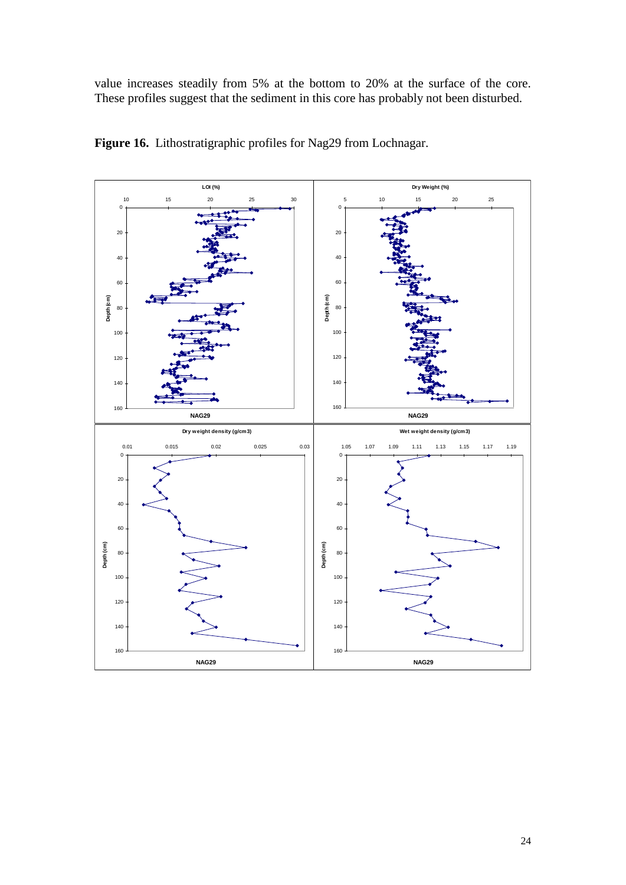value increases steadily from 5% at the bottom to 20% at the surface of the core. These profiles suggest that the sediment in this core has probably not been disturbed.

**Figure 16.** Lithostratigraphic profiles for Nag29 from Lochnagar.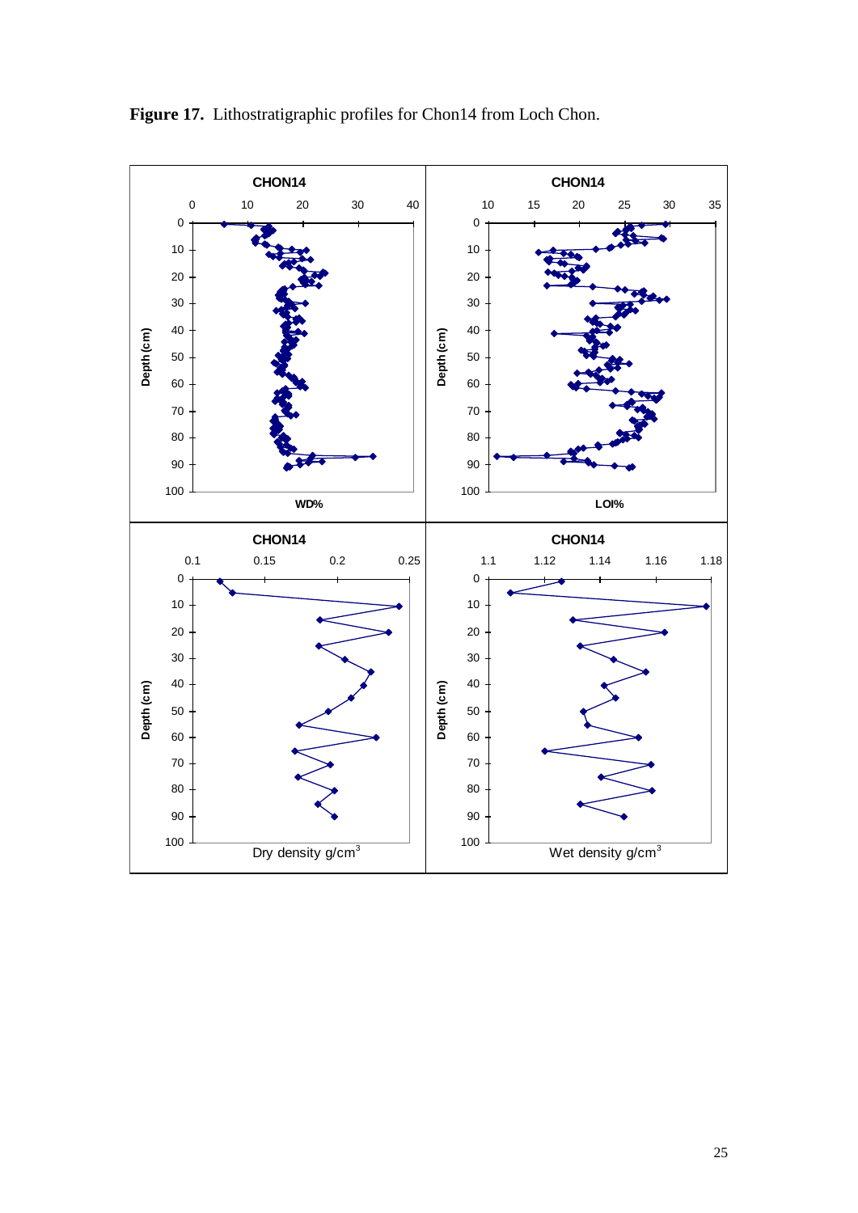**Figure 17.** Lithostratigraphic profiles for Chon14 from Loch Chon.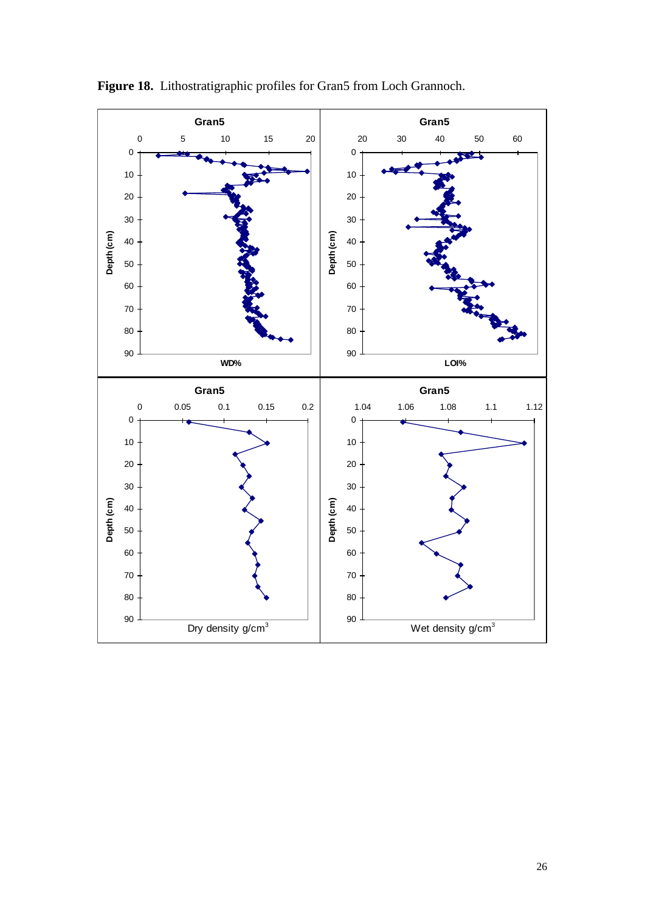**Figure 18.** Lithostratigraphic profiles for Gran5 from Loch Grannoch.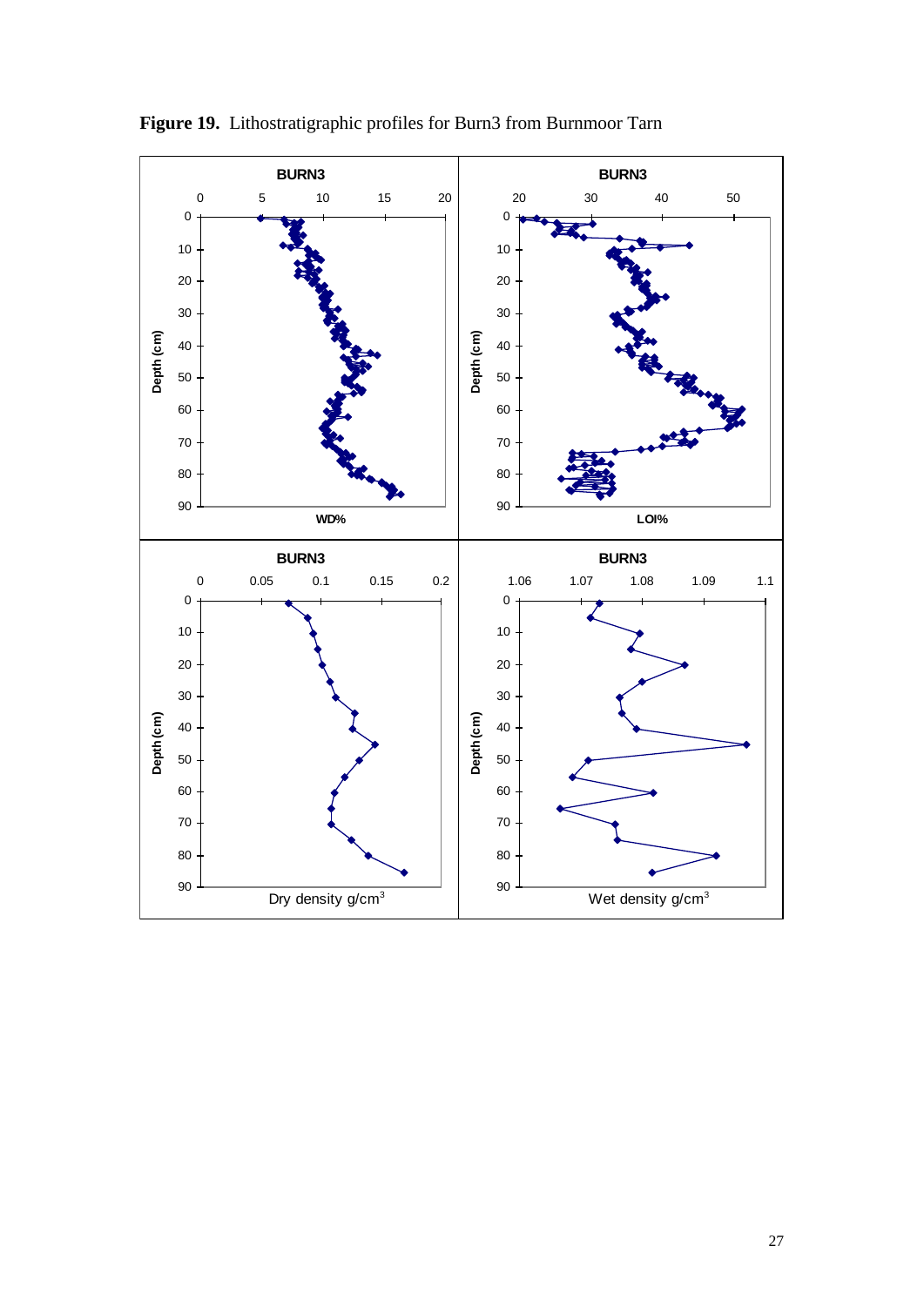**Figure 19.** Lithostratigraphic profiles for Burn3 from Burnmoor Tarn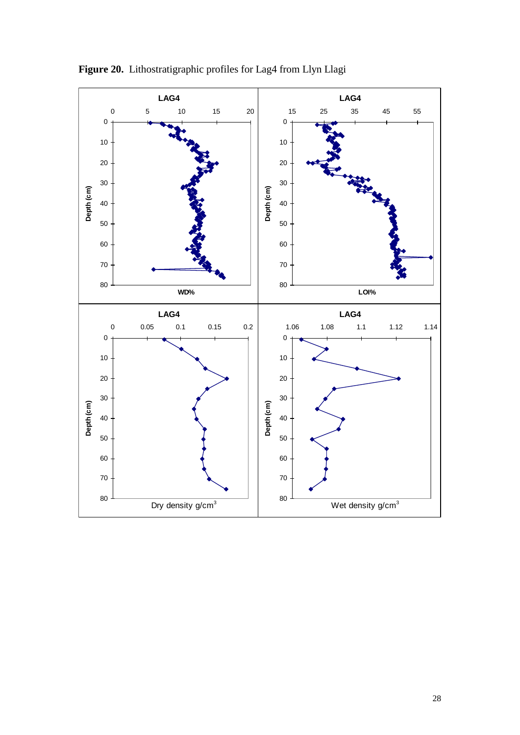**Figure 20.** Lithostratigraphic profiles for Lag4 from Llyn Llagi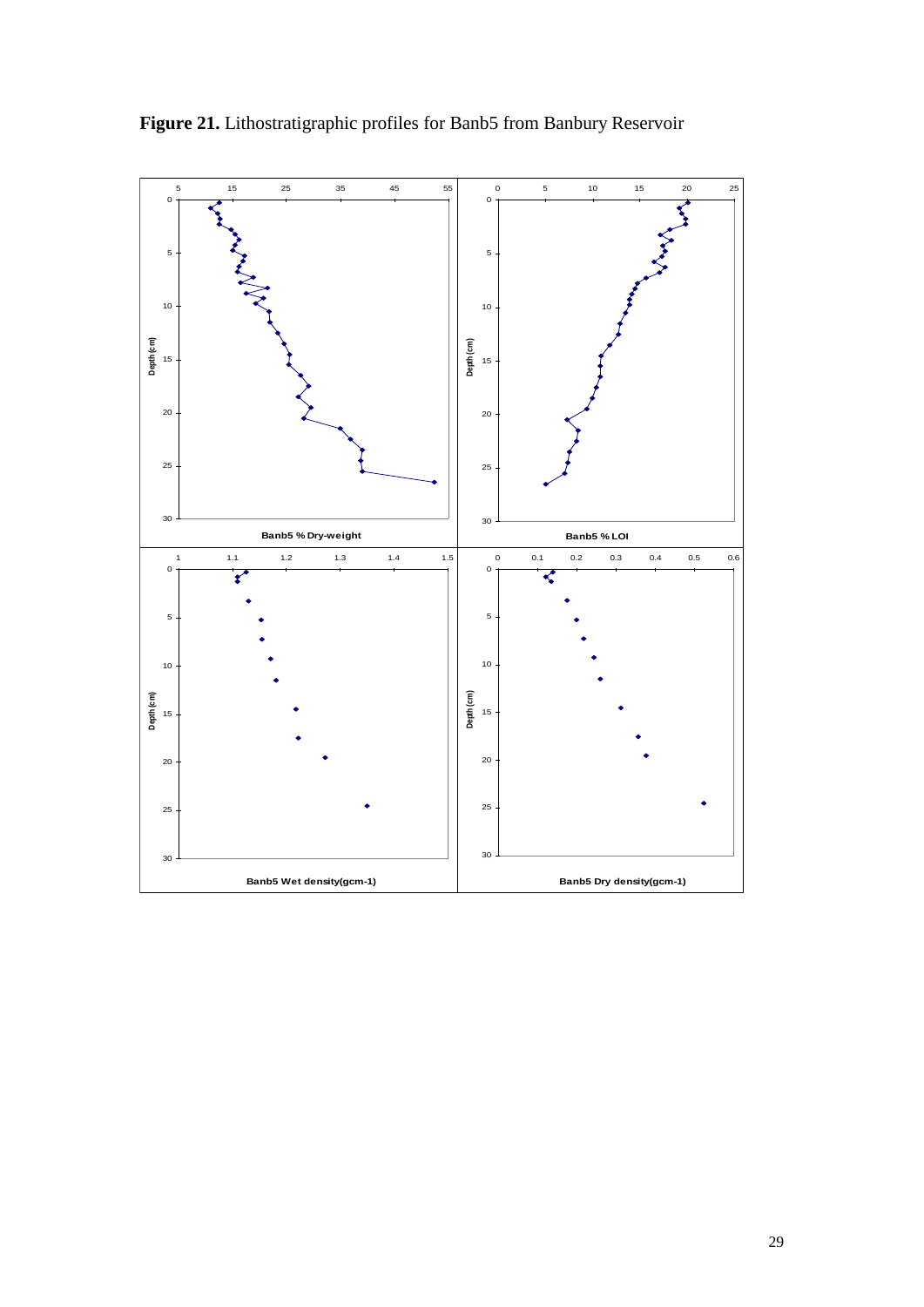**Figure 21.** Lithostratigraphic profiles for Banb5 from Banbury Reservoir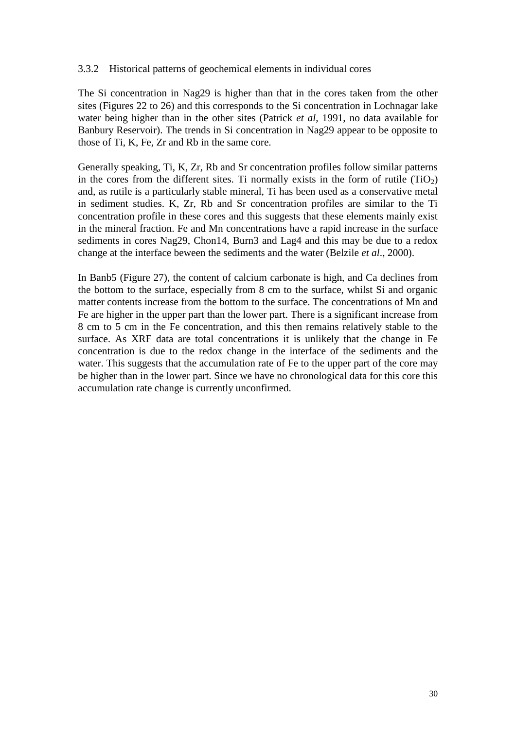### 3.3.2 Historical patterns of geochemical elements in individual cores

The Si concentration in Nag29 is higher than that in the cores taken from the other sites (Figures 22 to 26) and this corresponds to the Si concentration in Lochnagar lake water being higher than in the other sites (Patrick *et al*, 1991, no data available for Banbury Reservoir). The trends in Si concentration in Nag29 appear to be opposite to those of Ti, K, Fe, Zr and Rb in the same core.

Generally speaking, Ti, K, Zr, Rb and Sr concentration profiles follow similar patterns in the cores from the different sites. Ti normally exists in the form of rutile ($TiO_2$) and, as rutile is a particularly stable mineral, Ti has been used as a conservative metal in sediment studies. K, Zr, Rb and Sr concentration profiles are similar to the Ti concentration profile in these cores and this suggests that these elements mainly exist in the mineral fraction. Fe and Mn concentrations have a rapid increase in the surface sediments in cores Nag29, Chon14, Burn3 and Lag4 and this may be due to a redox change at the interface beween the sediments and the water (Belzile *et al*., 2000).

In Banb5 (Figure 27), the content of calcium carbonate is high, and Ca declines from the bottom to the surface, especially from 8 cm to the surface, whilst Si and organic matter contents increase from the bottom to the surface. The concentrations of Mn and Fe are higher in the upper part than the lower part. There is a significant increase from 8 cm to 5 cm in the Fe concentration, and this then remains relatively stable to the surface. As XRF data are total concentrations it is unlikely that the change in Fe concentration is due to the redox change in the interface of the sediments and the water. This suggests that the accumulation rate of Fe to the upper part of the core may be higher than in the lower part. Since we have no chronological data for this core this accumulation rate change is currently unconfirmed.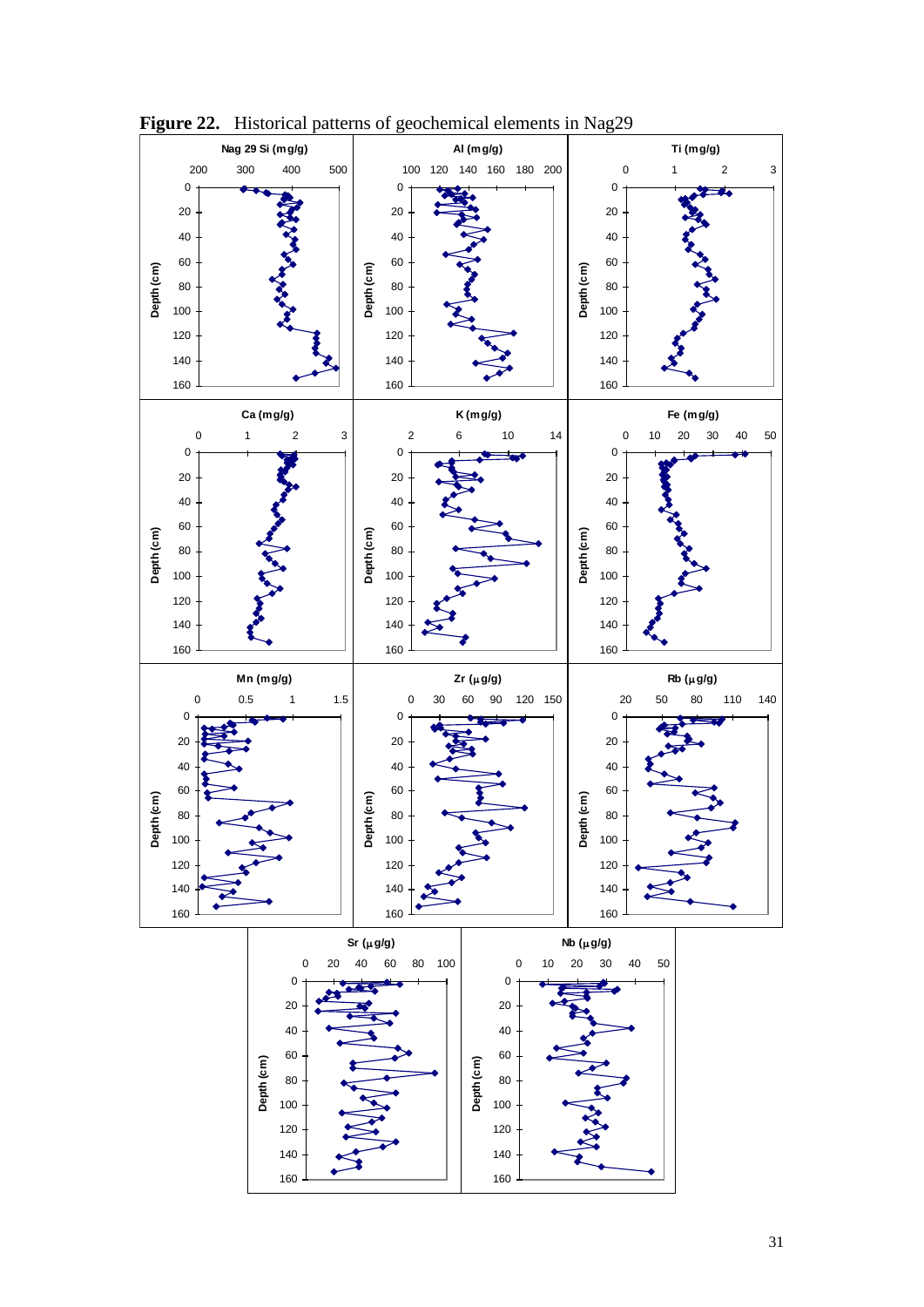**Figure 22.** Historical patterns of geochemical elements in Nag29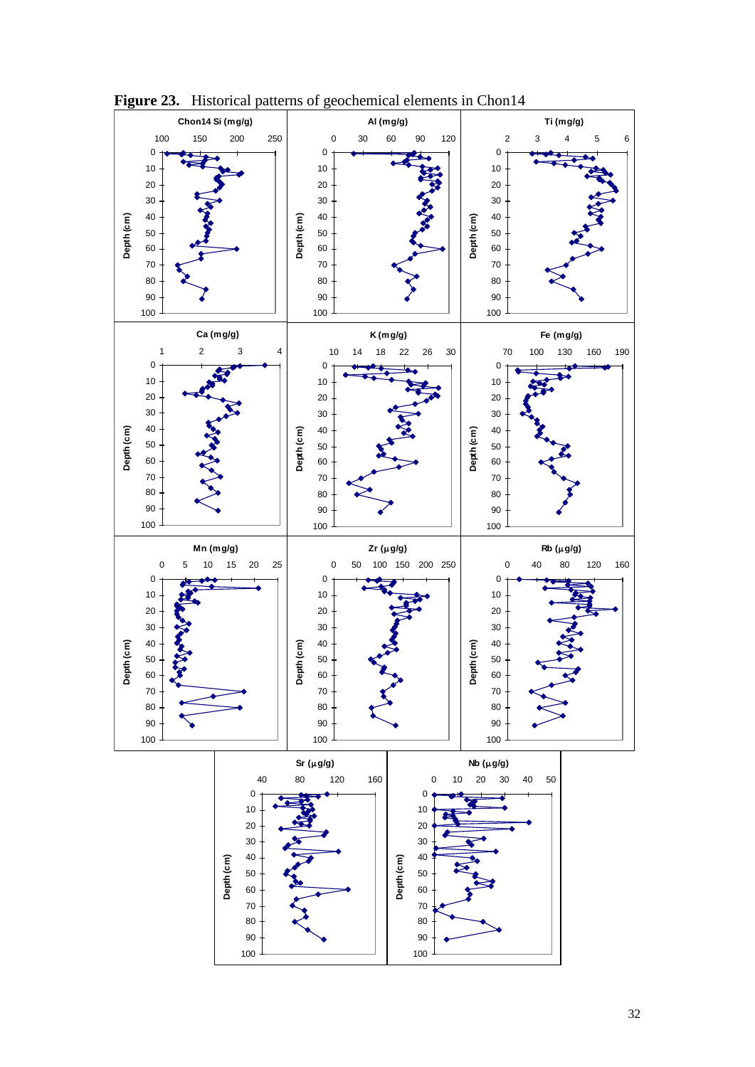**Figure 23.** Historical patterns of geochemical elements in Chon14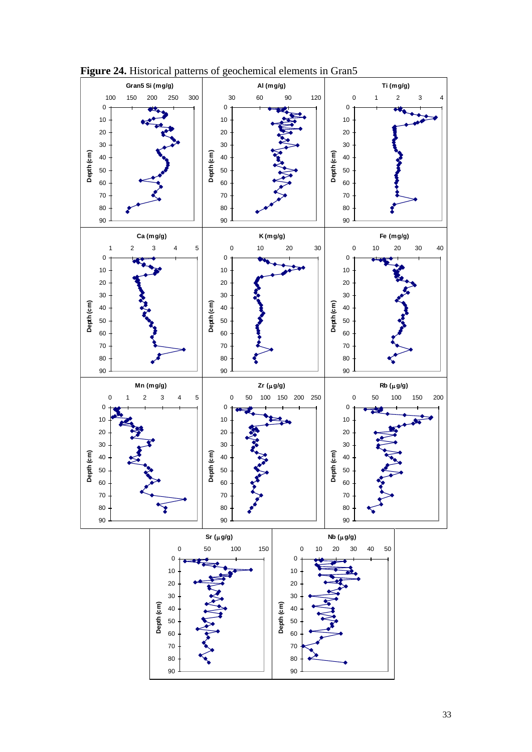**Figure 24.** Historical patterns of geochemical elements in Gran5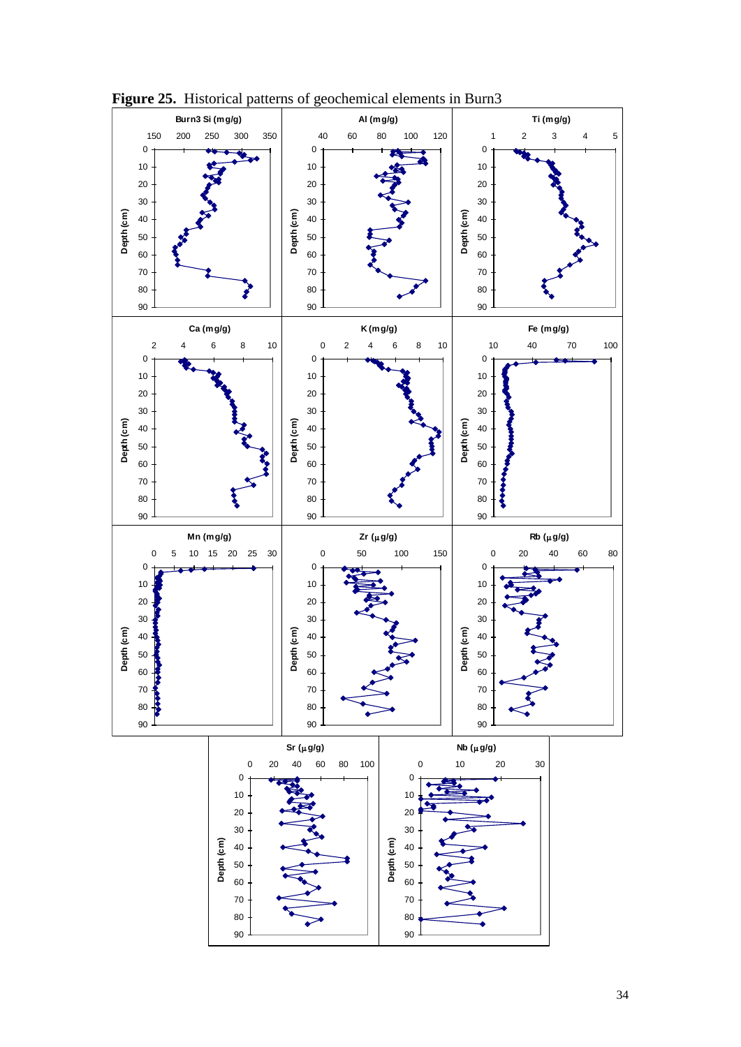**Figure 25.** Historical patterns of geochemical elements in Burn3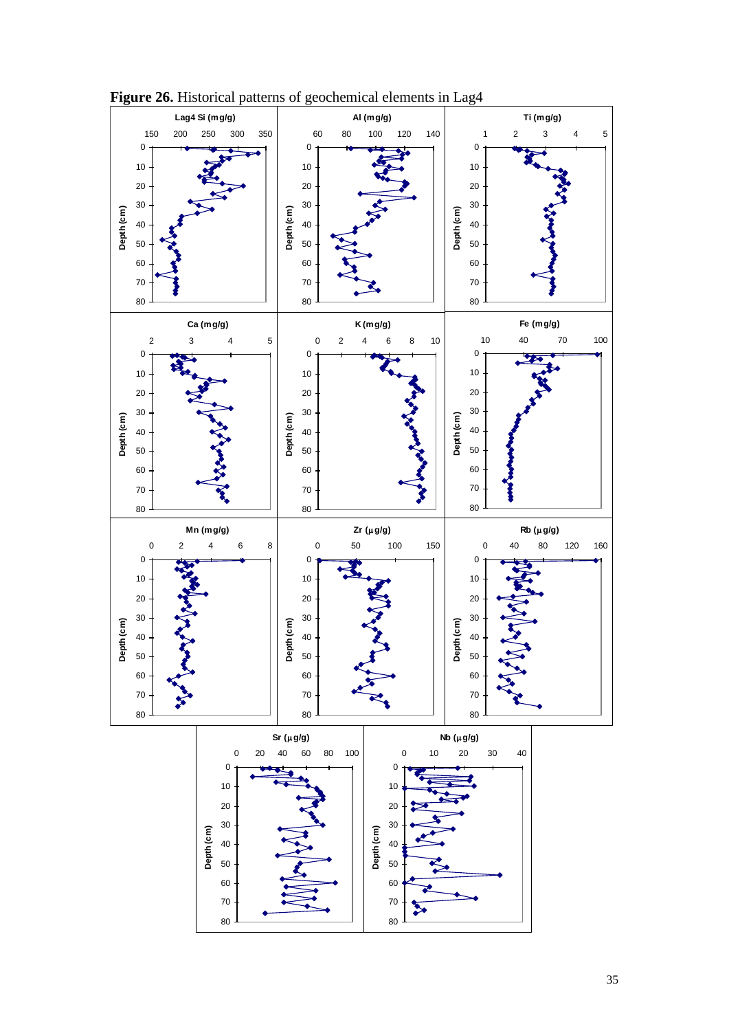**Figure 26.** Historical patterns of geochemical elements in Lag4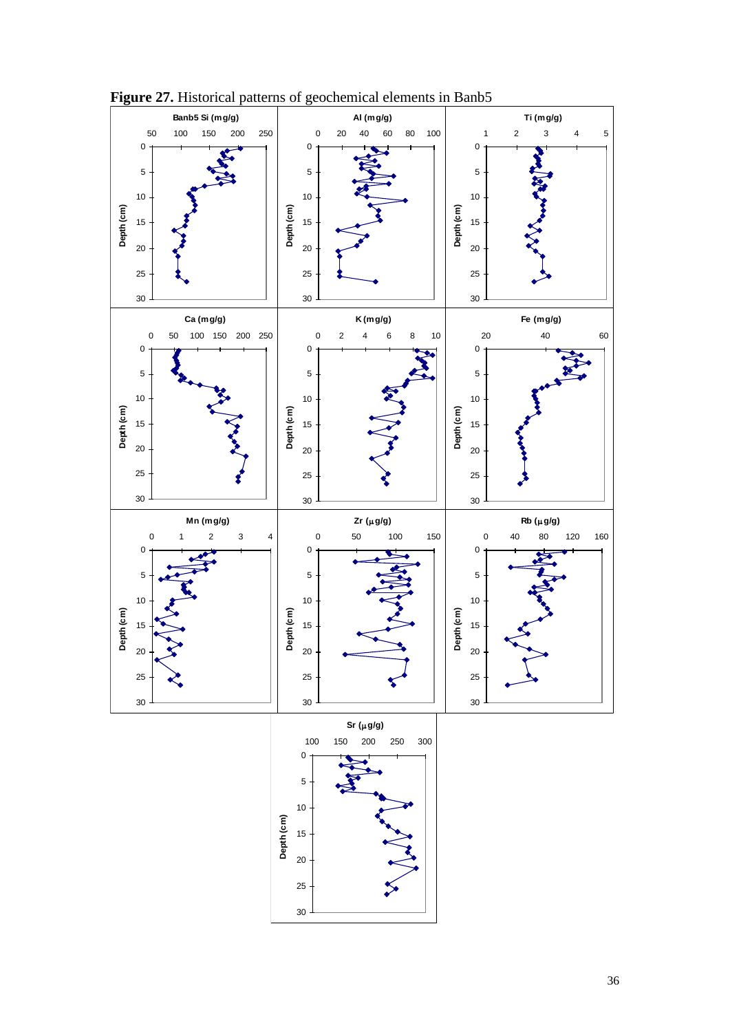**Figure 27.** Historical patterns of geochemical elements in Banb5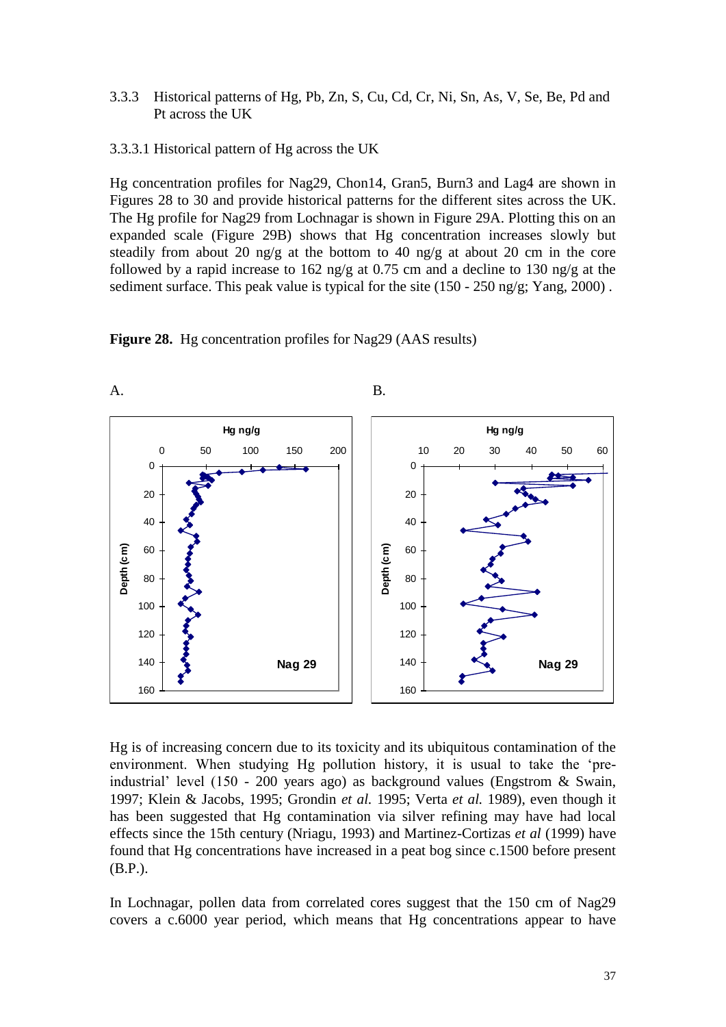3.3.3 Historical patterns of Hg, Pb, Zn, S, Cu, Cd, Cr, Ni, Sn, As, V, Se, Be, Pd and Pt across the UK

3.3.3.1 Historical pattern of Hg across the UK

Hg concentration profiles for Nag29, Chon14, Gran5, Burn3 and Lag4 are shown in Figures 28 to 30 and provide historical patterns for the different sites across the UK. The Hg profile for Nag29 from Lochnagar is shown in Figure 29A. Plotting this on an expanded scale (Figure 29B) shows that Hg concentration increases slowly but steadily from about 20 ng/g at the bottom to 40 ng/g at about 20 cm in the core followed by a rapid increase to 162 ng/g at 0.75 cm and a decline to 130 ng/g at the sediment surface. This peak value is typical for the site (150 - 250 ng/g; Yang, 2000) .

**Figure 28.** Hg concentration profiles for Nag29 (AAS results)

A. B.

Hg is of increasing concern due to its toxicity and its ubiquitous contamination of the environment. When studying Hg pollution history, it is usual to take the 'pre-industrial' level (150 - 200 years ago) as background values (Engstrom & Swain, 1997; Klein & Jacobs, 1995; Grondin *et al.* 1995; Verta *et al.* 1989), even though it has been suggested that Hg contamination via silver refining may have had local effects since the 15th century (Nriagu, 1993) and Martinez-Cortizas *et al* (1999) have found that Hg concentrations have increased in a peat bog since c.1500 before present (B.P.).

In Lochnagar, pollen data from correlated cores suggest that the 150 cm of Nag29 covers a c.6000 year period, which means that Hg concentrations appear to have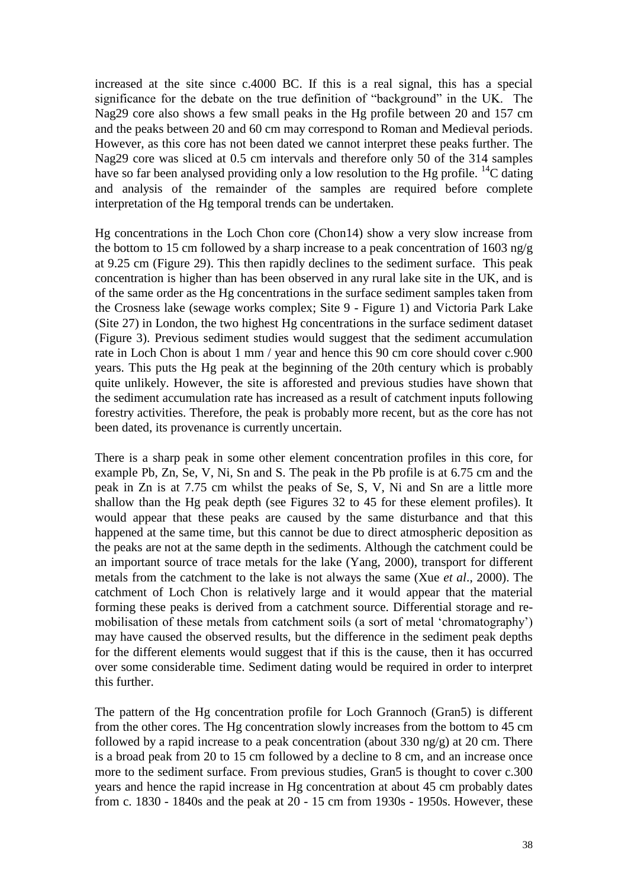increased at the site since c.4000 BC. If this is a real signal, this has a special significance for the debate on the true definition of "background" in the UK. The Nag29 core also shows a few small peaks in the Hg profile between 20 and 157 cm and the peaks between 20 and 60 cm may correspond to Roman and Medieval periods. However, as this core has not been dated we cannot interpret these peaks further. The Nag29 core was sliced at 0.5 cm intervals and therefore only 50 of the 314 samples have so far been analysed providing only a low resolution to the Hg profile. $^{14}C$ dating and analysis of the remainder of the samples are required before complete interpretation of the Hg temporal trends can be undertaken.

Hg concentrations in the Loch Chon core (Chon14) show a very slow increase from the bottom to 15 cm followed by a sharp increase to a peak concentration of 1603 ng/g at 9.25 cm (Figure 29). This then rapidly declines to the sediment surface. This peak concentration is higher than has been observed in any rural lake site in the UK, and is of the same order as the Hg concentrations in the surface sediment samples taken from the Crosness lake (sewage works complex; Site 9 - Figure 1) and Victoria Park Lake (Site 27) in London, the two highest Hg concentrations in the surface sediment dataset (Figure 3). Previous sediment studies would suggest that the sediment accumulation rate in Loch Chon is about 1 mm / year and hence this 90 cm core should cover c.900 years. This puts the Hg peak at the beginning of the 20th century which is probably quite unlikely. However, the site is afforested and previous studies have shown that the sediment accumulation rate has increased as a result of catchment inputs following forestry activities. Therefore, the peak is probably more recent, but as the core has not been dated, its provenance is currently uncertain.

There is a sharp peak in some other element concentration profiles in this core, for example Pb, Zn, Se, V, Ni, Sn and S. The peak in the Pb profile is at 6.75 cm and the peak in Zn is at 7.75 cm whilst the peaks of Se, S, V, Ni and Sn are a little more shallow than the Hg peak depth (see Figures 32 to 45 for these element profiles). It would appear that these peaks are caused by the same disturbance and that this happened at the same time, but this cannot be due to direct atmospheric deposition as the peaks are not at the same depth in the sediments. Although the catchment could be an important source of trace metals for the lake (Yang, 2000), transport for different metals from the catchment to the lake is not always the same (Xue *et al*., 2000). The catchment of Loch Chon is relatively large and it would appear that the material forming these peaks is derived from a catchment source. Differential storage and re-mobilisation of these metals from catchment soils (a sort of metal 'chromatography') may have caused the observed results, but the difference in the sediment peak depths for the different elements would suggest that if this is the cause, then it has occurred over some considerable time. Sediment dating would be required in order to interpret this further.

The pattern of the Hg concentration profile for Loch Grannoch (Gran5) is different from the other cores. The Hg concentration slowly increases from the bottom to 45 cm followed by a rapid increase to a peak concentration (about 330 ng/g) at 20 cm. There is a broad peak from 20 to 15 cm followed by a decline to 8 cm, and an increase once more to the sediment surface. From previous studies, Gran5 is thought to cover c.300 years and hence the rapid increase in Hg concentration at about 45 cm probably dates from c. 1830 - 1840s and the peak at 20 - 15 cm from 1930s - 1950s. However, these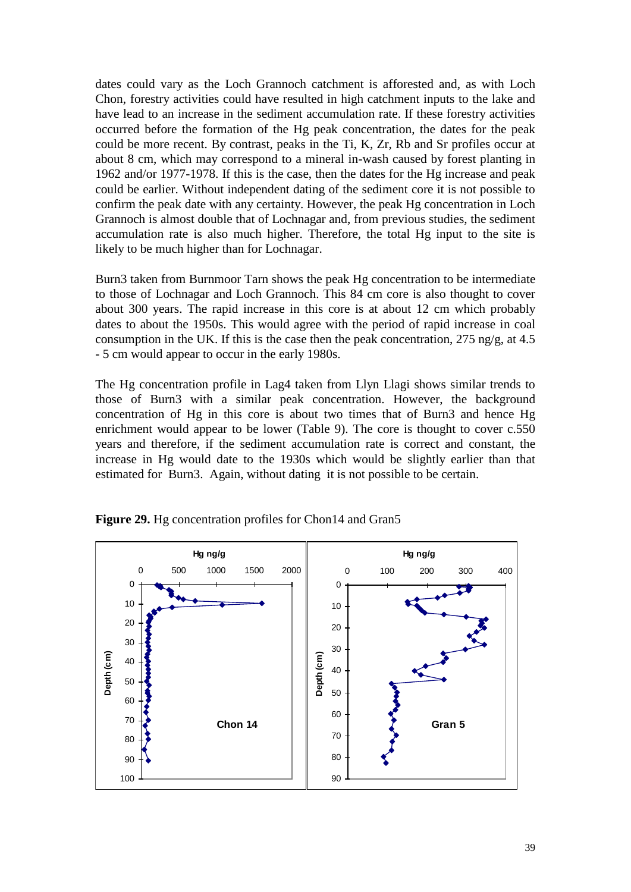dates could vary as the Loch Grannoch catchment is afforested and, as with Loch Chon, forestry activities could have resulted in high catchment inputs to the lake and have lead to an increase in the sediment accumulation rate. If these forestry activities occurred before the formation of the Hg peak concentration, the dates for the peak could be more recent. By contrast, peaks in the Ti, K, Zr, Rb and Sr profiles occur at about 8 cm, which may correspond to a mineral in-wash caused by forest planting in 1962 and/or 1977-1978. If this is the case, then the dates for the Hg increase and peak could be earlier. Without independent dating of the sediment core it is not possible to confirm the peak date with any certainty. However, the peak Hg concentration in Loch Grannoch is almost double that of Lochnagar and, from previous studies, the sediment accumulation rate is also much higher. Therefore, the total Hg input to the site is likely to be much higher than for Lochnagar.

Burn3 taken from Burnmoor Tarn shows the peak Hg concentration to be intermediate to those of Lochnagar and Loch Grannoch. This 84 cm core is also thought to cover about 300 years. The rapid increase in this core is at about 12 cm which probably dates to about the 1950s. This would agree with the period of rapid increase in coal consumption in the UK. If this is the case then the peak concentration, 275 ng/g, at 4.5 - 5 cm would appear to occur in the early 1980s.

The Hg concentration profile in Lag4 taken from Llyn Llagi shows similar trends to those of Burn3 with a similar peak concentration. However, the background concentration of Hg in this core is about two times that of Burn3 and hence Hg enrichment would appear to be lower (Table 9). The core is thought to cover c.550 years and therefore, if the sediment accumulation rate is correct and constant, the increase in Hg would date to the 1930s which would be slightly earlier than that estimated for Burn3. Again, without dating it is not possible to be certain.

**Figure 29.** Hg concentration profiles for Chon14 and Gran5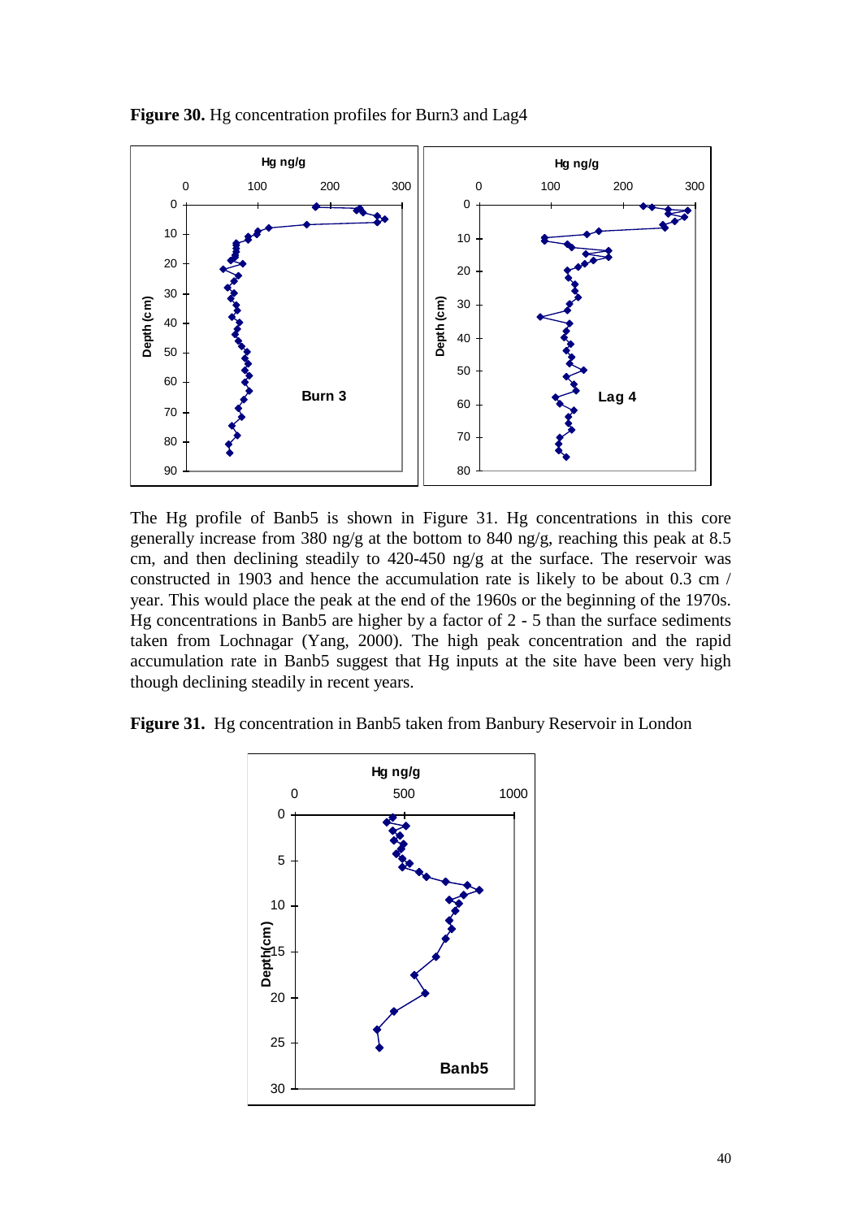**Figure 30.** Hg concentration profiles for Burn3 and Lag4

The Hg profile of Banb5 is shown in Figure 31. Hg concentrations in this core generally increase from 380 ng/g at the bottom to 840 ng/g, reaching this peak at 8.5 cm, and then declining steadily to 420-450 ng/g at the surface. The reservoir was constructed in 1903 and hence the accumulation rate is likely to be about 0.3 cm / year. This would place the peak at the end of the 1960s or the beginning of the 1970s. Hg concentrations in Banb5 are higher by a factor of 2 - 5 than the surface sediments taken from Lochnagar (Yang, 2000). The high peak concentration and the rapid accumulation rate in Banb5 suggest that Hg inputs at the site have been very high though declining steadily in recent years.

**Figure 31.** Hg concentration in Banb5 taken from Banbury Reservoir in London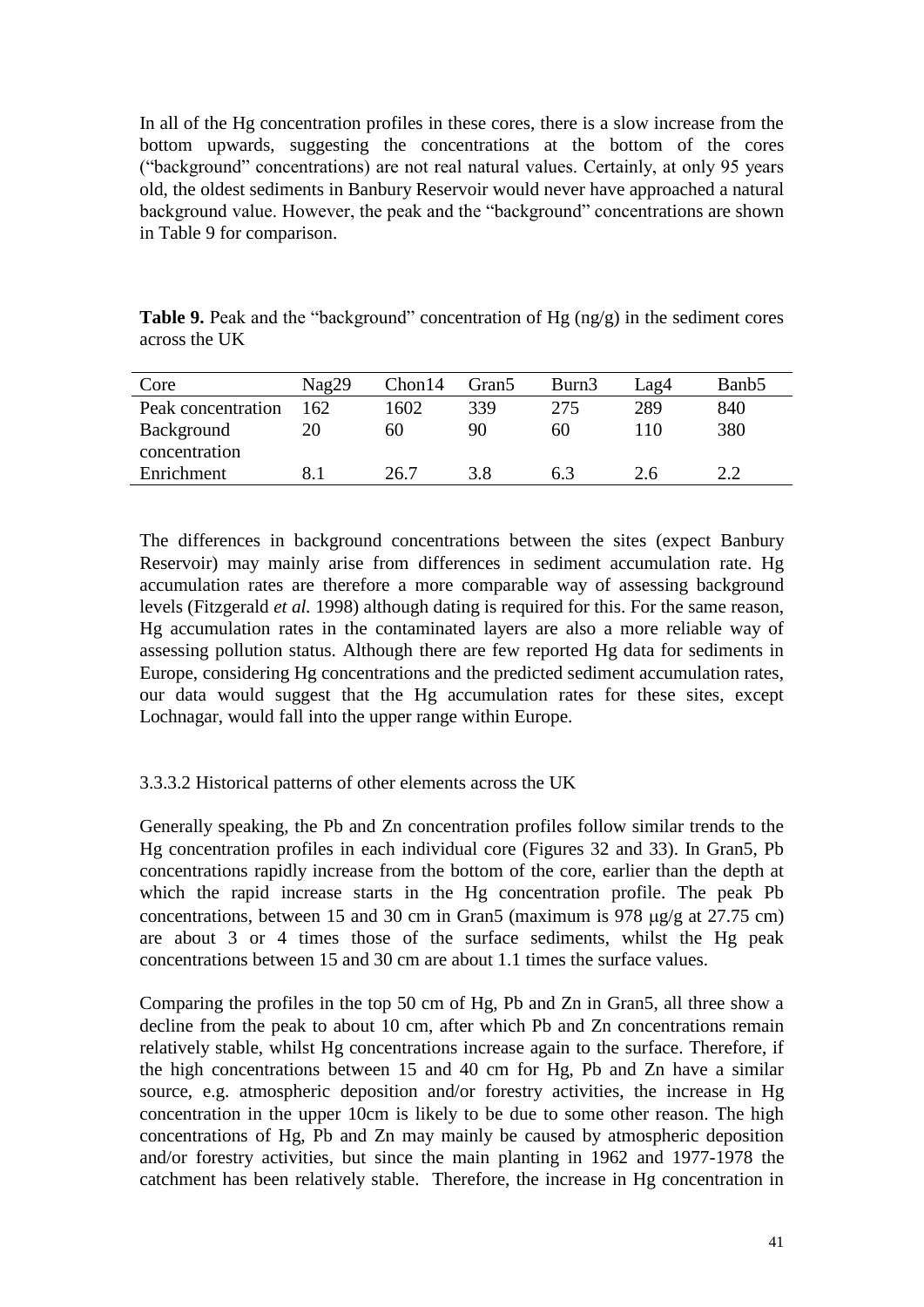In all of the Hg concentration profiles in these cores, there is a slow increase from the bottom upwards, suggesting the concentrations at the bottom of the cores ("background" concentrations) are not real natural values. Certainly, at only 95 years old, the oldest sediments in Banbury Reservoir would never have approached a natural background value. However, the peak and the "background" concentrations are shown in Table 9 for comparison.

**Table 9.** Peak and the "background" concentration of Hg (ng/g) in the sediment cores across the UK

| Core | Nag29 | Chon14 | Gran5 | Burn3 | Lag4 | Banb5 |
|---|---|---|---|---|---|---|
| Peak concentration | 162 | 1602 | 339 | 275 | 289 | 840 |
| Background concentration | 20 | 60 | 90 | 60 | 110 | 380 |
| Enrichment | 8.1 | 26.7 | 3.8 | 6.3 | 2.6 | 2.2 |

The differences in background concentrations between the sites (expect Banbury Reservoir) may mainly arise from differences in sediment accumulation rate. Hg accumulation rates are therefore a more comparable way of assessing background levels (Fitzgerald *et al.* 1998) although dating is required for this. For the same reason, Hg accumulation rates in the contaminated layers are also a more reliable way of assessing pollution status. Although there are few reported Hg data for sediments in Europe, considering Hg concentrations and the predicted sediment accumulation rates, our data would suggest that the Hg accumulation rates for these sites, except Lochnagar, would fall into the upper range within Europe.

3.3.3.2 Historical patterns of other elements across the UK

Generally speaking, the Pb and Zn concentration profiles follow similar trends to the Hg concentration profiles in each individual core (Figures 32 and 33). In Gran5, Pb concentrations rapidly increase from the bottom of the core, earlier than the depth at which the rapid increase starts in the Hg concentration profile. The peak Pb concentrations, between 15 and 30 cm in Gran5 (maximum is 978 μg/g at 27.75 cm) are about 3 or 4 times those of the surface sediments, whilst the Hg peak concentrations between 15 and 30 cm are about 1.1 times the surface values.

Comparing the profiles in the top 50 cm of Hg, Pb and Zn in Gran5, all three show a decline from the peak to about 10 cm, after which Pb and Zn concentrations remain relatively stable, whilst Hg concentrations increase again to the surface. Therefore, if the high concentrations between 15 and 40 cm for Hg, Pb and Zn have a similar source, e.g. atmospheric deposition and/or forestry activities, the increase in Hg concentration in the upper 10cm is likely to be due to some other reason. The high concentrations of Hg, Pb and Zn may mainly be caused by atmospheric deposition and/or forestry activities, but since the main planting in 1962 and 1977-1978 the catchment has been relatively stable. Therefore, the increase in Hg concentration in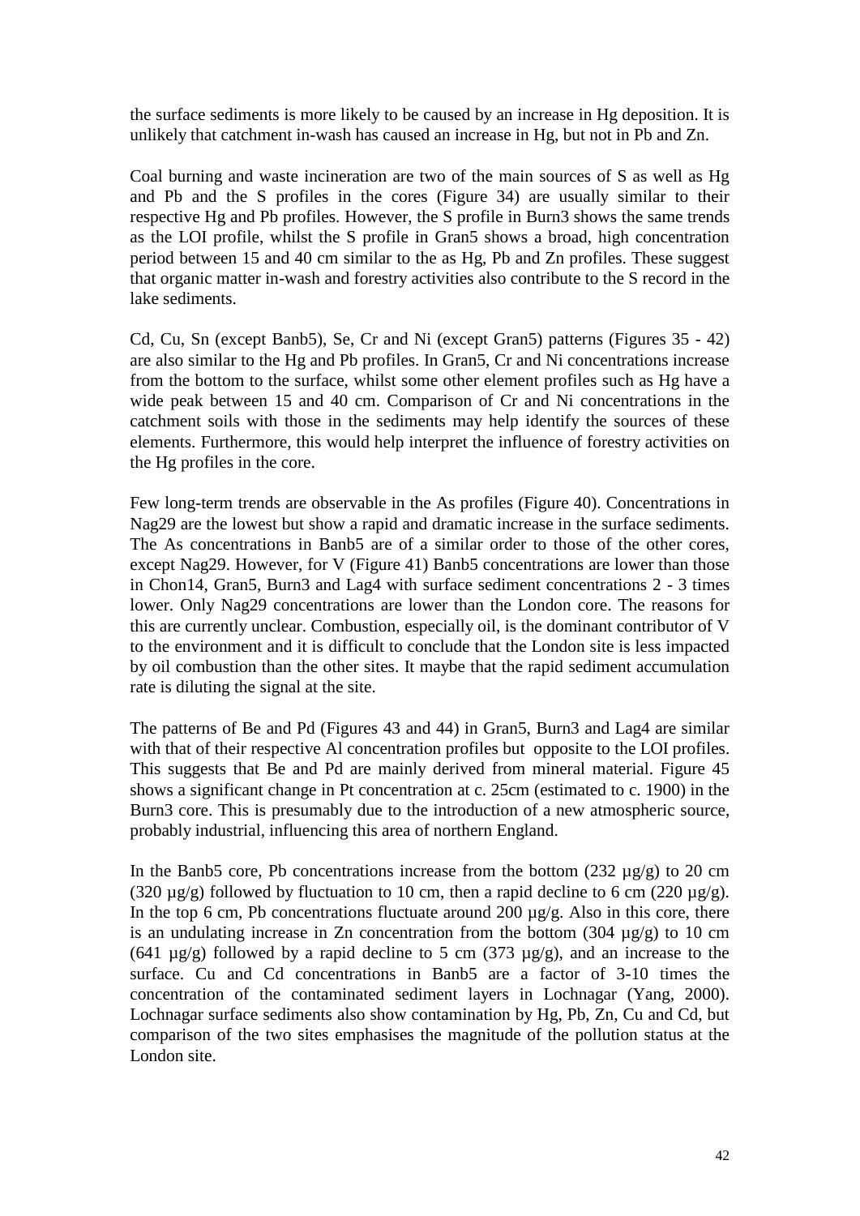the surface sediments is more likely to be caused by an increase in Hg deposition. It is unlikely that catchment in-wash has caused an increase in Hg, but not in Pb and Zn.

Coal burning and waste incineration are two of the main sources of S as well as Hg and Pb and the S profiles in the cores (Figure 34) are usually similar to their respective Hg and Pb profiles. However, the S profile in Burn3 shows the same trends as the LOI profile, whilst the S profile in Gran5 shows a broad, high concentration period between 15 and 40 cm similar to the as Hg, Pb and Zn profiles. These suggest that organic matter in-wash and forestry activities also contribute to the S record in the lake sediments.

Cd, Cu, Sn (except Banb5), Se, Cr and Ni (except Gran5) patterns (Figures 35 - 42) are also similar to the Hg and Pb profiles. In Gran5, Cr and Ni concentrations increase from the bottom to the surface, whilst some other element profiles such as Hg have a wide peak between 15 and 40 cm. Comparison of Cr and Ni concentrations in the catchment soils with those in the sediments may help identify the sources of these elements. Furthermore, this would help interpret the influence of forestry activities on the Hg profiles in the core.

Few long-term trends are observable in the As profiles (Figure 40). Concentrations in Nag29 are the lowest but show a rapid and dramatic increase in the surface sediments. The As concentrations in Banb5 are of a similar order to those of the other cores, except Nag29. However, for V (Figure 41) Banb5 concentrations are lower than those in Chon14, Gran5, Burn3 and Lag4 with surface sediment concentrations 2 - 3 times lower. Only Nag29 concentrations are lower than the London core. The reasons for this are currently unclear. Combustion, especially oil, is the dominant contributor of V to the environment and it is difficult to conclude that the London site is less impacted by oil combustion than the other sites. It maybe that the rapid sediment accumulation rate is diluting the signal at the site.

The patterns of Be and Pd (Figures 43 and 44) in Gran5, Burn3 and Lag4 are similar with that of their respective Al concentration profiles but opposite to the LOI profiles. This suggests that Be and Pd are mainly derived from mineral material. Figure 45 shows a significant change in Pt concentration at c. 25cm (estimated to c. 1900) in the Burn3 core. This is presumably due to the introduction of a new atmospheric source, probably industrial, influencing this area of northern England.

In the Banb5 core, Pb concentrations increase from the bottom (232 µg/g) to 20 cm (320 µg/g) followed by fluctuation to 10 cm, then a rapid decline to 6 cm (220 µg/g). In the top 6 cm, Pb concentrations fluctuate around 200 µg/g. Also in this core, there is an undulating increase in Zn concentration from the bottom (304 µg/g) to 10 cm (641 µg/g) followed by a rapid decline to 5 cm (373 µg/g), and an increase to the surface. Cu and Cd concentrations in Banb5 are a factor of 3-10 times the concentration of the contaminated sediment layers in Lochnagar (Yang, 2000). Lochnagar surface sediments also show contamination by Hg, Pb, Zn, Cu and Cd, but comparison of the two sites emphasises the magnitude of the pollution status at the London site.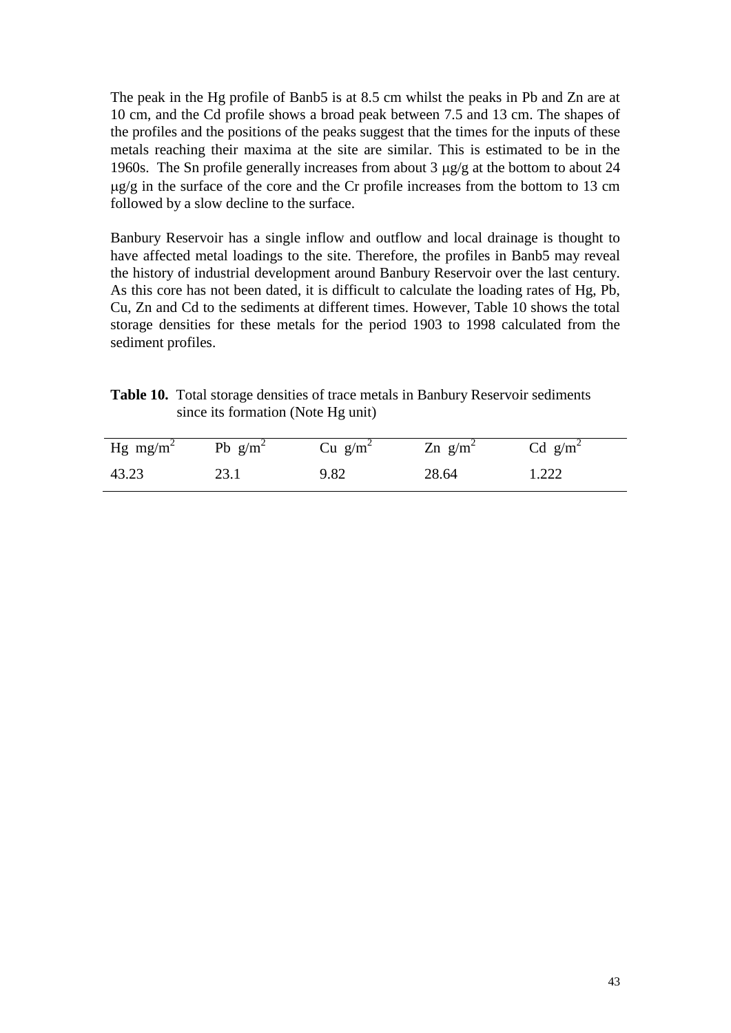The peak in the Hg profile of Banb5 is at 8.5 cm whilst the peaks in Pb and Zn are at 10 cm, and the Cd profile shows a broad peak between 7.5 and 13 cm. The shapes of the profiles and the positions of the peaks suggest that the times for the inputs of these metals reaching their maxima at the site are similar. This is estimated to be in the 1960s. The Sn profile generally increases from about 3 μg/g at the bottom to about 24 μg/g in the surface of the core and the Cr profile increases from the bottom to 13 cm followed by a slow decline to the surface.

Banbury Reservoir has a single inflow and outflow and local drainage is thought to have affected metal loadings to the site. Therefore, the profiles in Banb5 may reveal the history of industrial development around Banbury Reservoir over the last century. As this core has not been dated, it is difficult to calculate the loading rates of Hg, Pb, Cu, Zn and Cd to the sediments at different times. However, Table 10 shows the total storage densities for these metals for the period 1903 to 1998 calculated from the sediment profiles.

**Table 10.** Total storage densities of trace metals in Banbury Reservoir sediments since its formation (Note Hg unit)

| Hg mg/m$^2$ | Pb g/m$^2$ | Cu g/m$^2$ | Zn g/m$^2$ | Cd g/m$^2$ |
|---|---|---|---|---|
| 43.23 | 23.1 | 9.82 | 28.64 | 1.222 |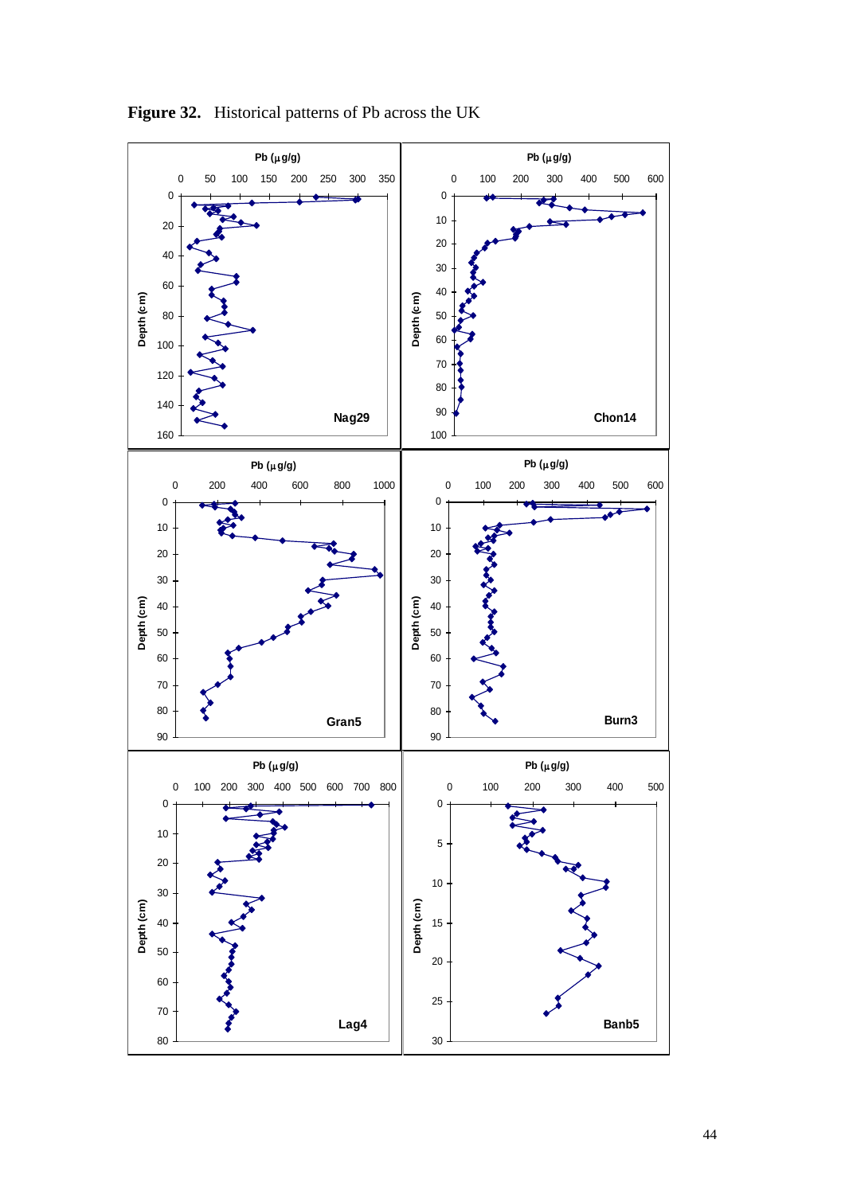**Figure 32.** Historical patterns of Pb across the UK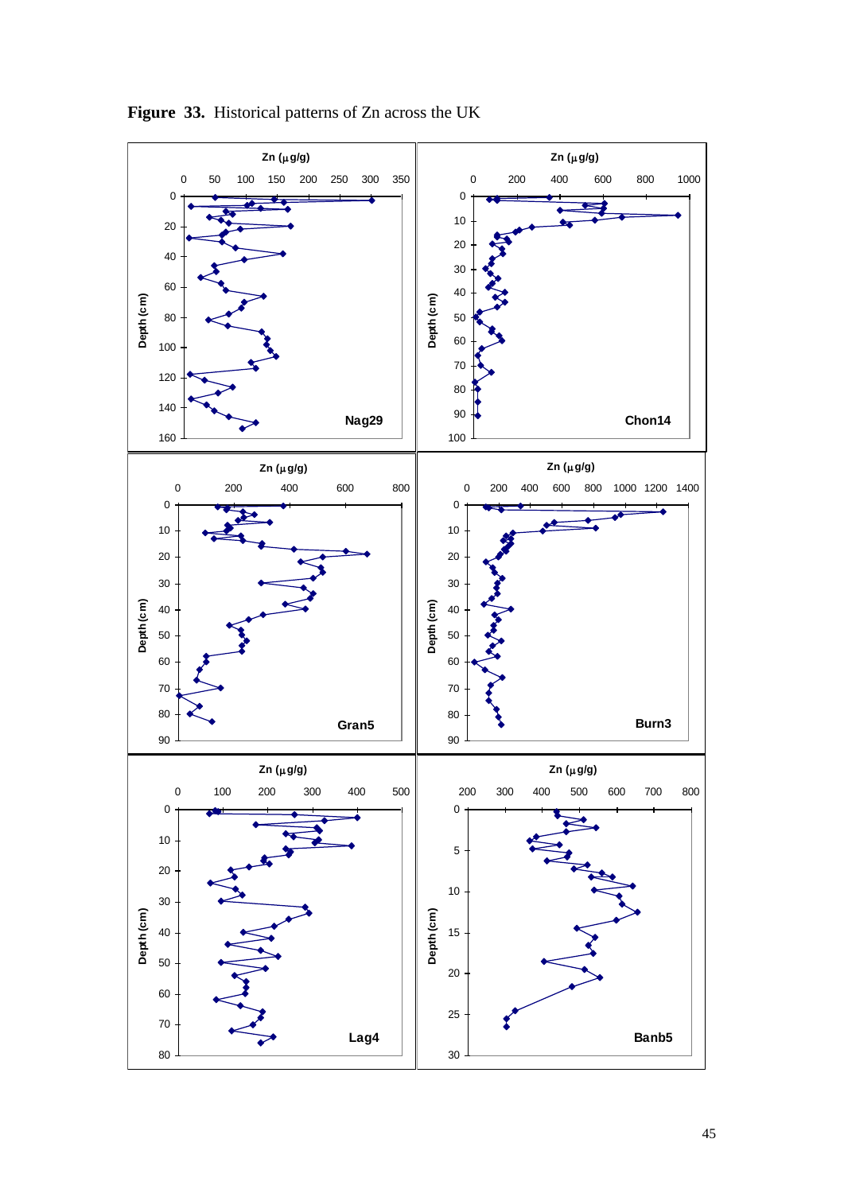**Figure 33.** Historical patterns of Zn across the UK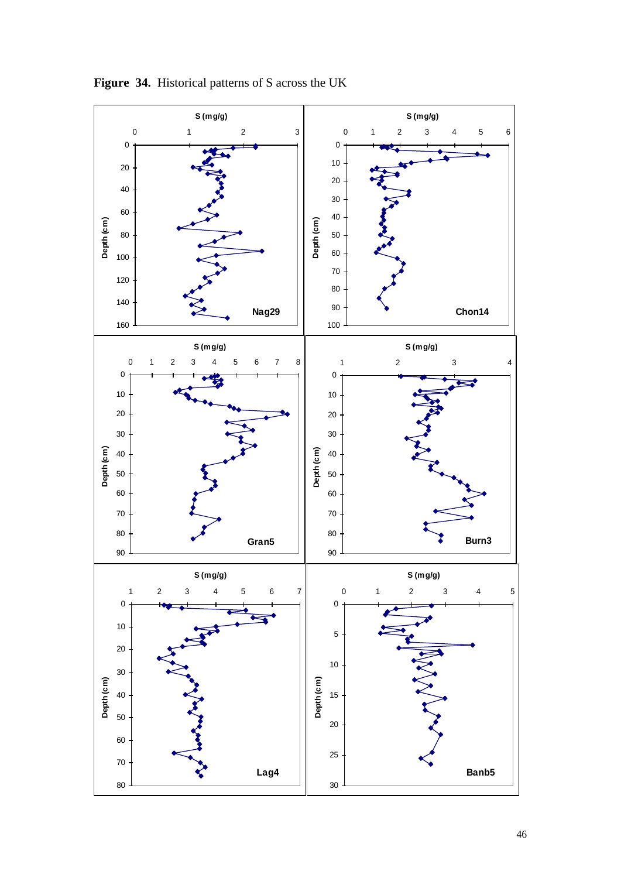**Figure 34.** Historical patterns of S across the UK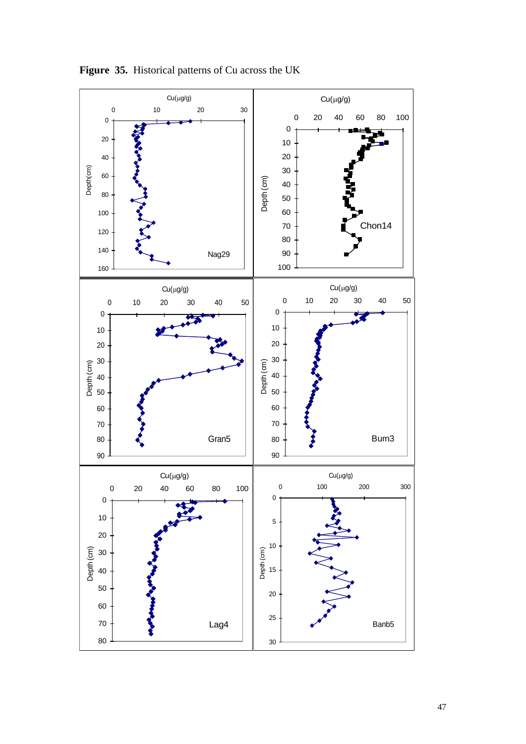**Figure 35.** Historical patterns of Cu across the UK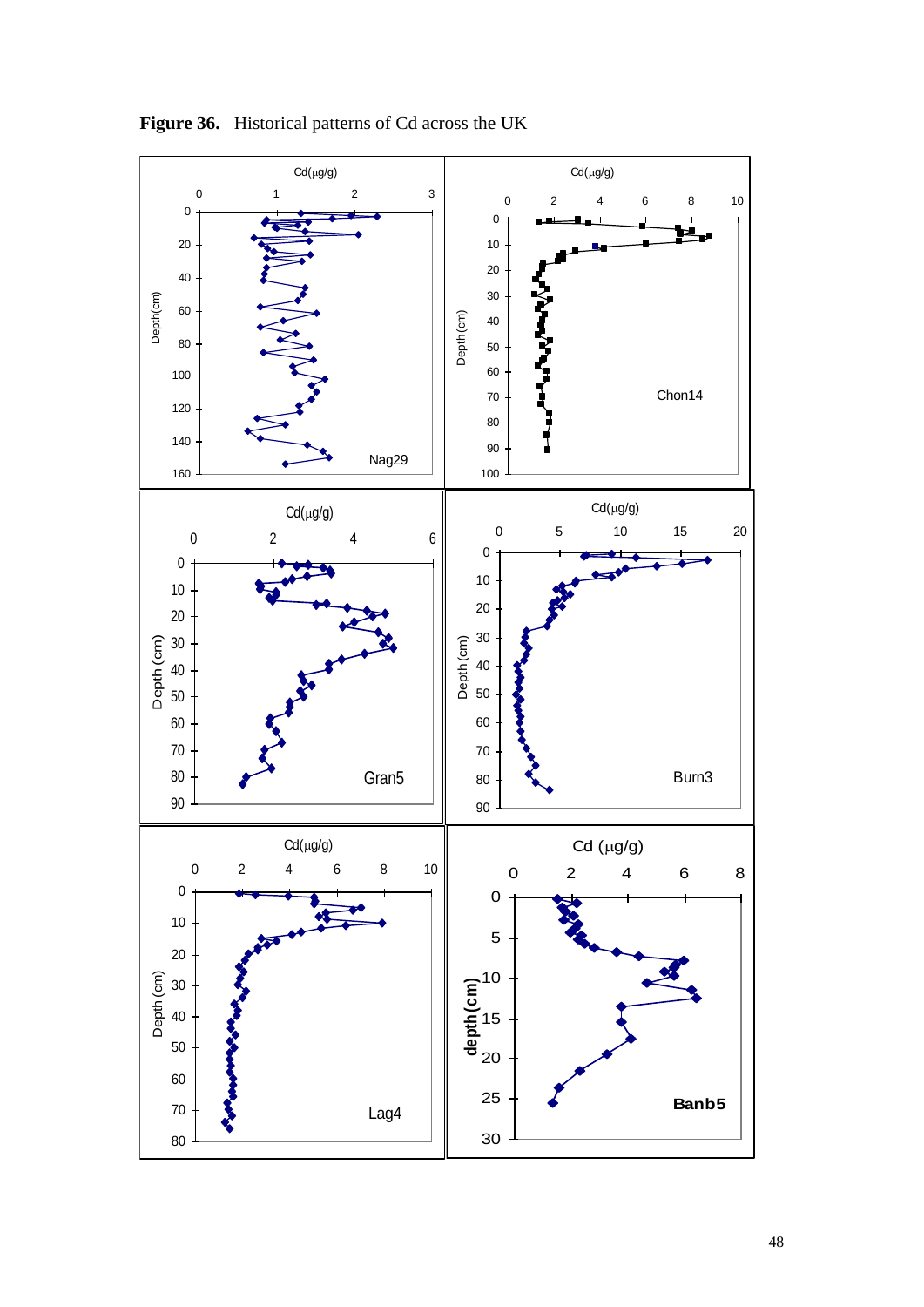**Figure 36.** Historical patterns of Cd across the UK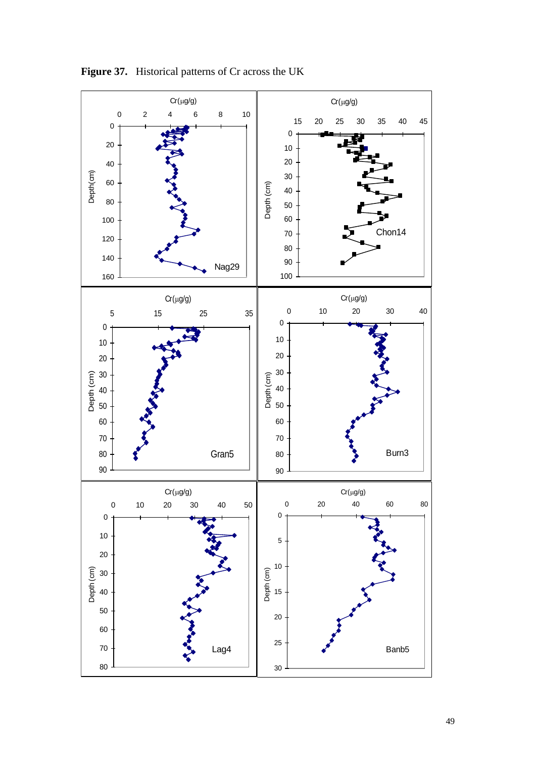**Figure 37.** Historical patterns of Cr across the UK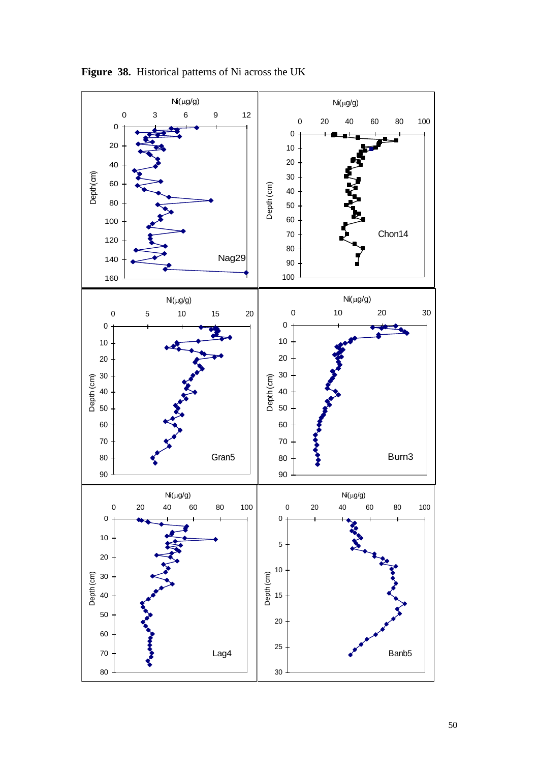**Figure 38.** Historical patterns of Ni across the UK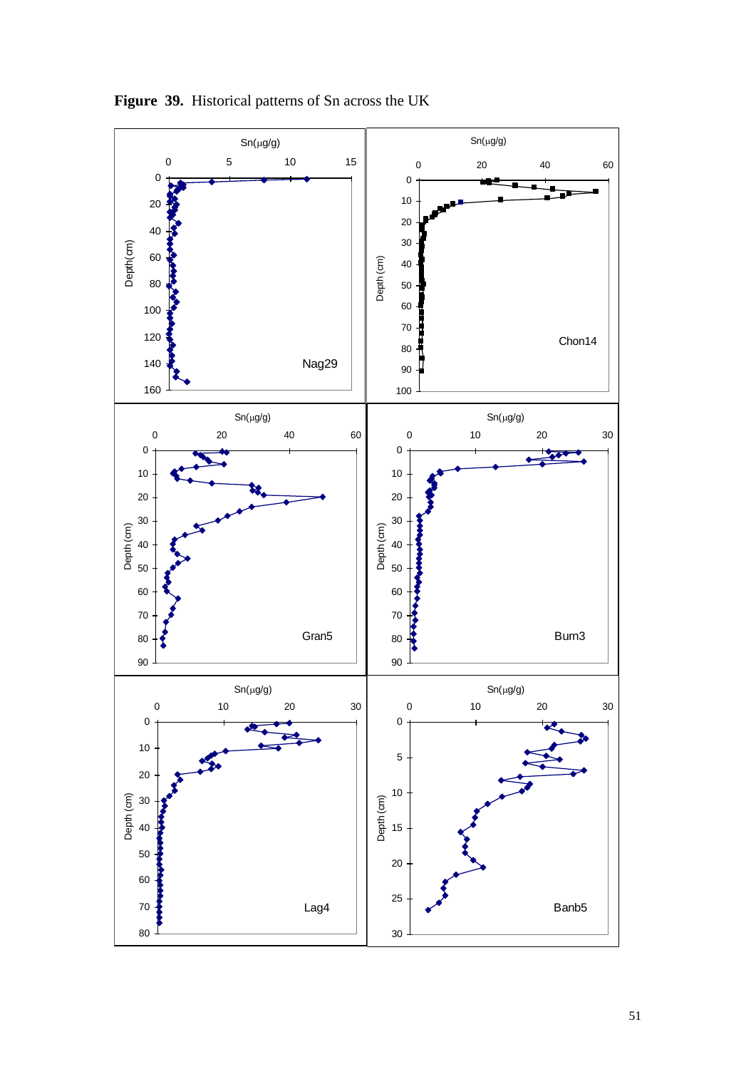**Figure 39.** Historical patterns of Sn across the UK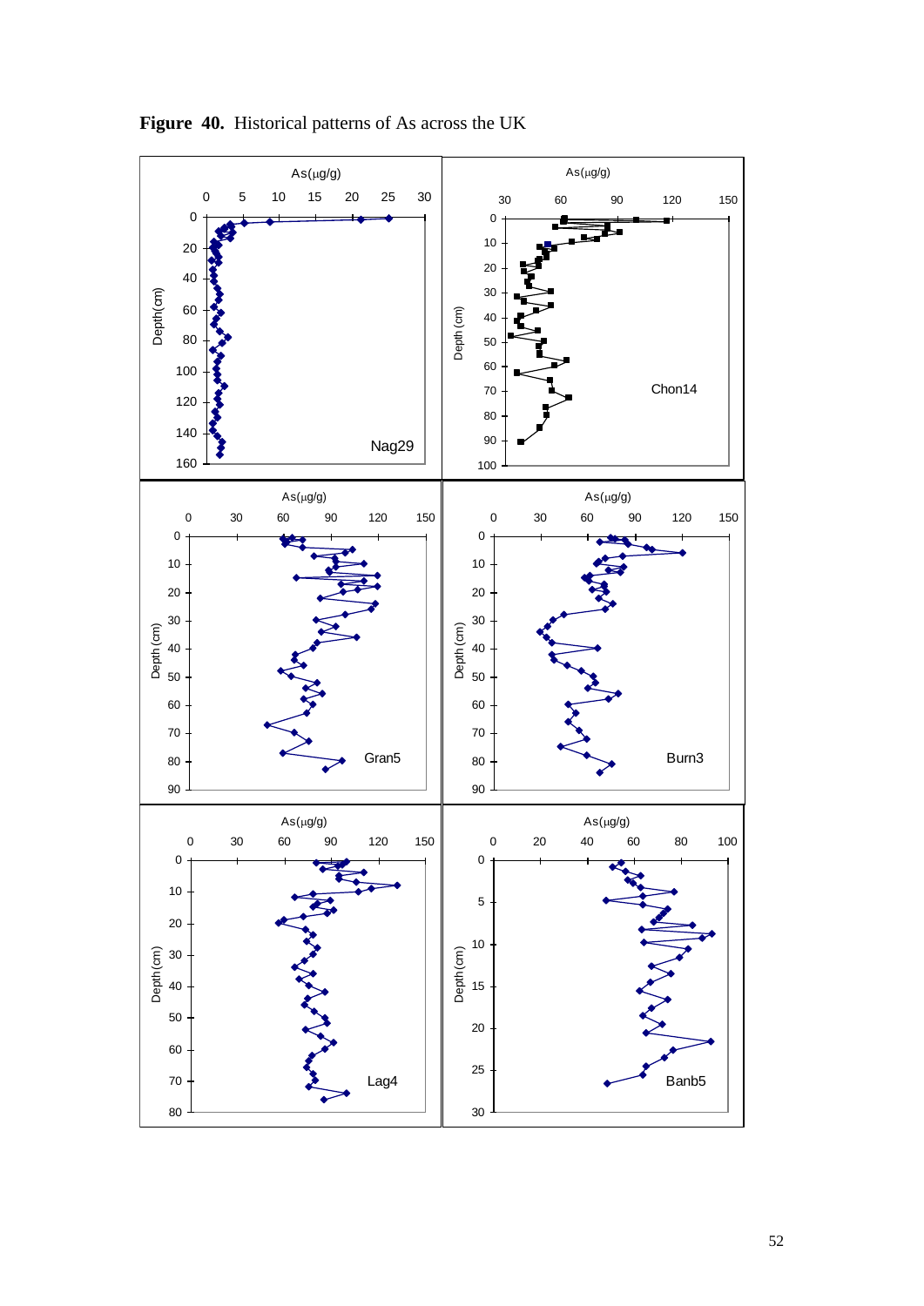**Figure 40.** Historical patterns of As across the UK

As(μg/g)

Nag29

Chon14

Gran5

Burn3

Lag4

Banb5

Depth(cm)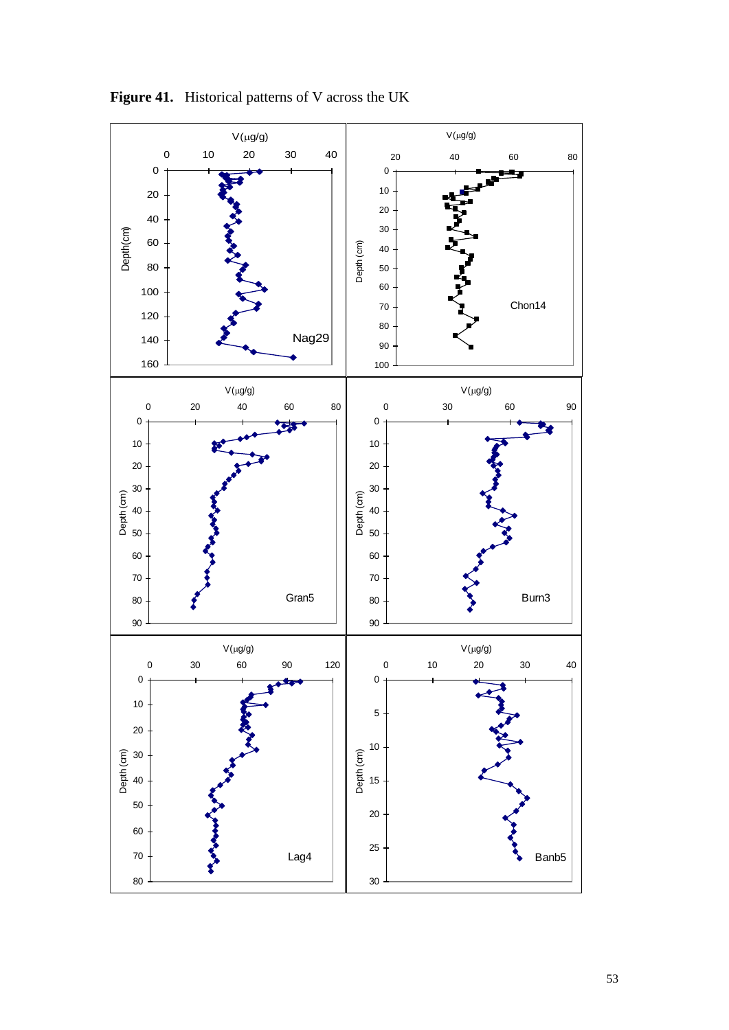**Figure 41.** Historical patterns of V across the UK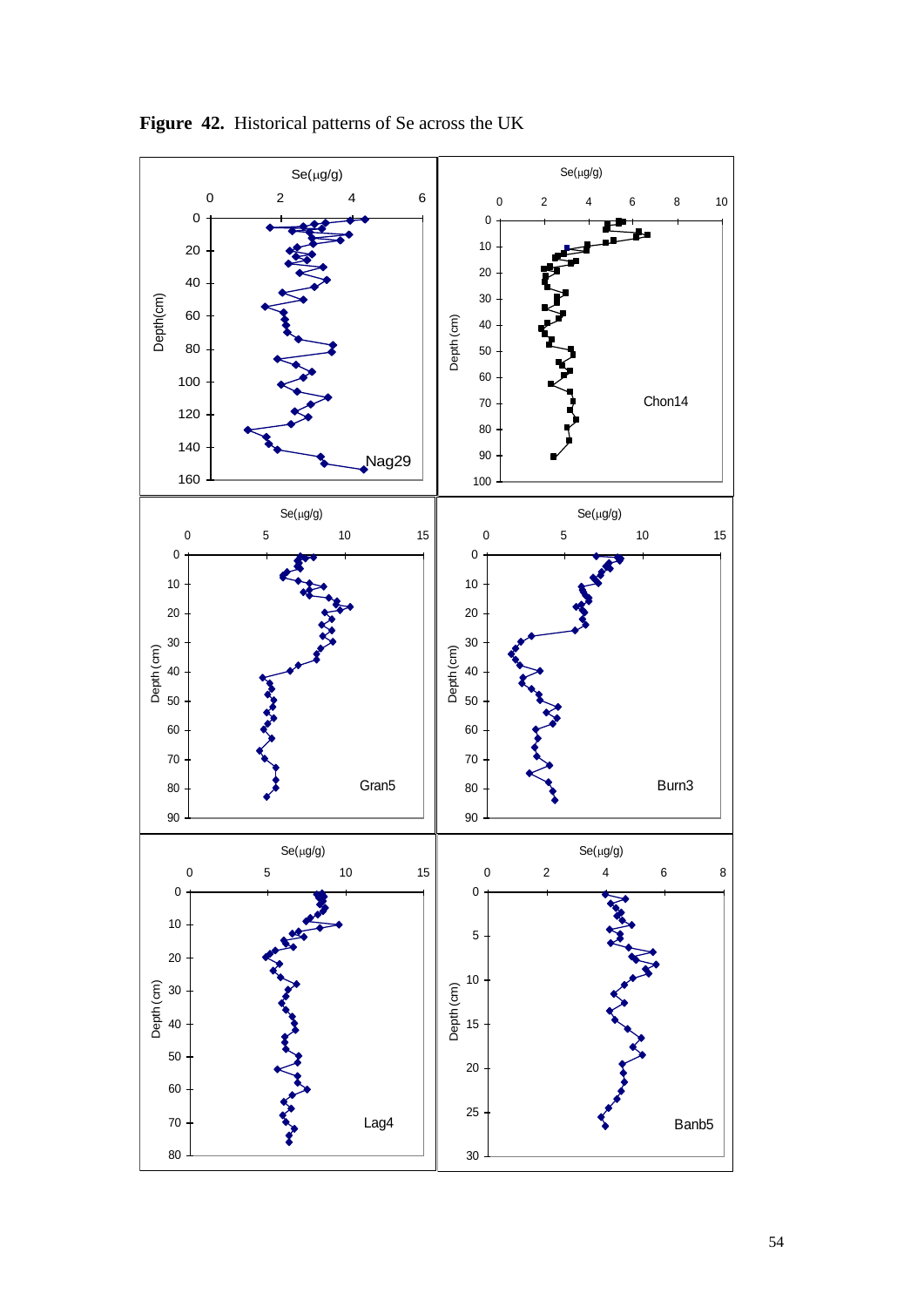**Figure 42.** Historical patterns of Se across the UK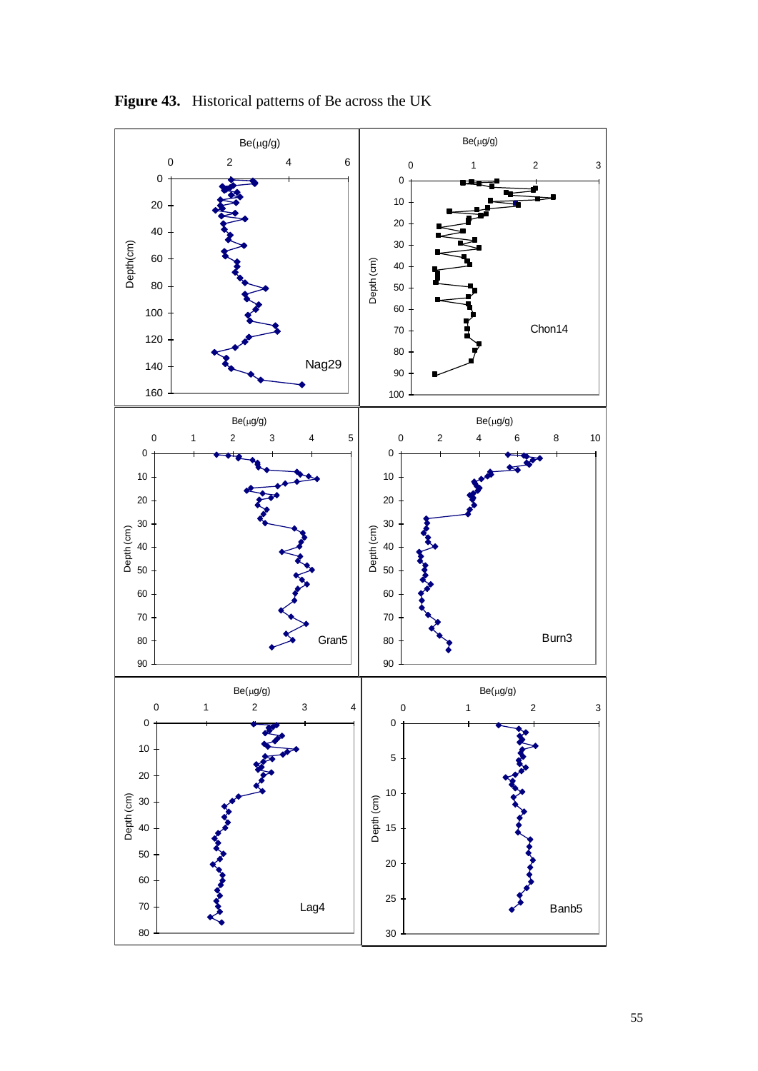**Figure 43.** Historical patterns of Be across the UK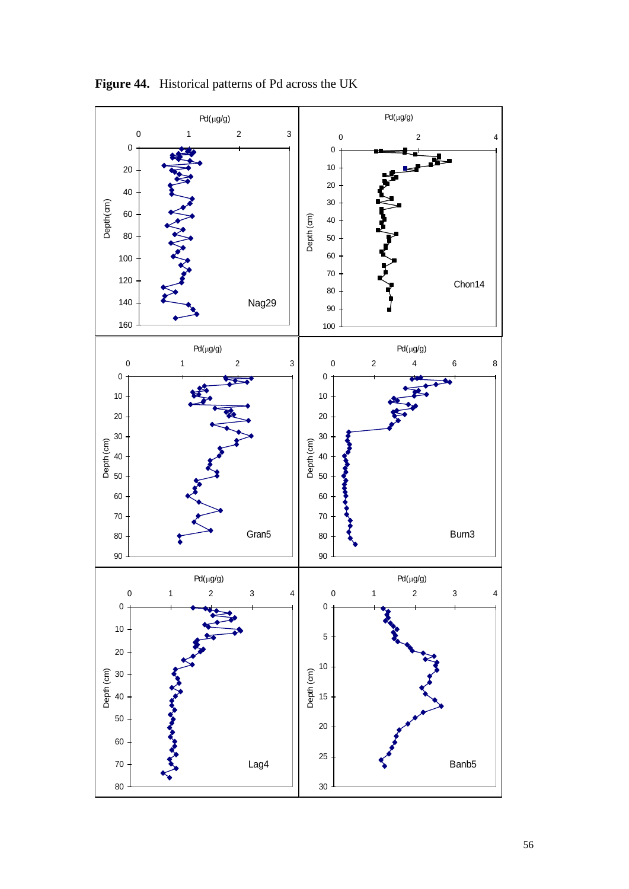**Figure 44.** Historical patterns of Pd across the UK

Pd(μg/g)

Depth(cm)

Nag29

Pd(μg/g)

Depth (cm)

Chon14

Pd(μg/g)

Depth (cm)

Gran5

Pd(μg/g)

Depth (cm)

Burn3

Pd(μg/g)

Depth (cm)

Lag4

Pd(μg/g)

Depth (cm)

Banb5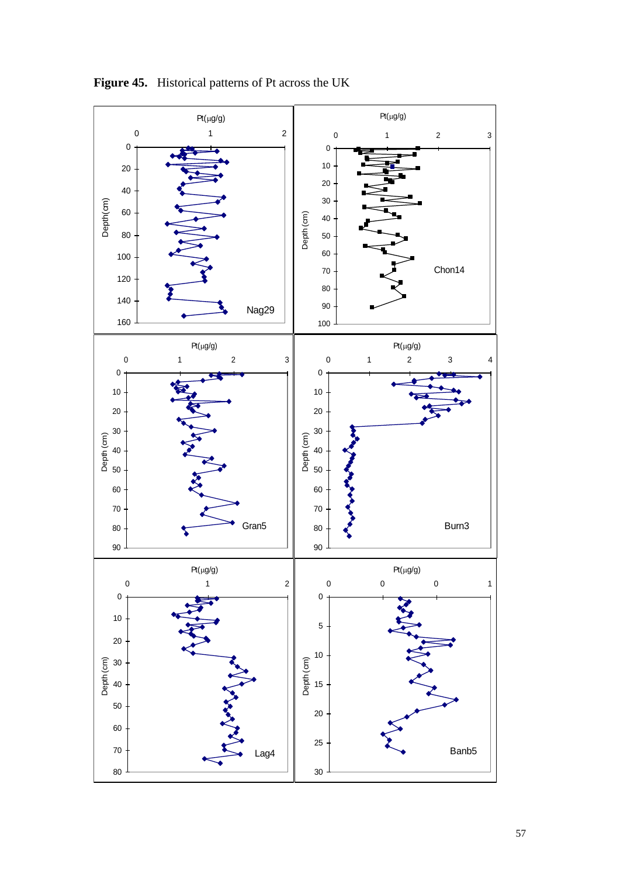**Figure 45.** Historical patterns of Pt across the UK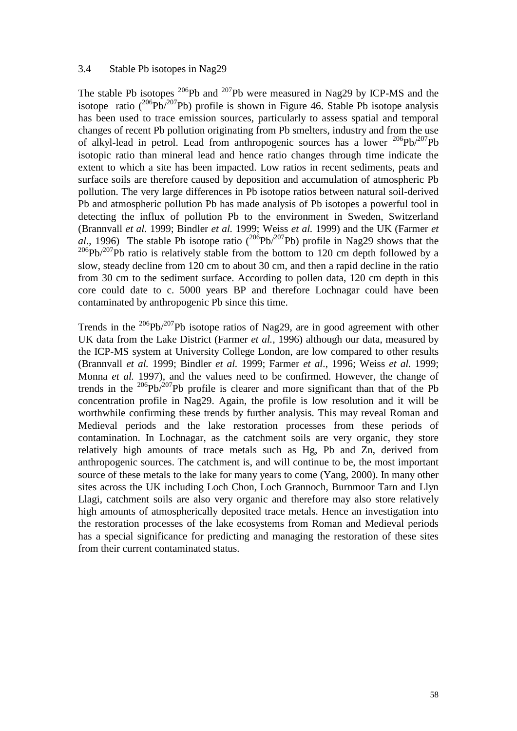## 3.4 Stable Pb isotopes in Nag29

The stable Pb isotopes $^{206}Pb$ and $^{207}Pb$ were measured in Nag29 by ICP-MS and the isotope ratio ($^{206}Pb/^{207}Pb$) profile is shown in Figure 46. Stable Pb isotope analysis has been used to trace emission sources, particularly to assess spatial and temporal changes of recent Pb pollution originating from Pb smelters, industry and from the use of alkyl-lead in petrol. Lead from anthropogenic sources has a lower $^{206}Pb/^{207}Pb$ isotopic ratio than mineral lead and hence ratio changes through time indicate the extent to which a site has been impacted. Low ratios in recent sediments, peats and surface soils are therefore caused by deposition and accumulation of atmospheric Pb pollution. The very large differences in Pb isotope ratios between natural soil-derived Pb and atmospheric pollution Pb has made analysis of Pb isotopes a powerful tool in detecting the influx of pollution Pb to the environment in Sweden, Switzerland (Brannvall *et al.* 1999; Bindler *et al.* 1999; Weiss *et al.* 1999) and the UK (Farmer *et al*., 1996) The stable Pb isotope ratio ($^{206}Pb/^{207}Pb$) profile in Nag29 shows that the $^{206}Pb/^{207}Pb$ ratio is relatively stable from the bottom to 120 cm depth followed by a slow, steady decline from 120 cm to about 30 cm, and then a rapid decline in the ratio from 30 cm to the sediment surface. According to pollen data, 120 cm depth in this core could date to c. 5000 years BP and therefore Lochnagar could have been contaminated by anthropogenic Pb since this time.

Trends in the $^{206}Pb/^{207}Pb$ isotope ratios of Nag29, are in good agreement with other UK data from the Lake District (Farmer *et al.*, 1996) although our data, measured by the ICP-MS system at University College London, are low compared to other results (Brannvall *et al.* 1999; Bindler *et al.* 1999; Farmer *et al*., 1996; Weiss *et al.* 1999; Monna *et al.* 1997), and the values need to be confirmed. However, the change of trends in the $^{206}Pb/^{207}Pb$ profile is clearer and more significant than that of the Pb concentration profile in Nag29. Again, the profile is low resolution and it will be worthwhile confirming these trends by further analysis. This may reveal Roman and Medieval periods and the lake restoration processes from these periods of contamination. In Lochnagar, as the catchment soils are very organic, they store relatively high amounts of trace metals such as Hg, Pb and Zn, derived from anthropogenic sources. The catchment is, and will continue to be, the most important source of these metals to the lake for many years to come (Yang, 2000). In many other sites across the UK including Loch Chon, Loch Grannoch, Burnmoor Tarn and Llyn Llagi, catchment soils are also very organic and therefore may also store relatively high amounts of atmospherically deposited trace metals. Hence an investigation into the restoration processes of the lake ecosystems from Roman and Medieval periods has a special significance for predicting and managing the restoration of these sites from their current contaminated status.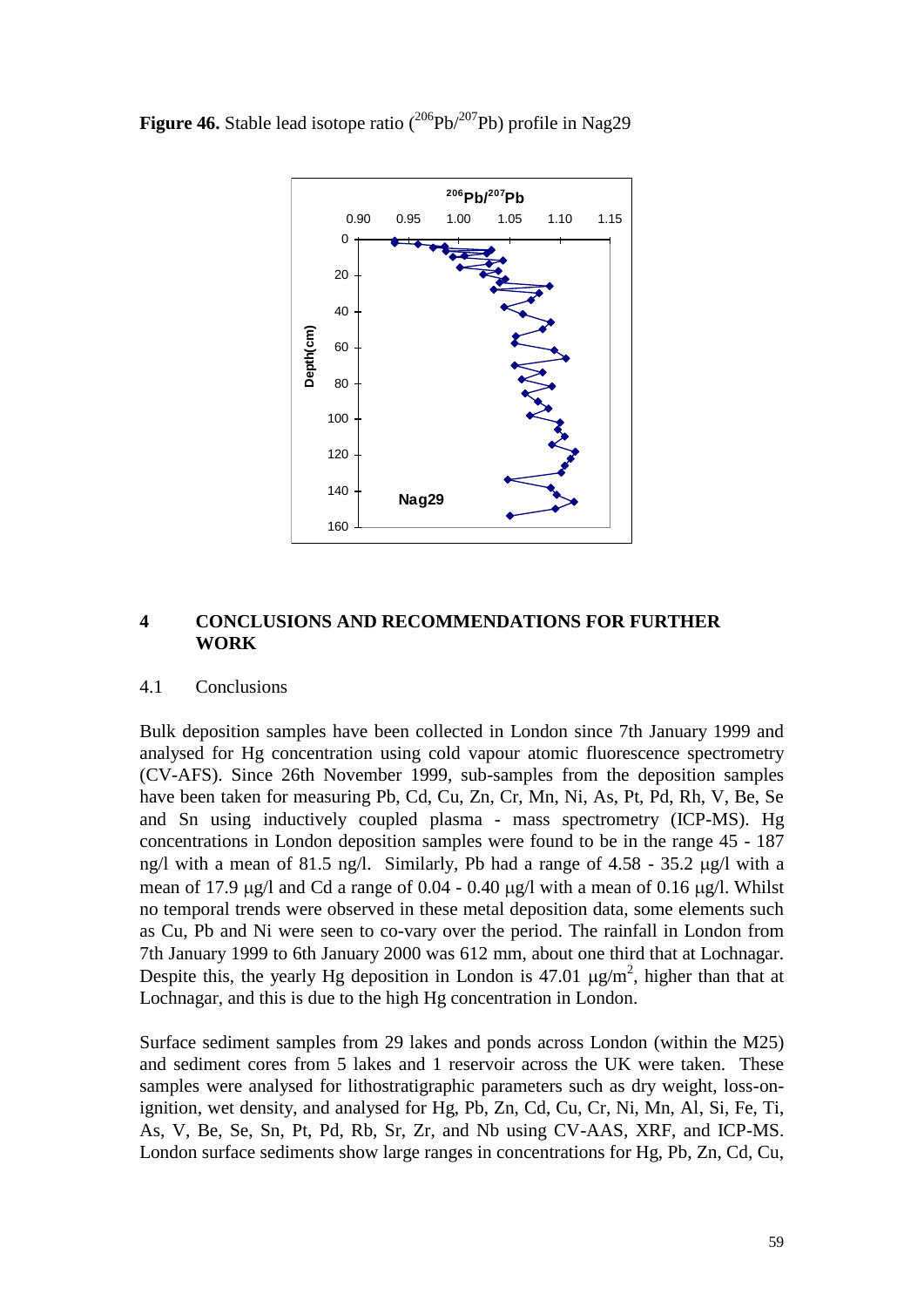**Figure 46.** Stable lead isotope ratio ($^{206}Pb/^{207}Pb$) profile in Nag29

# 4 CONCLUSIONS AND RECOMMENDATIONS FOR FURTHER WORK

## 4.1 Conclusions

Bulk deposition samples have been collected in London since 7th January 1999 and analysed for Hg concentration using cold vapour atomic fluorescence spectrometry (CV-AFS). Since 26th November 1999, sub-samples from the deposition samples have been taken for measuring Pb, Cd, Cu, Zn, Cr, Mn, Ni, As, Pt, Pd, Rh, V, Be, Se and Sn using inductively coupled plasma - mass spectrometry (ICP-MS). Hg concentrations in London deposition samples were found to be in the range 45 - 187 ng/l with a mean of 81.5 ng/l. Similarly, Pb had a range of 4.58 - 35.2 μg/l with a mean of 17.9 μg/l and Cd a range of 0.04 - 0.40 μg/l with a mean of 0.16 μg/l. Whilst no temporal trends were observed in these metal deposition data, some elements such as Cu, Pb and Ni were seen to co-vary over the period. The rainfall in London from 7th January 1999 to 6th January 2000 was 612 mm, about one third that at Lochnagar. Despite this, the yearly Hg deposition in London is 47.01 μg/m$^2$, higher than that at Lochnagar, and this is due to the high Hg concentration in London.

Surface sediment samples from 29 lakes and ponds across London (within the M25) and sediment cores from 5 lakes and 1 reservoir across the UK were taken. These samples were analysed for lithostratigraphic parameters such as dry weight, loss-on-ignition, wet density, and analysed for Hg, Pb, Zn, Cd, Cu, Cr, Ni, Mn, Al, Si, Fe, Ti, As, V, Be, Se, Sn, Pt, Pd, Rb, Sr, Zr, and Nb using CV-AAS, XRF, and ICP-MS. London surface sediments show large ranges in concentrations for Hg, Pb, Zn, Cd, Cu,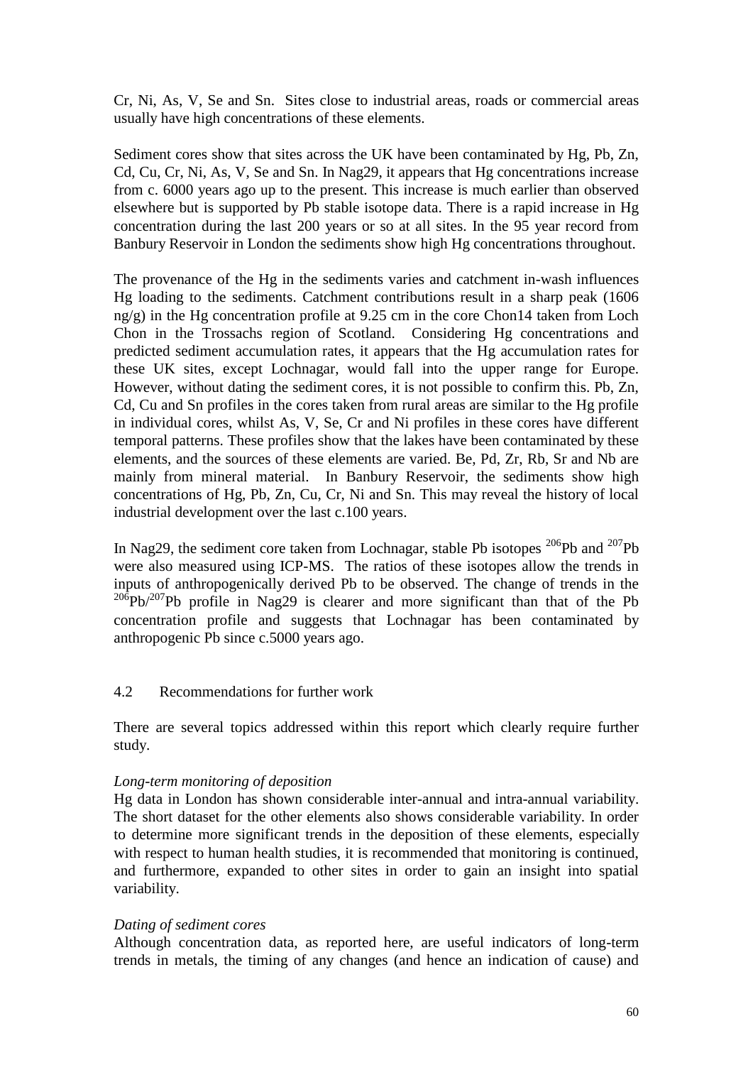Cr, Ni, As, V, Se and Sn. Sites close to industrial areas, roads or commercial areas usually have high concentrations of these elements.

Sediment cores show that sites across the UK have been contaminated by Hg, Pb, Zn, Cd, Cu, Cr, Ni, As, V, Se and Sn. In Nag29, it appears that Hg concentrations increase from c. 6000 years ago up to the present. This increase is much earlier than observed elsewhere but is supported by Pb stable isotope data. There is a rapid increase in Hg concentration during the last 200 years or so at all sites. In the 95 year record from Banbury Reservoir in London the sediments show high Hg concentrations throughout.

The provenance of the Hg in the sediments varies and catchment in-wash influences Hg loading to the sediments. Catchment contributions result in a sharp peak (1606 ng/g) in the Hg concentration profile at 9.25 cm in the core Chon14 taken from Loch Chon in the Trossachs region of Scotland. Considering Hg concentrations and predicted sediment accumulation rates, it appears that the Hg accumulation rates for these UK sites, except Lochnagar, would fall into the upper range for Europe. However, without dating the sediment cores, it is not possible to confirm this. Pb, Zn, Cd, Cu and Sn profiles in the cores taken from rural areas are similar to the Hg profile in individual cores, whilst As, V, Se, Cr and Ni profiles in these cores have different temporal patterns. These profiles show that the lakes have been contaminated by these elements, and the sources of these elements are varied. Be, Pd, Zr, Rb, Sr and Nb are mainly from mineral material. In Banbury Reservoir, the sediments show high concentrations of Hg, Pb, Zn, Cu, Cr, Ni and Sn. This may reveal the history of local industrial development over the last c.100 years.

In Nag29, the sediment core taken from Lochnagar, stable Pb isotopes $^{206}$Pb and $^{207}$Pb were also measured using ICP-MS. The ratios of these isotopes allow the trends in inputs of anthropogenically derived Pb to be observed. The change of trends in the $^{206}$Pb/$^{207}$Pb profile in Nag29 is clearer and more significant than that of the Pb concentration profile and suggests that Lochnagar has been contaminated by anthropogenic Pb since c.5000 years ago.

## 4.2 Recommendations for further work

There are several topics addressed within this report which clearly require further study.

*Long-term monitoring of deposition*

Hg data in London has shown considerable inter-annual and intra-annual variability. The short dataset for the other elements also shows considerable variability. In order to determine more significant trends in the deposition of these elements, especially with respect to human health studies, it is recommended that monitoring is continued, and furthermore, expanded to other sites in order to gain an insight into spatial variability.

*Dating of sediment cores*

Although concentration data, as reported here, are useful indicators of long-term trends in metals, the timing of any changes (and hence an indication of cause) and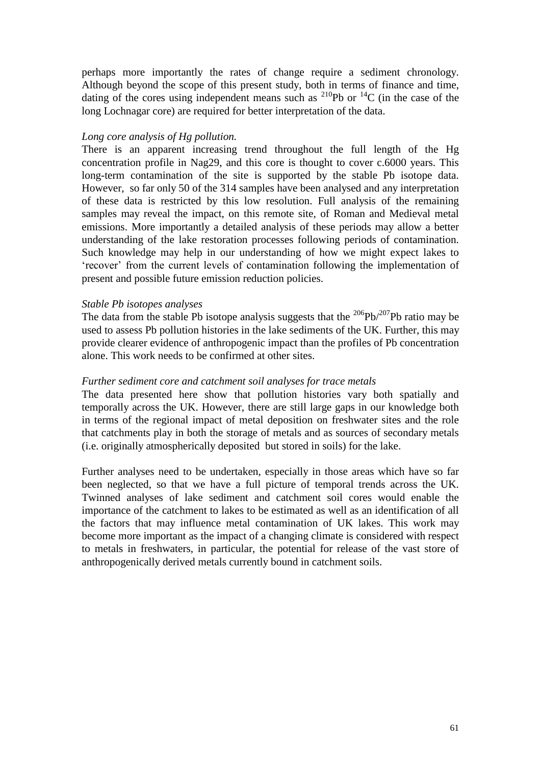perhaps more importantly the rates of change require a sediment chronology. Although beyond the scope of this present study, both in terms of finance and time, dating of the cores using independent means such as $^{210}Pb$ or $^{14}C$ (in the case of the long Lochnagar core) are required for better interpretation of the data.

*Long core analysis of Hg pollution.*

There is an apparent increasing trend throughout the full length of the Hg concentration profile in Nag29, and this core is thought to cover c.6000 years. This long-term contamination of the site is supported by the stable Pb isotope data. However, so far only 50 of the 314 samples have been analysed and any interpretation of these data is restricted by this low resolution. Full analysis of the remaining samples may reveal the impact, on this remote site, of Roman and Medieval metal emissions. More importantly a detailed analysis of these periods may allow a better understanding of the lake restoration processes following periods of contamination. Such knowledge may help in our understanding of how we might expect lakes to 'recover' from the current levels of contamination following the implementation of present and possible future emission reduction policies.

*Stable Pb isotopes analyses*

The data from the stable Pb isotope analysis suggests that the $^{206}Pb/^{207}Pb$ ratio may be used to assess Pb pollution histories in the lake sediments of the UK. Further, this may provide clearer evidence of anthropogenic impact than the profiles of Pb concentration alone. This work needs to be confirmed at other sites.

*Further sediment core and catchment soil analyses for trace metals*

The data presented here show that pollution histories vary both spatially and temporally across the UK. However, there are still large gaps in our knowledge both in terms of the regional impact of metal deposition on freshwater sites and the role that catchments play in both the storage of metals and as sources of secondary metals (i.e. originally atmospherically deposited but stored in soils) for the lake.

Further analyses need to be undertaken, especially in those areas which have so far been neglected, so that we have a full picture of temporal trends across the UK. Twinned analyses of lake sediment and catchment soil cores would enable the importance of the catchment to lakes to be estimated as well as an identification of all the factors that may influence metal contamination of UK lakes. This work may become more important as the impact of a changing climate is considered with respect to metals in freshwaters, in particular, the potential for release of the vast store of anthropogenically derived metals currently bound in catchment soils.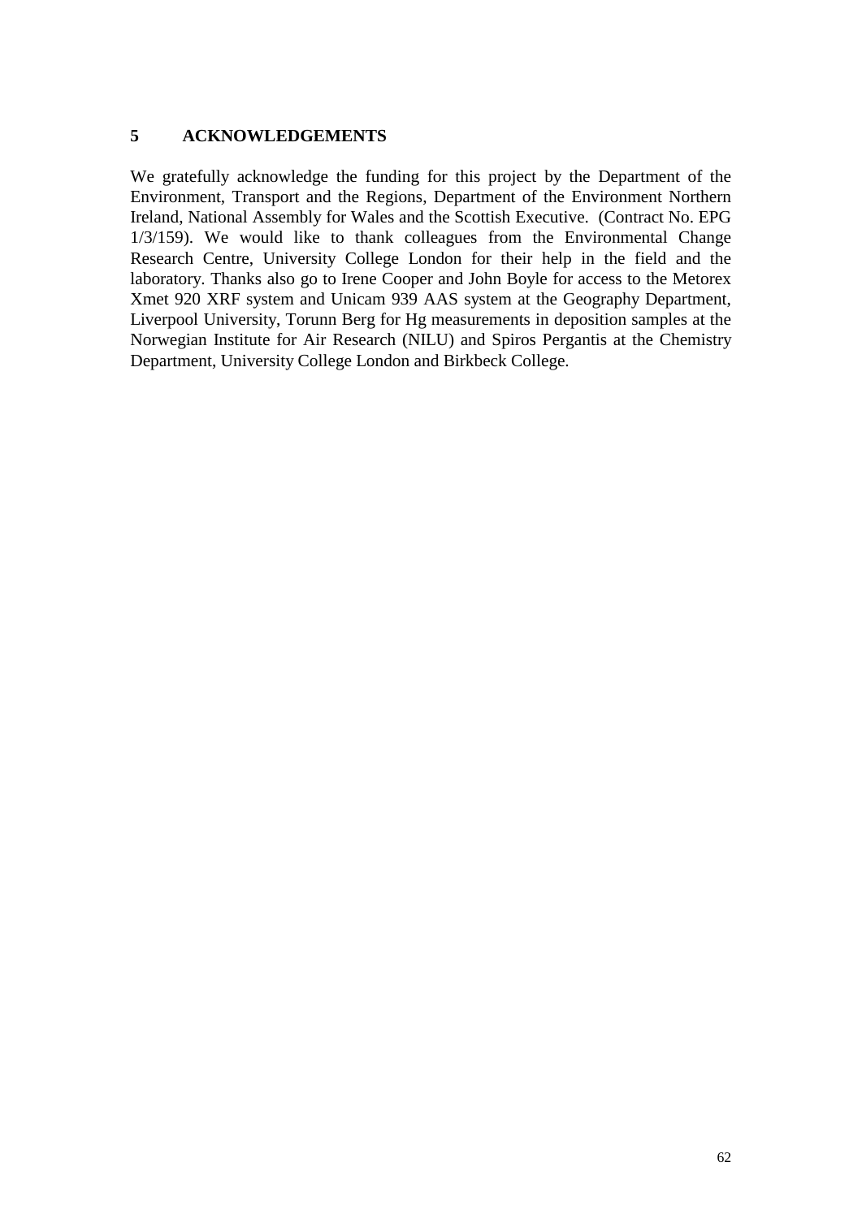## 5 ACKNOWLEDGEMENTS

We gratefully acknowledge the funding for this project by the Department of the Environment, Transport and the Regions, Department of the Environment Northern Ireland, National Assembly for Wales and the Scottish Executive. (Contract No. EPG 1/3/159). We would like to thank colleagues from the Environmental Change Research Centre, University College London for their help in the field and the laboratory. Thanks also go to Irene Cooper and John Boyle for access to the Metorex Xmet 920 XRF system and Unicam 939 AAS system at the Geography Department, Liverpool University, Torunn Berg for Hg measurements in deposition samples at the Norwegian Institute for Air Research (NILU) and Spiros Pergantis at the Chemistry Department, University College London and Birkbeck College.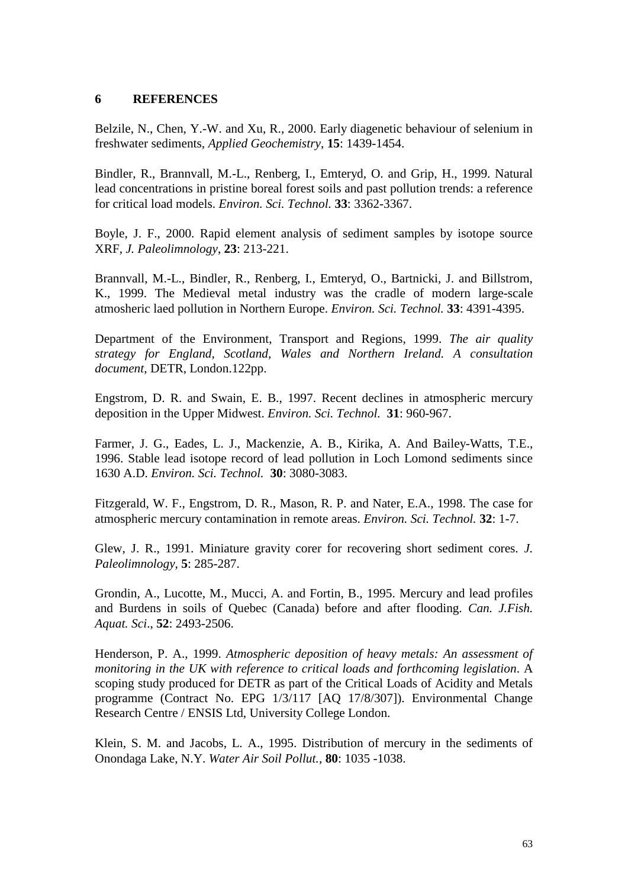# 6 REFERENCES

Belzile, N., Chen, Y.-W. and Xu, R., 2000. Early diagenetic behaviour of selenium in freshwater sediments, *Applied Geochemistry*, **15**: 1439-1454.

Bindler, R., Brannvall, M.-L., Renberg, I., Emteryd, O. and Grip, H., 1999. Natural lead concentrations in pristine boreal forest soils and past pollution trends: a reference for critical load models. *Environ. Sci. Technol.* **33**: 3362-3367.

Boyle, J. F., 2000. Rapid element analysis of sediment samples by isotope source XRF, *J. Paleolimnology*, **23**: 213-221.

Brannvall, M.-L., Bindler, R., Renberg, I., Emteryd, O., Bartnicki, J. and Billstrom, K., 1999. The Medieval metal industry was the cradle of modern large-scale atmosheric laed pollution in Northern Europe. *Environ. Sci. Technol.* **33**: 4391-4395.

Department of the Environment, Transport and Regions, 1999. *The air quality strategy for England, Scotland, Wales and Northern Ireland. A consultation document*, DETR, London.122pp.

Engstrom, D. R. and Swain, E. B., 1997. Recent declines in atmospheric mercury deposition in the Upper Midwest. *Environ. Sci. Technol.* **31**: 960-967.

Farmer, J. G., Eades, L. J., Mackenzie, A. B., Kirika, A. And Bailey-Watts, T.E., 1996. Stable lead isotope record of lead pollution in Loch Lomond sediments since 1630 A.D. *Environ. Sci. Technol.* **30**: 3080-3083.

Fitzgerald, W. F., Engstrom, D. R., Mason, R. P. and Nater, E.A., 1998. The case for atmospheric mercury contamination in remote areas. *Environ. Sci. Technol.* **32**: 1-7.

Glew, J. R., 1991. Miniature gravity corer for recovering short sediment cores. *J. Paleolimnology*, **5**: 285-287.

Grondin, A., Lucotte, M., Mucci, A. and Fortin, B., 1995. Mercury and lead profiles and Burdens in soils of Quebec (Canada) before and after flooding. *Can. J.Fish. Aquat. Sci*., **52**: 2493-2506.

Henderson, P. A., 1999. *Atmospheric deposition of heavy metals: An assessment of monitoring in the UK with reference to critical loads and forthcoming legislation*. A scoping study produced for DETR as part of the Critical Loads of Acidity and Metals programme (Contract No. EPG 1/3/117 [AQ 17/8/307]). Environmental Change Research Centre / ENSIS Ltd, University College London.

Klein, S. M. and Jacobs, L. A., 1995. Distribution of mercury in the sediments of Onondaga Lake, N.Y. *Water Air Soil Pollut.*, **80**: 1035 -1038.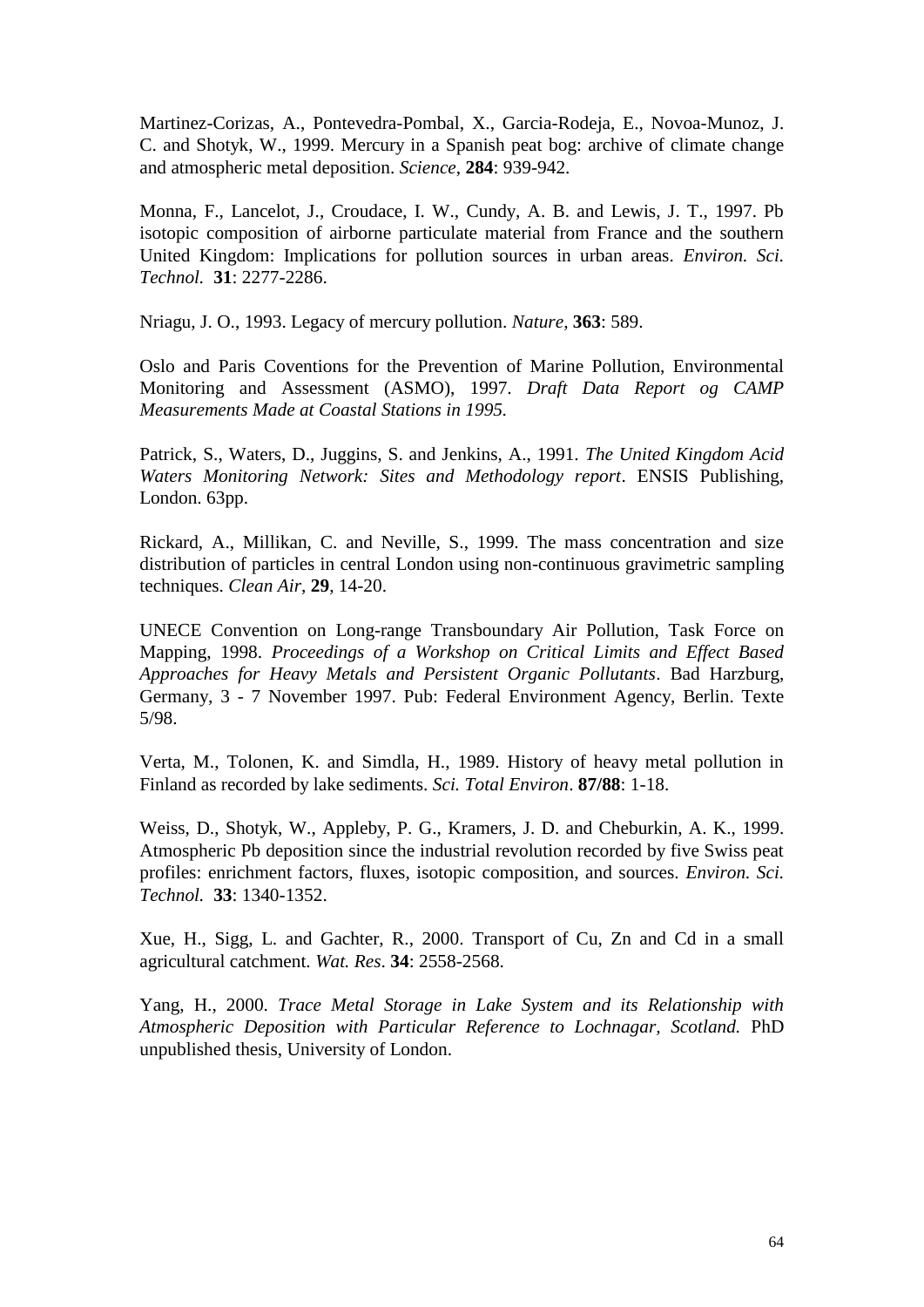Martinez-Corizas, A., Pontevedra-Pombal, X., Garcia-Rodeja, E., Novoa-Munoz, J. C. and Shotyk, W., 1999. Mercury in a Spanish peat bog: archive of climate change and atmospheric metal deposition. *Science*, **284**: 939-942.

Monna, F., Lancelot, J., Croudace, I. W., Cundy, A. B. and Lewis, J. T., 1997. Pb isotopic composition of airborne particulate material from France and the southern United Kingdom: Implications for pollution sources in urban areas. *Environ. Sci. Technol.* **31**: 2277-2286.

Nriagu, J. O., 1993. Legacy of mercury pollution. *Nature*, **363**: 589.

Oslo and Paris Coventions for the Prevention of Marine Pollution, Environmental Monitoring and Assessment (ASMO), 1997. *Draft Data Report og CAMP Measurements Made at Coastal Stations in 1995.*

Patrick, S., Waters, D., Juggins, S. and Jenkins, A., 1991. *The United Kingdom Acid Waters Monitoring Network: Sites and Methodology report*. ENSIS Publishing, London. 63pp.

Rickard, A., Millikan, C. and Neville, S., 1999. The mass concentration and size distribution of particles in central London using non-continuous gravimetric sampling techniques. *Clean Air*, **29**, 14-20.

UNECE Convention on Long-range Transboundary Air Pollution, Task Force on Mapping, 1998. *Proceedings of a Workshop on Critical Limits and Effect Based Approaches for Heavy Metals and Persistent Organic Pollutants*. Bad Harzburg, Germany, 3 - 7 November 1997. Pub: Federal Environment Agency, Berlin. Texte 5/98.

Verta, M., Tolonen, K. and Simdla, H., 1989. History of heavy metal pollution in Finland as recorded by lake sediments. *Sci. Total Environ*. **87/88**: 1-18.

Weiss, D., Shotyk, W., Appleby, P. G., Kramers, J. D. and Cheburkin, A. K., 1999. Atmospheric Pb deposition since the industrial revolution recorded by five Swiss peat profiles: enrichment factors, fluxes, isotopic composition, and sources. *Environ. Sci. Technol.* **33**: 1340-1352.

Xue, H., Sigg, L. and Gachter, R., 2000. Transport of Cu, Zn and Cd in a small agricultural catchment. *Wat. Res*. **34**: 2558-2568.

Yang, H., 2000. *Trace Metal Storage in Lake System and its Relationship with Atmospheric Deposition with Particular Reference to Lochnagar, Scotland.* PhD unpublished thesis, University of London.